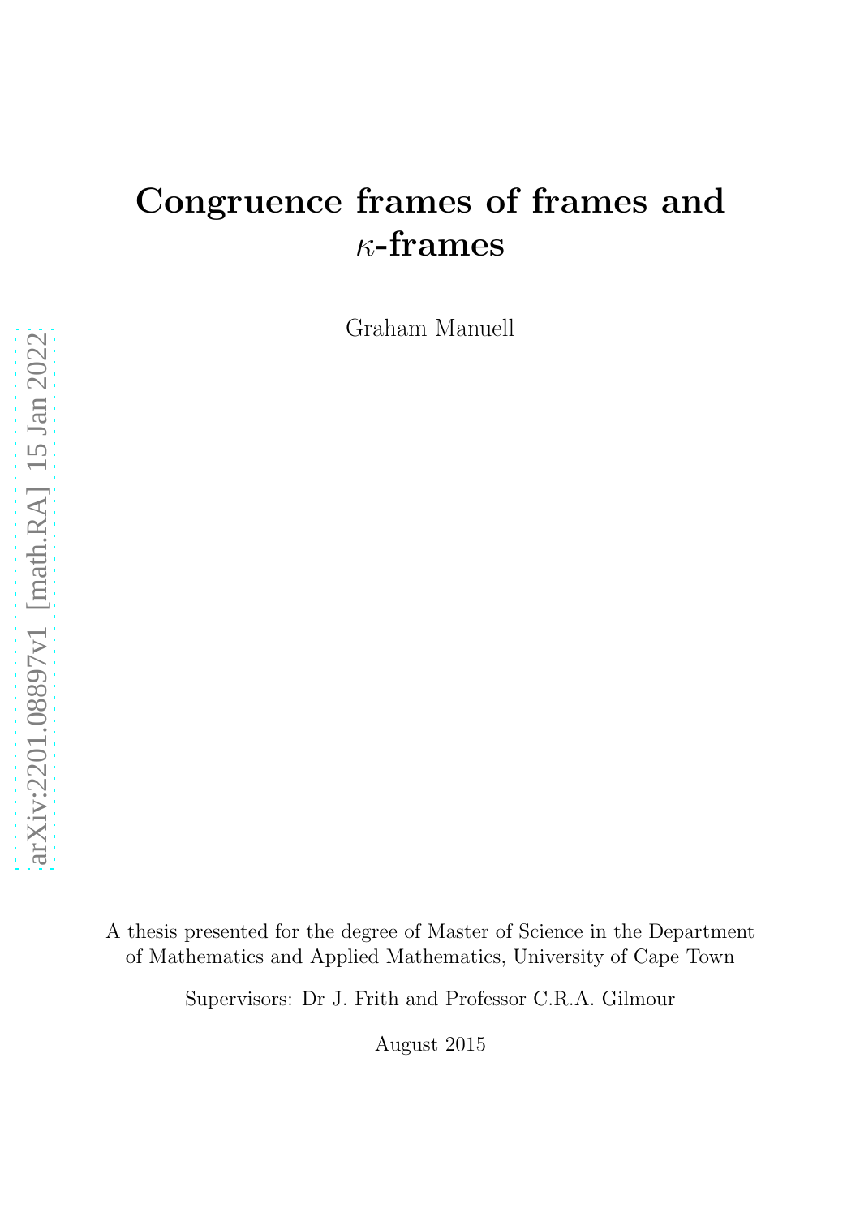# Congruence frames of frames and $\kappa$-frames

Graham Manuell

A thesis presented for the degree of Master of Science in the Department of Mathematics and Applied Mathematics, University of Cape Town

Supervisors: Dr J. Frith and Professor C.R.A. Gilmour

August 2015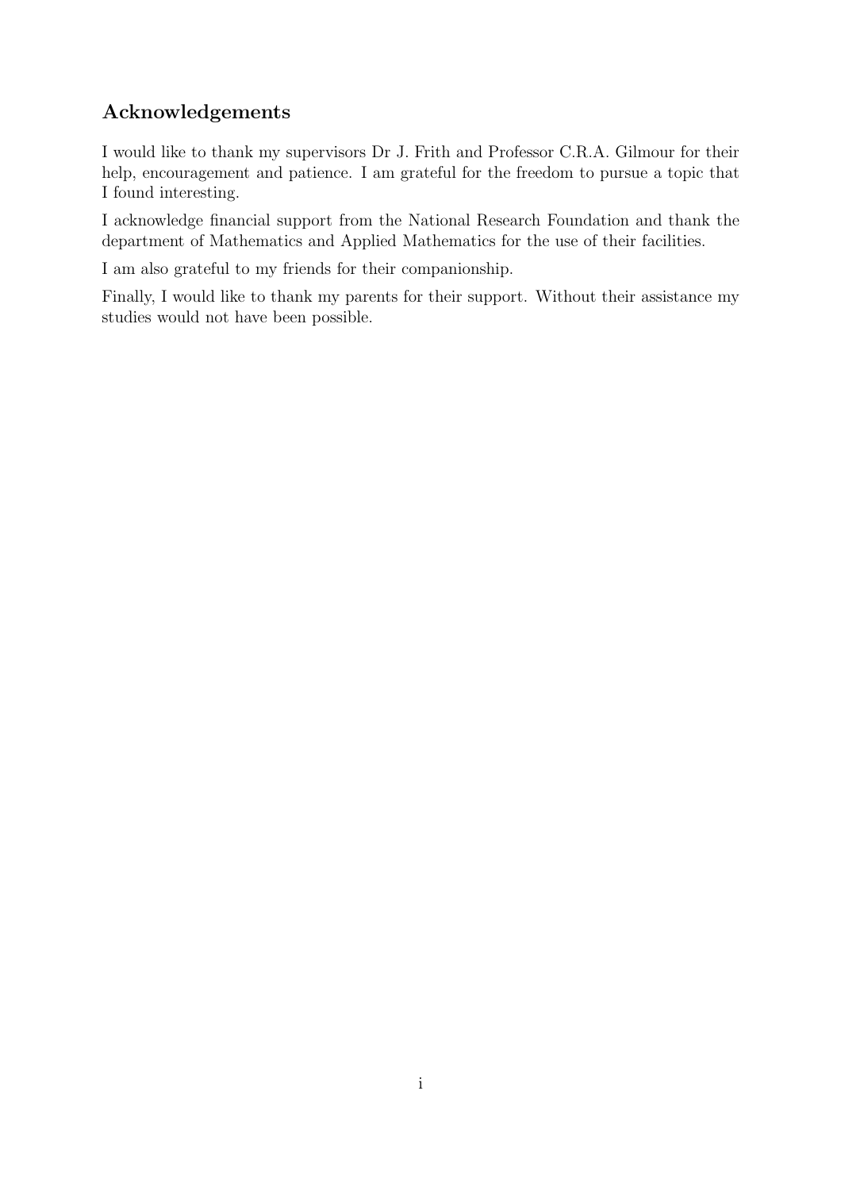## Acknowledgements

I would like to thank my supervisors Dr J. Frith and Professor C.R.A. Gilmour for their help, encouragement and patience. I am grateful for the freedom to pursue a topic that I found interesting.

I acknowledge financial support from the National Research Foundation and thank the department of Mathematics and Applied Mathematics for the use of their facilities.

I am also grateful to my friends for their companionship.

Finally, I would like to thank my parents for their support. Without their assistance my studies would not have been possible.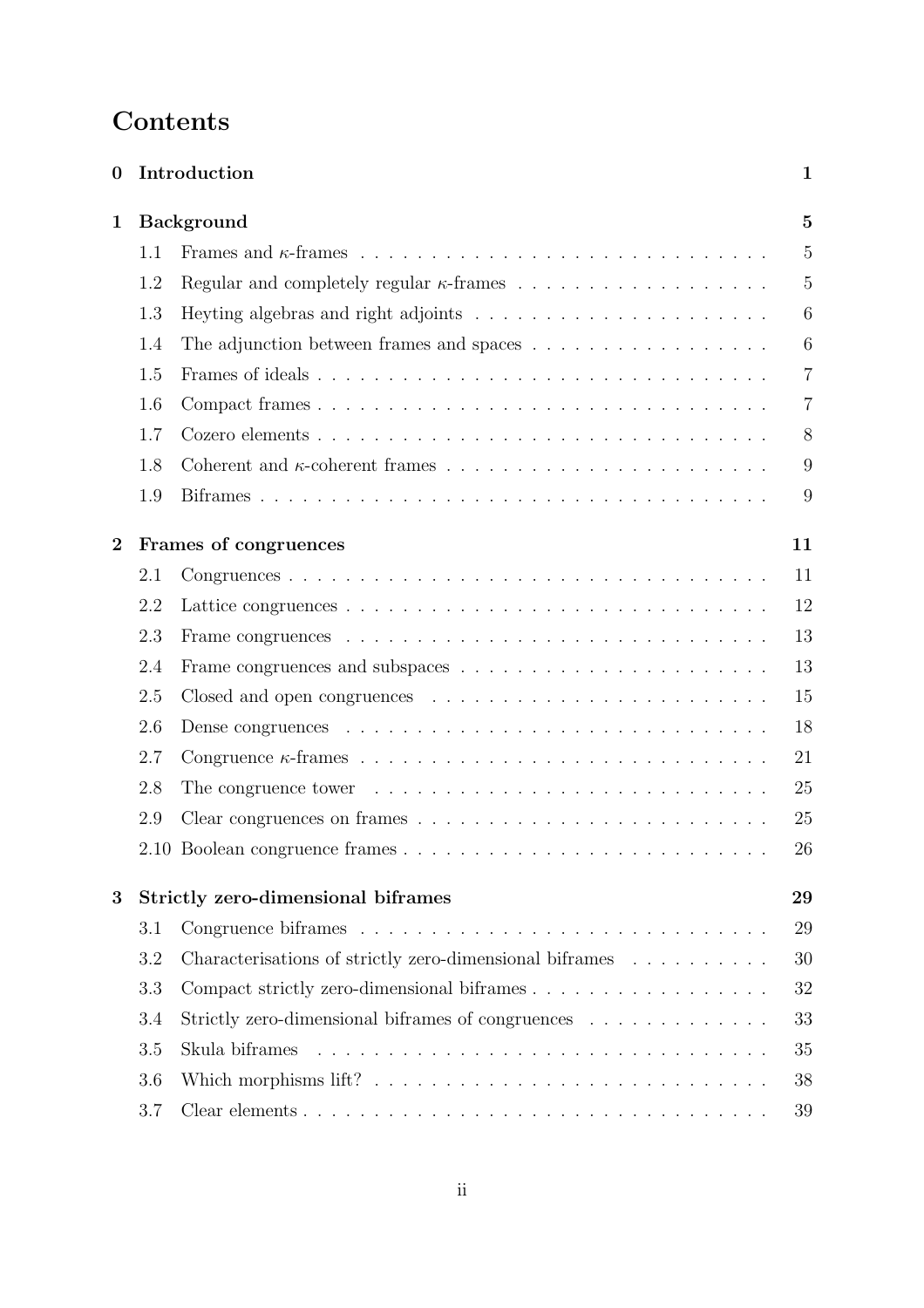# Contents

**0 Introduction** **1**

**1 Background** **5**

- 1.1 Frames and $\kappa$-frames . . . 5
- 1.2 Regular and completely regular $\kappa$-frames . . . 5
- 1.3 Heyting algebras and right adjoints . . . 6
- 1.4 The adjunction between frames and spaces . . . 6
- 1.5 Frames of ideals . . . 7
- 1.6 Compact frames . . . 7
- 1.7 Cozero elements . . . 8
- 1.8 Coherent and $\kappa$-coherent frames . . . 9
- 1.9 Biframes . . . 9

**2 Frames of congruences** **11**

- 2.1 Congruences . . . 11
- 2.2 Lattice congruences . . . 12
- 2.3 Frame congruences . . . 13
- 2.4 Frame congruences and subspaces . . . 13
- 2.5 Closed and open congruences . . . 15
- 2.6 Dense congruences . . . 18
- 2.7 Congruence $\kappa$-frames . . . 21
- 2.8 The congruence tower . . . 25
- 2.9 Clear congruences on frames . . . 25
- 2.10 Boolean congruence frames . . . 26

**3 Strictly zero-dimensional biframes** **29**

- 3.1 Congruence biframes . . . 29
- 3.2 Characterisations of strictly zero-dimensional biframes . . . 30
- 3.3 Compact strictly zero-dimensional biframes . . . 32
- 3.4 Strictly zero-dimensional biframes of congruences . . . 33
- 3.5 Skula biframes . . . 35
- 3.6 Which morphisms lift? . . . 38
- 3.7 Clear elements . . . 39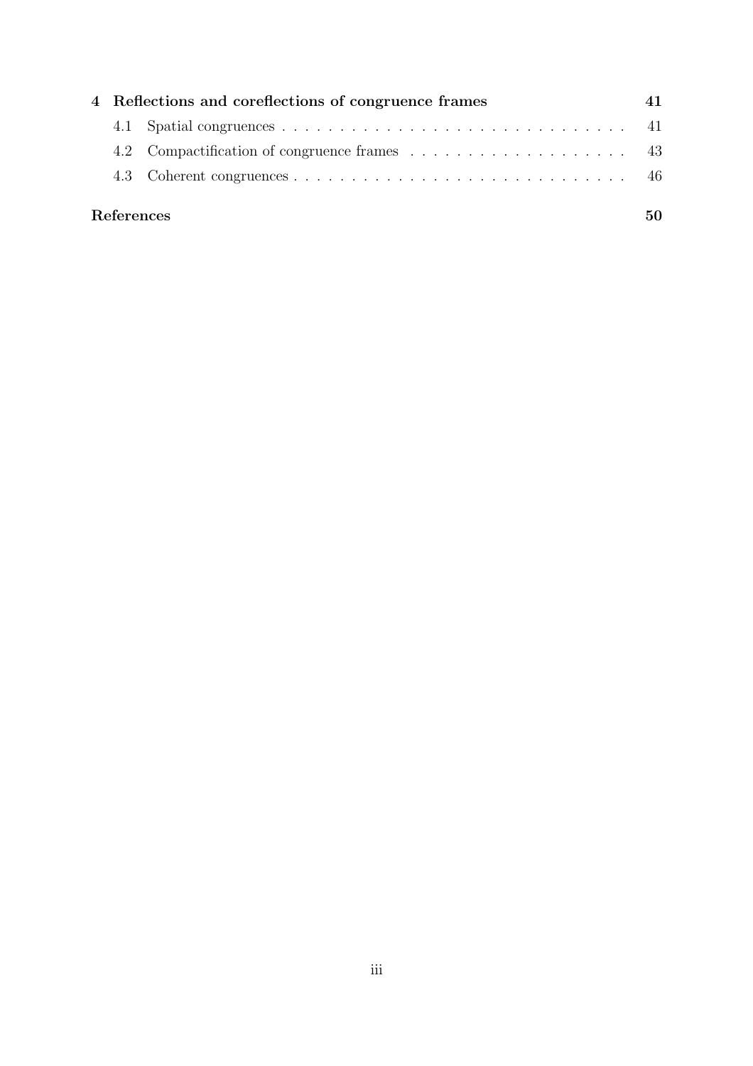**4 Reflections and coreflections of congruence frames** **41**

- 4.1 Spatial congruences . . . . . . . . . . . . . . . . . . . . . . . . . . . . . . 41
- 4.2 Compactification of congruence frames . . . . . . . . . . . . . . . . . . . 43
- 4.3 Coherent congruences . . . . . . . . . . . . . . . . . . . . . . . . . . . . . 46

**References** **50**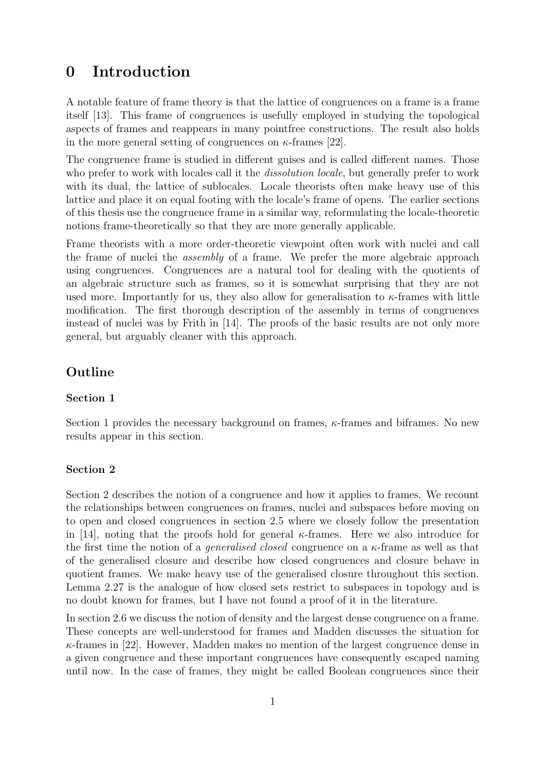# 0 Introduction

A notable feature of frame theory is that the lattice of congruences on a frame is a frame itself [13]. This frame of congruences is usefully employed in studying the topological aspects of frames and reappears in many pointfree constructions. The result also holds in the more general setting of congruences on $\kappa$-frames [22].

The congruence frame is studied in different guises and is called different names. Those who prefer to work with locales call it the *dissolution locale*, but generally prefer to work with its dual, the lattice of sublocales. Locale theorists often make heavy use of this lattice and place it on equal footing with the locale's frame of opens. The earlier sections of this thesis use the congruence frame in a similar way, reformulating the locale-theoretic notions frame-theoretically so that they are more generally applicable.

Frame theorists with a more order-theoretic viewpoint often work with nuclei and call the frame of nuclei the *assembly* of a frame. We prefer the more algebraic approach using congruences. Congruences are a natural tool for dealing with the quotients of an algebraic structure such as frames, so it is somewhat surprising that they are not used more. Importantly for us, they also allow for generalisation to $\kappa$-frames with little modification. The first thorough description of the assembly in terms of congruences instead of nuclei was by Frith in [14]. The proofs of the basic results are not only more general, but arguably cleaner with this approach.

## Outline

### Section 1

Section 1 provides the necessary background on frames, $\kappa$-frames and biframes. No new results appear in this section.

### Section 2

Section 2 describes the notion of a congruence and how it applies to frames. We recount the relationships between congruences on frames, nuclei and subspaces before moving on to open and closed congruences in section 2.5 where we closely follow the presentation in [14], noting that the proofs hold for general $\kappa$-frames. Here we also introduce for the first time the notion of a *generalised closed* congruence on a $\kappa$-frame as well as that of the generalised closure and describe how closed congruences and closure behave in quotient frames. We make heavy use of the generalised closure throughout this section. Lemma 2.27 is the analogue of how closed sets restrict to subspaces in topology and is no doubt known for frames, but I have not found a proof of it in the literature.

In section 2.6 we discuss the notion of density and the largest dense congruence on a frame. These concepts are well-understood for frames and Madden discusses the situation for $\kappa$-frames in [22]. However, Madden makes no mention of the largest congruence dense in a given congruence and these important congruences have consequently escaped naming until now. In the case of frames, they might be called Boolean congruences since their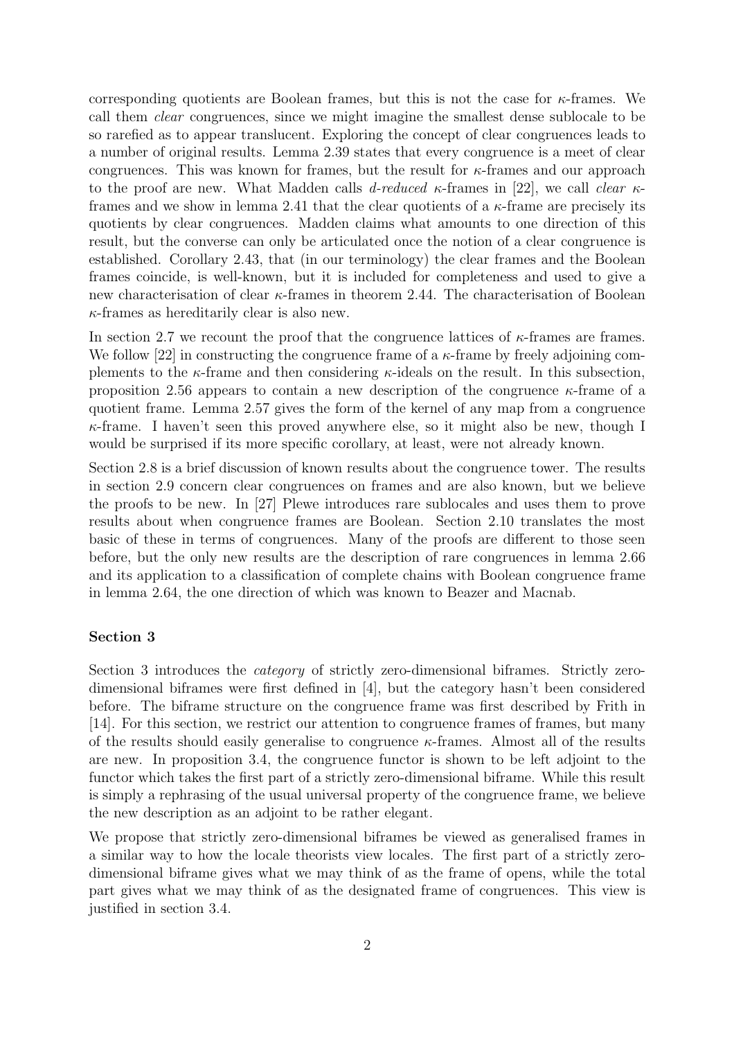corresponding quotients are Boolean frames, but this is not the case for $\kappa$-frames. We call them *clear* congruences, since we might imagine the smallest dense sublocale to be so rarefied as to appear translucent. Exploring the concept of clear congruences leads to a number of original results. Lemma 2.39 states that every congruence is a meet of clear congruences. This was known for frames, but the result for $\kappa$-frames and our approach to the proof are new. What Madden calls *d-reduced* $\kappa$-frames in [22], we call *clear* $\kappa$-frames and we show in lemma 2.41 that the clear quotients of a $\kappa$-frame are precisely its quotients by clear congruences. Madden claims what amounts to one direction of this result, but the converse can only be articulated once the notion of a clear congruence is established. Corollary 2.43, that (in our terminology) the clear frames and the Boolean frames coincide, is well-known, but it is included for completeness and used to give a new characterisation of clear $\kappa$-frames in theorem 2.44. The characterisation of Boolean $\kappa$-frames as hereditarily clear is also new.

In section 2.7 we recount the proof that the congruence lattices of $\kappa$-frames are frames. We follow [22] in constructing the congruence frame of a $\kappa$-frame by freely adjoining complements to the $\kappa$-frame and then considering $\kappa$-ideals on the result. In this subsection, proposition 2.56 appears to contain a new description of the congruence $\kappa$-frame of a quotient frame. Lemma 2.57 gives the form of the kernel of any map from a congruence $\kappa$-frame. I haven't seen this proved anywhere else, so it might also be new, though I would be surprised if its more specific corollary, at least, were not already known.

Section 2.8 is a brief discussion of known results about the congruence tower. The results in section 2.9 concern clear congruences on frames and are also known, but we believe the proofs to be new. In [27] Plewe introduces rare sublocales and uses them to prove results about when congruence frames are Boolean. Section 2.10 translates the most basic of these in terms of congruences. Many of the proofs are different to those seen before, but the only new results are the description of rare congruences in lemma 2.66 and its application to a classification of complete chains with Boolean congruence frame in lemma 2.64, the one direction of which was known to Beazer and Macnab.

**Section 3**

Section 3 introduces the *category* of strictly zero-dimensional biframes. Strictly zero-dimensional biframes were first defined in [4], but the category hasn't been considered before. The biframe structure on the congruence frame was first described by Frith in [14]. For this section, we restrict our attention to congruence frames of frames, but many of the results should easily generalise to congruence $\kappa$-frames. Almost all of the results are new. In proposition 3.4, the congruence functor is shown to be left adjoint to the functor which takes the first part of a strictly zero-dimensional biframe. While this result is simply a rephrasing of the usual universal property of the congruence frame, we believe the new description as an adjoint to be rather elegant.

We propose that strictly zero-dimensional biframes be viewed as generalised frames in a similar way to how the locale theorists view locales. The first part of a strictly zero-dimensional biframe gives what we may think of as the frame of opens, while the total part gives what we may think of as the designated frame of congruences. This view is justified in section 3.4.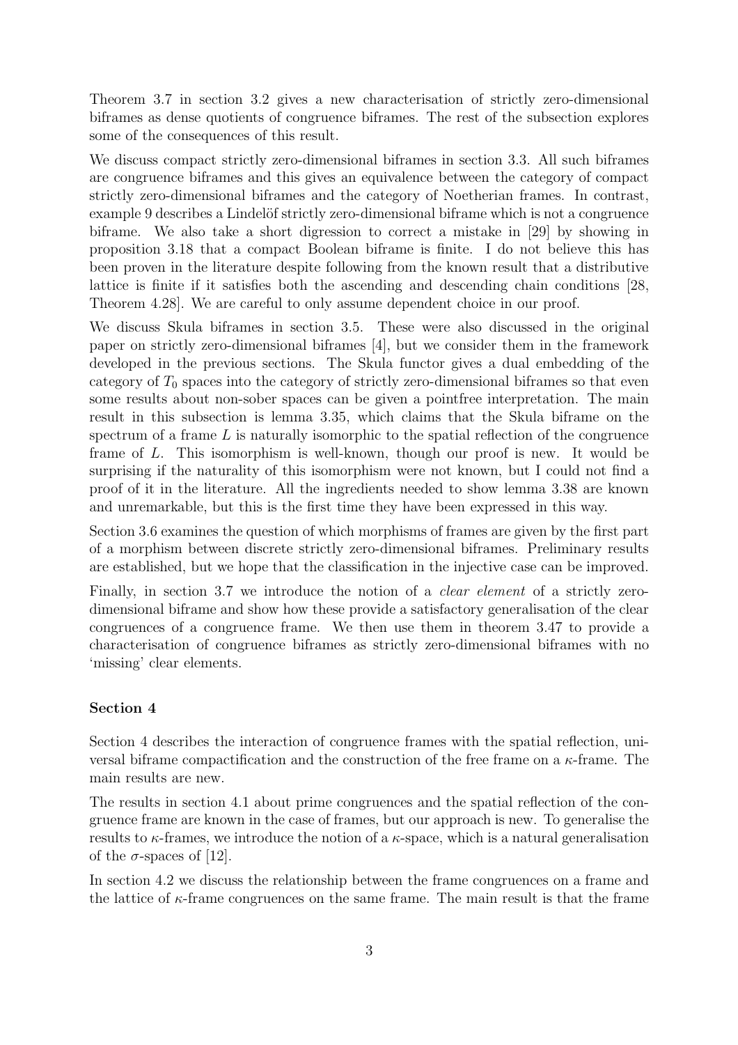Theorem 3.7 in section 3.2 gives a new characterisation of strictly zero-dimensional biframes as dense quotients of congruence biframes. The rest of the subsection explores some of the consequences of this result.

We discuss compact strictly zero-dimensional biframes in section 3.3. All such biframes are congruence biframes and this gives an equivalence between the category of compact strictly zero-dimensional biframes and the category of Noetherian frames. In contrast, example 9 describes a Lindelöf strictly zero-dimensional biframe which is not a congruence biframe. We also take a short digression to correct a mistake in [29] by showing in proposition 3.18 that a compact Boolean biframe is finite. I do not believe this has been proven in the literature despite following from the known result that a distributive lattice is finite if it satisfies both the ascending and descending chain conditions [28, Theorem 4.28]. We are careful to only assume dependent choice in our proof.

We discuss Skula biframes in section 3.5. These were also discussed in the original paper on strictly zero-dimensional biframes [4], but we consider them in the framework developed in the previous sections. The Skula functor gives a dual embedding of the category of $T_0$ spaces into the category of strictly zero-dimensional biframes so that even some results about non-sober spaces can be given a pointfree interpretation. The main result in this subsection is lemma 3.35, which claims that the Skula biframe on the spectrum of a frame $L$ is naturally isomorphic to the spatial reflection of the congruence frame of $L$. This isomorphism is well-known, though our proof is new. It would be surprising if the naturality of this isomorphism were not known, but I could not find a proof of it in the literature. All the ingredients needed to show lemma 3.38 are known and unremarkable, but this is the first time they have been expressed in this way.

Section 3.6 examines the question of which morphisms of frames are given by the first part of a morphism between discrete strictly zero-dimensional biframes. Preliminary results are established, but we hope that the classification in the injective case can be improved.

Finally, in section 3.7 we introduce the notion of a *clear element* of a strictly zero-dimensional biframe and show how these provide a satisfactory generalisation of the clear congruences of a congruence frame. We then use them in theorem 3.47 to provide a characterisation of congruence biframes as strictly zero-dimensional biframes with no 'missing' clear elements.

**Section 4**

Section 4 describes the interaction of congruence frames with the spatial reflection, universal biframe compactification and the construction of the free frame on a $\kappa$-frame. The main results are new.

The results in section 4.1 about prime congruences and the spatial reflection of the congruence frame are known in the case of frames, but our approach is new. To generalise the results to $\kappa$-frames, we introduce the notion of a $\kappa$-space, which is a natural generalisation of the $\sigma$-spaces of [12].

In section 4.2 we discuss the relationship between the frame congruences on a frame and the lattice of $\kappa$-frame congruences on the same frame. The main result is that the frame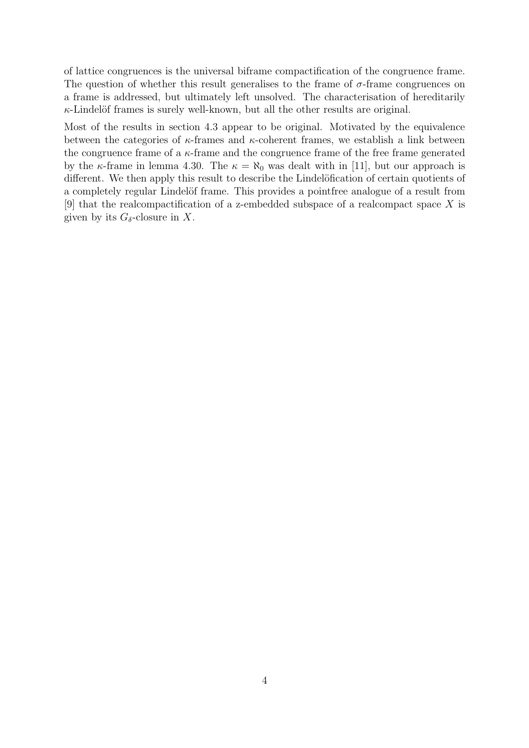of lattice congruences is the universal biframe compactification of the congruence frame. The question of whether this result generalises to the frame of $\sigma$-frame congruences on a frame is addressed, but ultimately left unsolved. The characterisation of hereditarily $\kappa$-Lindelöf frames is surely well-known, but all the other results are original.

Most of the results in section 4.3 appear to be original. Motivated by the equivalence between the categories of $\kappa$-frames and $\kappa$-coherent frames, we establish a link between the congruence frame of a $\kappa$-frame and the congruence frame of the free frame generated by the $\kappa$-frame in lemma 4.30. The $\kappa = \aleph_0$ was dealt with in [11], but our approach is different. We then apply this result to describe the Lindelöfication of certain quotients of a completely regular Lindelöf frame. This provides a pointfree analogue of a result from [9] that the realcompactification of a z-embedded subspace of a realcompact space $X$ is given by its $G_\delta$-closure in $X$.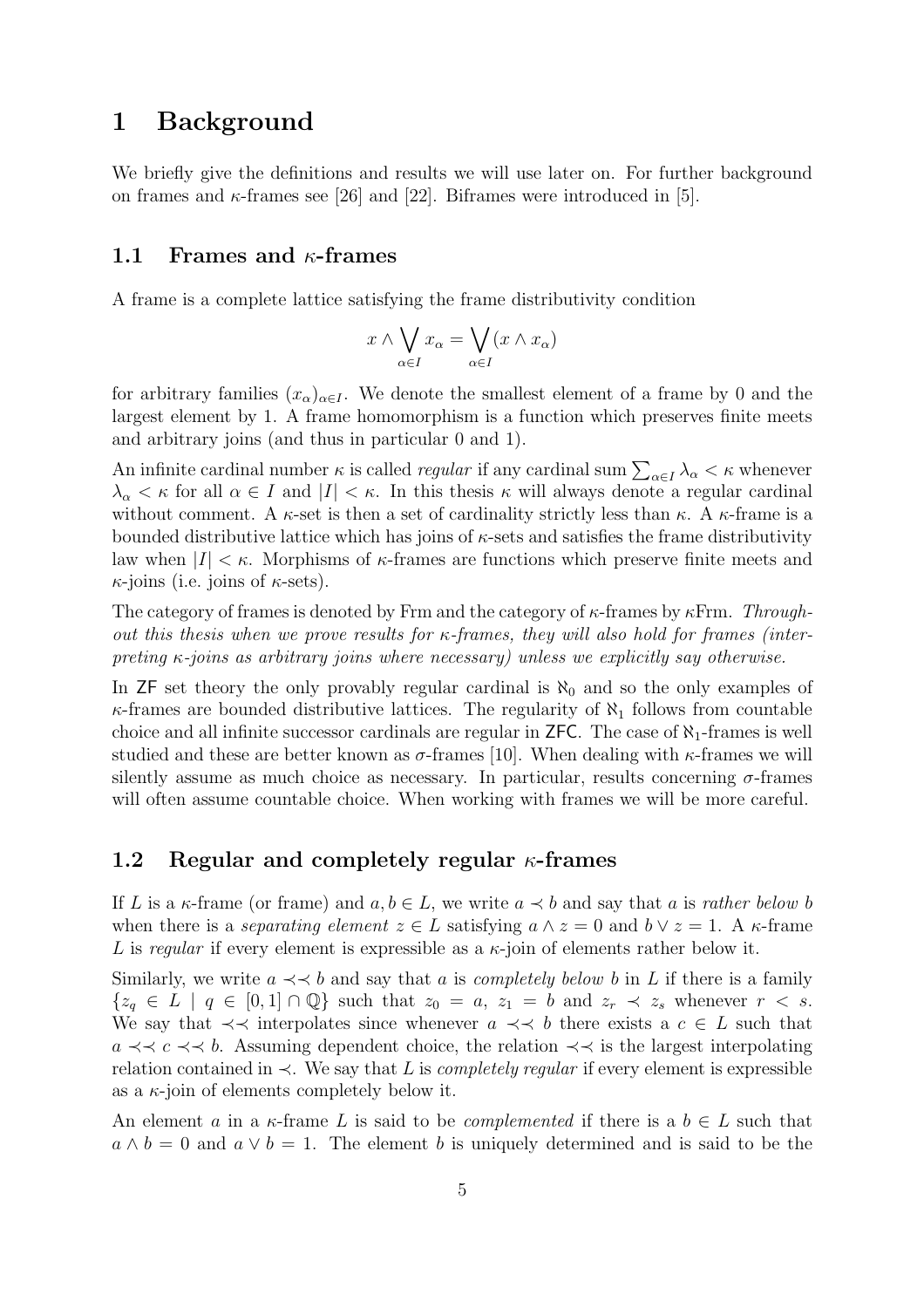# 1 Background

We briefly give the definitions and results we will use later on. For further background on frames and $\kappa$-frames see [26] and [22]. Biframes were introduced in [5].

## 1.1 Frames and $\kappa$-frames

A frame is a complete lattice satisfying the frame distributivity condition

$$x \wedge \bigvee_{\alpha \in I} x_\alpha = \bigvee_{\alpha \in I} (x \wedge x_\alpha)$$

for arbitrary families $(x_\alpha)_{\alpha \in I}$. We denote the smallest element of a frame by 0 and the largest element by 1. A frame homomorphism is a function which preserves finite meets and arbitrary joins (and thus in particular 0 and 1).

An infinite cardinal number $\kappa$ is called *regular* if any cardinal sum $\sum_{\alpha \in I} \lambda_\alpha < \kappa$ whenever $\lambda_\alpha < \kappa$ for all $\alpha \in I$ and $|I| < \kappa$. In this thesis $\kappa$ will always denote a regular cardinal without comment. A $\kappa$-set is then a set of cardinality strictly less than $\kappa$. A $\kappa$-frame is a bounded distributive lattice which has joins of $\kappa$-sets and satisfies the frame distributivity law when $|I| < \kappa$. Morphisms of $\kappa$-frames are functions which preserve finite meets and $\kappa$-joins (i.e. joins of $\kappa$-sets).

The category of frames is denoted by Frm and the category of $\kappa$-frames by $\kappa$Frm. *Throughout this thesis when we prove results for $\kappa$-frames, they will also hold for frames (interpreting $\kappa$-joins as arbitrary joins where necessary) unless we explicitly say otherwise.*

In ZF set theory the only provably regular cardinal is $\aleph_0$ and so the only examples of $\kappa$-frames are bounded distributive lattices. The regularity of $\aleph_1$ follows from countable choice and all infinite successor cardinals are regular in ZFC. The case of $\aleph_1$-frames is well studied and these are better known as $\sigma$-frames [10]. When dealing with $\kappa$-frames we will silently assume as much choice as necessary. In particular, results concerning $\sigma$-frames will often assume countable choice. When working with frames we will be more careful.

## 1.2 Regular and completely regular $\kappa$-frames

If $L$ is a $\kappa$-frame (or frame) and $a, b \in L$, we write $a \prec b$ and say that $a$ is *rather below* $b$ when there is a *separating element* $z \in L$ satisfying $a \wedge z = 0$ and $b \vee z = 1$. A $\kappa$-frame $L$ is *regular* if every element is expressible as a $\kappa$-join of elements rather below it.

Similarly, we write $a \prec\!\prec b$ and say that $a$ is *completely below* $b$ in $L$ if there is a family $\{z_q \in L \mid q \in [0,1] \cap \mathbb{Q}\}$ such that $z_0 = a$, $z_1 = b$ and $z_r \prec z_s$ whenever $r < s$. We say that $\prec\!\prec$ interpolates since whenever $a \prec\!\prec b$ there exists a $c \in L$ such that $a \prec\!\prec c \prec\!\prec b$. Assuming dependent choice, the relation $\prec\!\prec$ is the largest interpolating relation contained in $\prec$. We say that $L$ is *completely regular* if every element is expressible as a $\kappa$-join of elements completely below it.

An element $a$ in a $\kappa$-frame $L$ is said to be *complemented* if there is a $b \in L$ such that $a \wedge b = 0$ and $a \vee b = 1$. The element $b$ is uniquely determined and is said to be the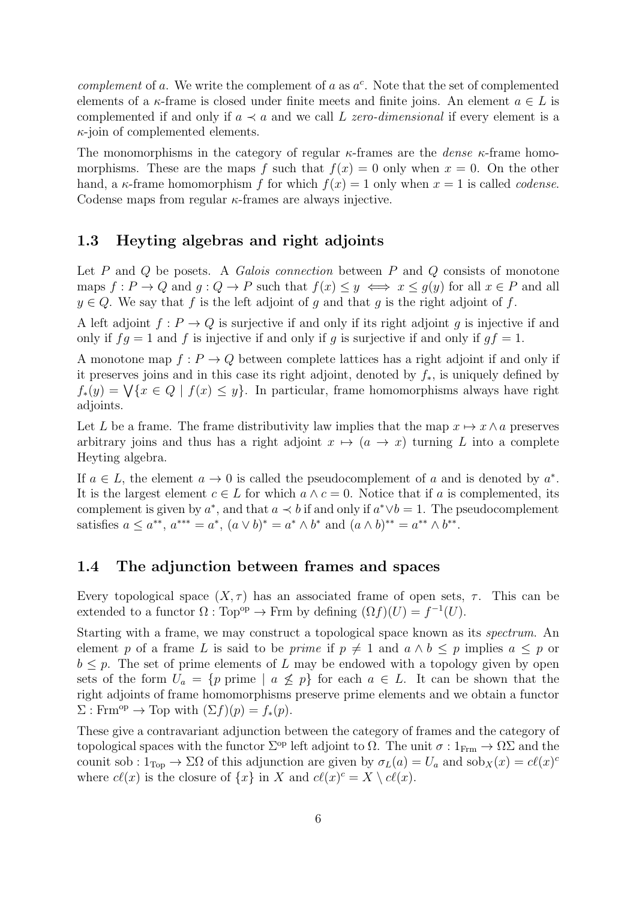*complement* of $a$. We write the complement of $a$ as $a^c$. Note that the set of complemented elements of a $\kappa$-frame is closed under finite meets and finite joins. An element $a \in L$ is complemented if and only if $a \prec a$ and we call $L$ *zero-dimensional* if every element is a $\kappa$-join of complemented elements.

The monomorphisms in the category of regular $\kappa$-frames are the *dense* $\kappa$-frame homomorphisms. These are the maps $f$ such that $f(x) = 0$ only when $x = 0$. On the other hand, a $\kappa$-frame homomorphism $f$ for which $f(x) = 1$ only when $x = 1$ is called *codense*. Codense maps from regular $\kappa$-frames are always injective.

### 1.3 Heyting algebras and right adjoints

Let $P$ and $Q$ be posets. A *Galois connection* between $P$ and $Q$ consists of monotone maps $f : P \to Q$ and $g : Q \to P$ such that $f(x) \le y \iff x \le g(y)$ for all $x \in P$ and all $y \in Q$. We say that $f$ is the left adjoint of $g$ and that $g$ is the right adjoint of $f$.

A left adjoint $f : P \to Q$ is surjective if and only if its right adjoint $g$ is injective if and only if $fg = 1$ and $f$ is injective if and only if $g$ is surjective if and only if $gf = 1$.

A monotone map $f : P \to Q$ between complete lattices has a right adjoint if and only if it preserves joins and in this case its right adjoint, denoted by $f_*$, is uniquely defined by $f_*(y) = \bigvee\{x \in Q \mid f(x) \le y\}$. In particular, frame homomorphisms always have right adjoints.

Let $L$ be a frame. The frame distributivity law implies that the map $x \mapsto x \wedge a$ preserves arbitrary joins and thus has a right adjoint $x \mapsto (a \to x)$ turning $L$ into a complete Heyting algebra.

If $a \in L$, the element $a \to 0$ is called the pseudocomplement of $a$ and is denoted by $a^*$. It is the largest element $c \in L$ for which $a \wedge c = 0$. Notice that if $a$ is complemented, its complement is given by $a^*$, and that $a \prec b$ if and only if $a^* \vee b = 1$. The pseudocomplement satisfies $a \le a^{**}$, $a^{***} = a^*$, $(a \vee b)^* = a^* \wedge b^*$ and $(a \wedge b)^{**} = a^{**} \wedge b^{**}$.

### 1.4 The adjunction between frames and spaces

Every topological space $(X, \tau)$ has an associated frame of open sets, $\tau$. This can be extended to a functor $\Omega : \mathrm{Top}^{\mathrm{op}} \to \mathrm{Frm}$ by defining $(\Omega f)(U) = f^{-1}(U)$.

Starting with a frame, we may construct a topological space known as its *spectrum*. An element $p$ of a frame $L$ is said to be *prime* if $p \ne 1$ and $a \wedge b \le p$ implies $a \le p$ or $b \le p$. The set of prime elements of $L$ may be endowed with a topology given by open sets of the form $U_a = \{p \text{ prime} \mid a \not\le p\}$ for each $a \in L$. It can be shown that the right adjoints of frame homomorphisms preserve prime elements and we obtain a functor $\Sigma : \mathrm{Frm}^{\mathrm{op}} \to \mathrm{Top}$ with $(\Sigma f)(p) = f_*(p)$.

These give a contravariant adjunction between the category of frames and the category of topological spaces with the functor $\Sigma^{\mathrm{op}}$ left adjoint to $\Omega$. The unit $\sigma : 1_{\mathrm{Frm}} \to \Omega\Sigma$ and the counit $\mathrm{sob} : 1_{\mathrm{Top}} \to \Sigma\Omega$ of this adjunction are given by $\sigma_L(a) = U_a$ and $\mathrm{sob}_X(x) = c\ell(x)^c$ where $c\ell(x)$ is the closure of $\{x\}$ in $X$ and $c\ell(x)^c = X \setminus c\ell(x)$.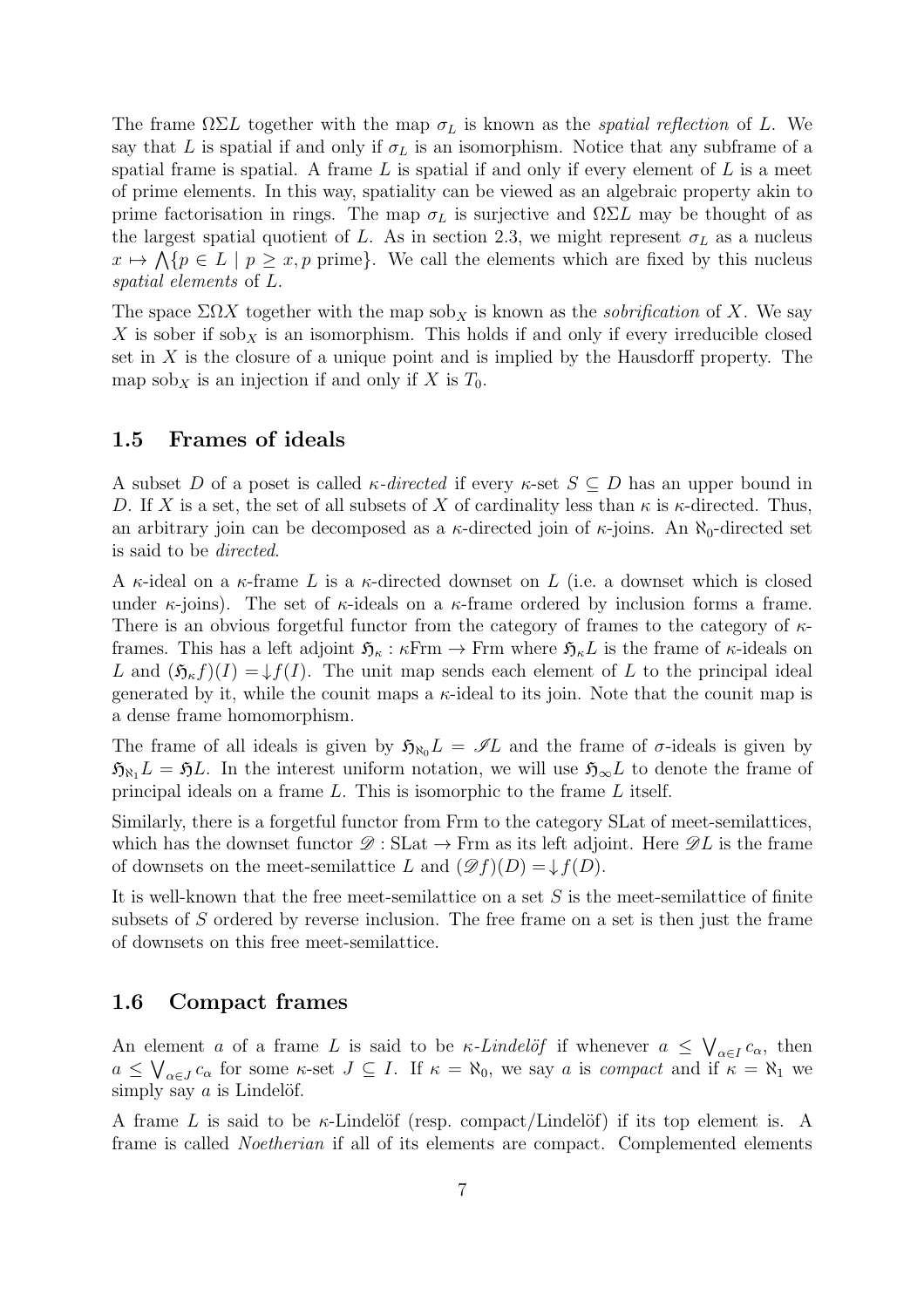The frame $\Omega\Sigma L$ together with the map $\sigma_L$ is known as the *spatial reflection* of $L$. We say that $L$ is spatial if and only if $\sigma_L$ is an isomorphism. Notice that any subframe of a spatial frame is spatial. A frame $L$ is spatial if and only if every element of $L$ is a meet of prime elements. In this way, spatiality can be viewed as an algebraic property akin to prime factorisation in rings. The map $\sigma_L$ is surjective and $\Omega\Sigma L$ may be thought of as the largest spatial quotient of $L$. As in section 2.3, we might represent $\sigma_L$ as a nucleus $x \mapsto \bigwedge\{p \in L \mid p \geq x, p \text{ prime}\}$. We call the elements which are fixed by this nucleus *spatial elements* of $L$.

The space $\Sigma\Omega X$ together with the map $\text{sob}_X$ is known as the *sobrification* of $X$. We say $X$ is sober if $\text{sob}_X$ is an isomorphism. This holds if and only if every irreducible closed set in $X$ is the closure of a unique point and is implied by the Hausdorff property. The map $\text{sob}_X$ is an injection if and only if $X$ is $T_0$.

## 1.5 Frames of ideals

A subset $D$ of a poset is called *$\kappa$-directed* if every $\kappa$-set $S \subseteq D$ has an upper bound in $D$. If $X$ is a set, the set of all subsets of $X$ of cardinality less than $\kappa$ is $\kappa$-directed. Thus, an arbitrary join can be decomposed as a $\kappa$-directed join of $\kappa$-joins. An $\aleph_0$-directed set is said to be *directed*.

A $\kappa$-ideal on a $\kappa$-frame $L$ is a $\kappa$-directed downset on $L$ (i.e. a downset which is closed under $\kappa$-joins). The set of $\kappa$-ideals on a $\kappa$-frame ordered by inclusion forms a frame. There is an obvious forgetful functor from the category of frames to the category of $\kappa$-frames. This has a left adjoint $\mathfrak{H}_\kappa : \kappa\text{Frm} \to \text{Frm}$ where $\mathfrak{H}_\kappa L$ is the frame of $\kappa$-ideals on $L$ and $(\mathfrak{H}_\kappa f)(I) = \downarrow f(I)$. The unit map sends each element of $L$ to the principal ideal generated by it, while the counit maps a $\kappa$-ideal to its join. Note that the counit map is a dense frame homomorphism.

The frame of all ideals is given by $\mathfrak{H}_{\aleph_0} L = \mathscr{I} L$ and the frame of $\sigma$-ideals is given by $\mathfrak{H}_{\aleph_1} L = \mathfrak{H} L$. In the interest uniform notation, we will use $\mathfrak{H}_\infty L$ to denote the frame of principal ideals on a frame $L$. This is isomorphic to the frame $L$ itself.

Similarly, there is a forgetful functor from Frm to the category SLat of meet-semilattices, which has the downset functor $\mathscr{D} : \text{SLat} \to \text{Frm}$ as its left adjoint. Here $\mathscr{D}L$ is the frame of downsets on the meet-semilattice $L$ and $(\mathscr{D}f)(D) = \downarrow f(D)$.

It is well-known that the free meet-semilattice on a set $S$ is the meet-semilattice of finite subsets of $S$ ordered by reverse inclusion. The free frame on a set is then just the frame of downsets on this free meet-semilattice.

## 1.6 Compact frames

An element $a$ of a frame $L$ is said to be *$\kappa$-Lindelöf* if whenever $a \leq \bigvee_{\alpha \in I} c_\alpha$, then $a \leq \bigvee_{\alpha \in J} c_\alpha$ for some $\kappa$-set $J \subseteq I$. If $\kappa = \aleph_0$, we say $a$ is *compact* and if $\kappa = \aleph_1$ we simply say $a$ is Lindelöf.

A frame $L$ is said to be $\kappa$-Lindelöf (resp. compact/Lindelöf) if its top element is. A frame is called *Noetherian* if all of its elements are compact. Complemented elements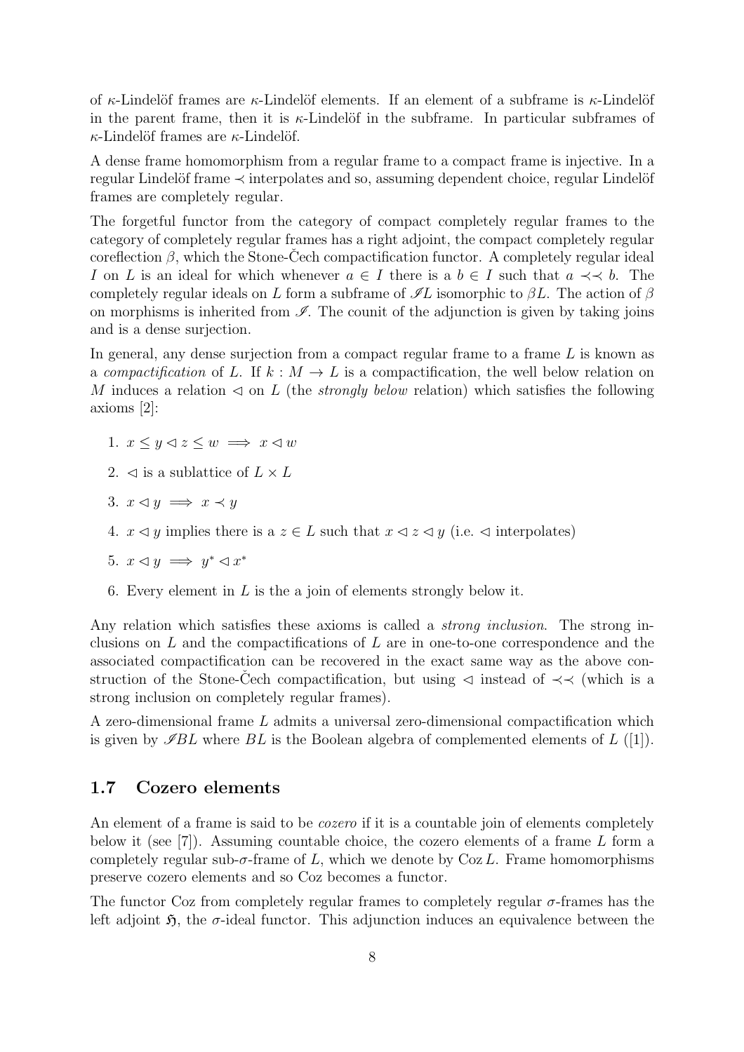of $\kappa$-Lindelöf frames are $\kappa$-Lindelöf elements. If an element of a subframe is $\kappa$-Lindelöf in the parent frame, then it is $\kappa$-Lindelöf in the subframe. In particular subframes of $\kappa$-Lindelöf frames are $\kappa$-Lindelöf.

A dense frame homomorphism from a regular frame to a compact frame is injective. In a regular Lindelöf frame $\prec$ interpolates and so, assuming dependent choice, regular Lindelöf frames are completely regular.

The forgetful functor from the category of compact completely regular frames to the category of completely regular frames has a right adjoint, the compact completely regular coreflection $\beta$, which the Stone-Čech compactification functor. A completely regular ideal $I$ on $L$ is an ideal for which whenever $a \in I$ there is a $b \in I$ such that $a \prec\prec b$. The completely regular ideals on $L$ form a subframe of $\mathscr{I}L$ isomorphic to $\beta L$. The action of $\beta$ on morphisms is inherited from $\mathscr{I}$. The counit of the adjunction is given by taking joins and is a dense surjection.

In general, any dense surjection from a compact regular frame to a frame $L$ is known as a *compactification* of $L$. If $k : M \to L$ is a compactification, the well below relation on $M$ induces a relation $\lhd$ on $L$ (the *strongly below* relation) which satisfies the following axioms [2]:

1. $x \leq y \lhd z \leq w \implies x \lhd w$
2. $\lhd$ is a sublattice of $L \times L$
3. $x \lhd y \implies x \prec y$
4. $x \lhd y$ implies there is a $z \in L$ such that $x \lhd z \lhd y$ (i.e. $\lhd$ interpolates)
5. $x \lhd y \implies y^* \lhd x^*$
6. Every element in $L$ is the a join of elements strongly below it.

Any relation which satisfies these axioms is called a *strong inclusion*. The strong inclusions on $L$ and the compactifications of $L$ are in one-to-one correspondence and the associated compactification can be recovered in the exact same way as the above construction of the Stone-Čech compactification, but using $\lhd$ instead of $\prec\prec$ (which is a strong inclusion on completely regular frames).

A zero-dimensional frame $L$ admits a universal zero-dimensional compactification which is given by $\mathscr{I}BL$ where $BL$ is the Boolean algebra of complemented elements of $L$ ([1]).

## 1.7 Cozero elements

An element of a frame is said to be *cozero* if it is a countable join of elements completely below it (see [7]). Assuming countable choice, the cozero elements of a frame $L$ form a completely regular sub-$\sigma$-frame of $L$, which we denote by $\operatorname{Coz} L$. Frame homomorphisms preserve cozero elements and so Coz becomes a functor.

The functor Coz from completely regular frames to completely regular $\sigma$-frames has the left adjoint $\mathfrak{H}$, the $\sigma$-ideal functor. This adjunction induces an equivalence between the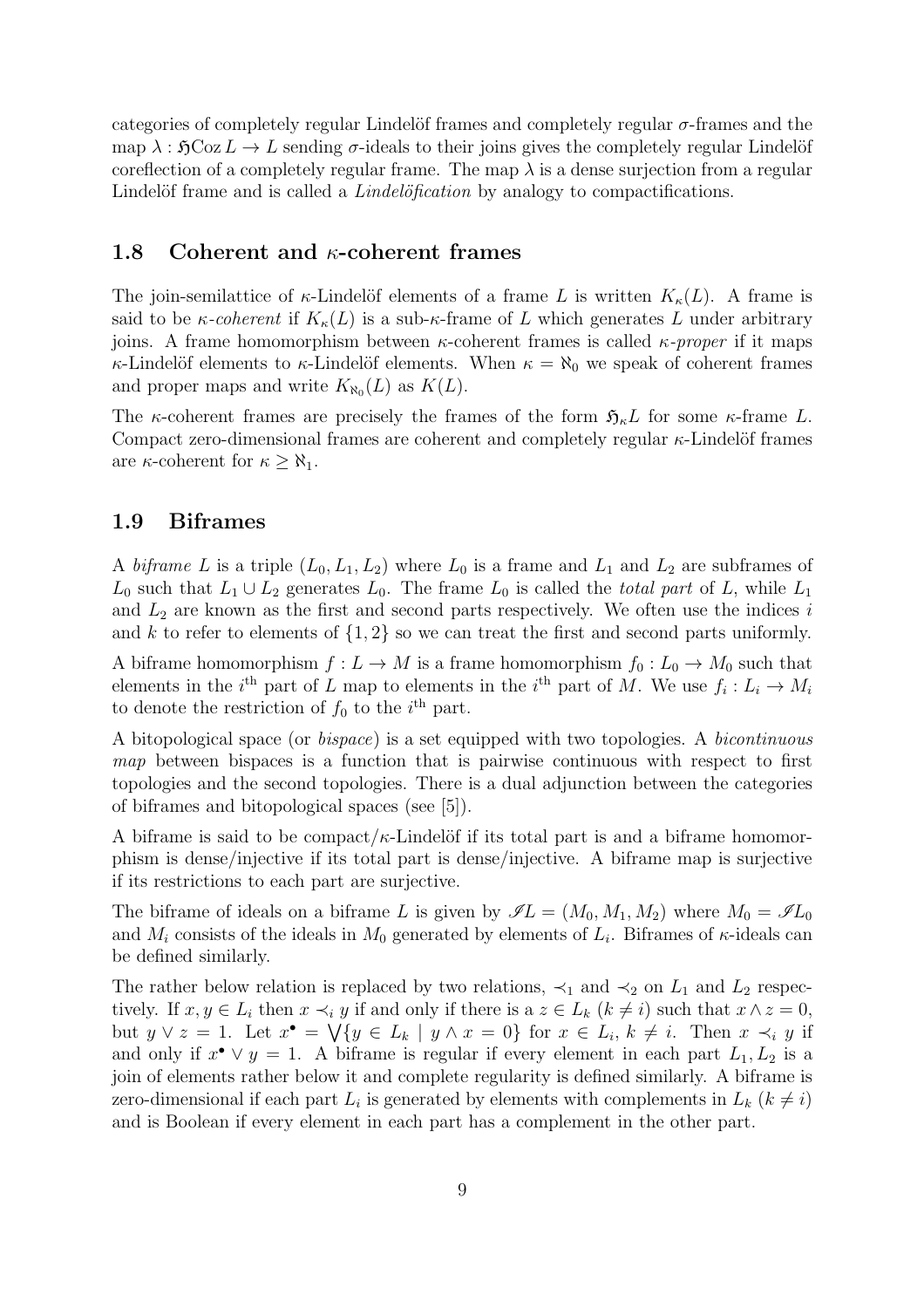categories of completely regular Lindelöf frames and completely regular $\sigma$-frames and the map $\lambda : \mathfrak{H}\mathrm{Coz}\, L \to L$ sending $\sigma$-ideals to their joins gives the completely regular Lindelöf coreflection of a completely regular frame. The map $\lambda$ is a dense surjection from a regular Lindelöf frame and is called a *Lindelöfication* by analogy to compactifications.

### 1.8 Coherent and $\kappa$-coherent frames

The join-semilattice of $\kappa$-Lindelöf elements of a frame $L$ is written $K_\kappa(L)$. A frame is said to be *$\kappa$-coherent* if $K_\kappa(L)$ is a sub-$\kappa$-frame of $L$ which generates $L$ under arbitrary joins. A frame homomorphism between $\kappa$-coherent frames is called *$\kappa$-proper* if it maps $\kappa$-Lindelöf elements to $\kappa$-Lindelöf elements. When $\kappa = \aleph_0$ we speak of coherent frames and proper maps and write $K_{\aleph_0}(L)$ as $K(L)$.

The $\kappa$-coherent frames are precisely the frames of the form $\mathfrak{H}_\kappa L$ for some $\kappa$-frame $L$. Compact zero-dimensional frames are coherent and completely regular $\kappa$-Lindelöf frames are $\kappa$-coherent for $\kappa \geq \aleph_1$.

### 1.9 Biframes

A *biframe* $L$ is a triple $(L_0, L_1, L_2)$ where $L_0$ is a frame and $L_1$ and $L_2$ are subframes of $L_0$ such that $L_1 \cup L_2$ generates $L_0$. The frame $L_0$ is called the *total part* of $L$, while $L_1$ and $L_2$ are known as the first and second parts respectively. We often use the indices $i$ and $k$ to refer to elements of $\{1, 2\}$ so we can treat the first and second parts uniformly.

A biframe homomorphism $f : L \to M$ is a frame homomorphism $f_0 : L_0 \to M_0$ such that elements in the $i^{\text{th}}$ part of $L$ map to elements in the $i^{\text{th}}$ part of $M$. We use $f_i : L_i \to M_i$ to denote the restriction of $f_0$ to the $i^{\text{th}}$ part.

A bitopological space (or *bispace*) is a set equipped with two topologies. A *bicontinuous map* between bispaces is a function that is pairwise continuous with respect to first topologies and the second topologies. There is a dual adjunction between the categories of biframes and bitopological spaces (see [5]).

A biframe is said to be compact/$\kappa$-Lindelöf if its total part is and a biframe homomorphism is dense/injective if its total part is dense/injective. A biframe map is surjective if its restrictions to each part are surjective.

The biframe of ideals on a biframe $L$ is given by $\mathscr{I}L = (M_0, M_1, M_2)$ where $M_0 = \mathscr{I}L_0$ and $M_i$ consists of the ideals in $M_0$ generated by elements of $L_i$. Biframes of $\kappa$-ideals can be defined similarly.

The rather below relation is replaced by two relations, $\prec_1$ and $\prec_2$ on $L_1$ and $L_2$ respectively. If $x, y \in L_i$ then $x \prec_i y$ if and only if there is a $z \in L_k$ ($k \neq i$) such that $x \wedge z = 0$, but $y \vee z = 1$. Let $x^\bullet = \bigvee\{y \in L_k \mid y \wedge x = 0\}$ for $x \in L_i$, $k \neq i$. Then $x \prec_i y$ if and only if $x^\bullet \vee y = 1$. A biframe is regular if every element in each part $L_1, L_2$ is a join of elements rather below it and complete regularity is defined similarly. A biframe is zero-dimensional if each part $L_i$ is generated by elements with complements in $L_k$ ($k \neq i$) and is Boolean if every element in each part has a complement in the other part.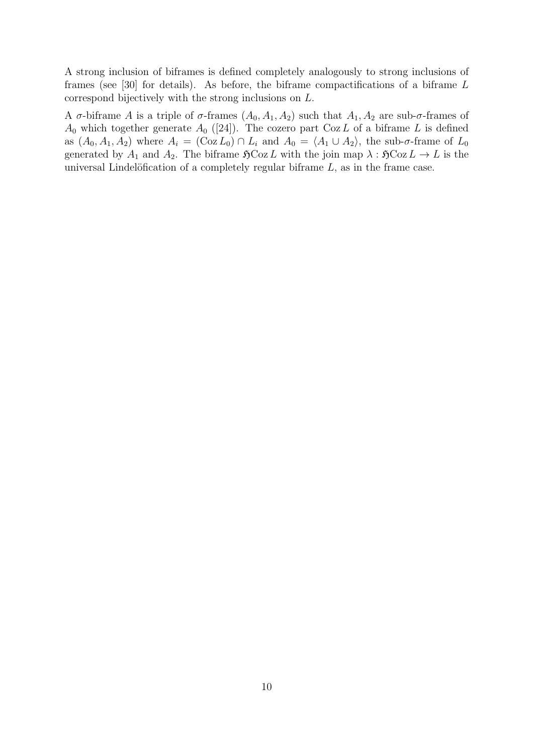A strong inclusion of biframes is defined completely analogously to strong inclusions of frames (see [30] for details). As before, the biframe compactifications of a biframe $L$ correspond bijectively with the strong inclusions on $L$.

A $\sigma$-biframe $A$ is a triple of $\sigma$-frames $(A_0, A_1, A_2)$ such that $A_1, A_2$ are sub-$\sigma$-frames of $A_0$ which together generate $A_0$ ([24]). The cozero part $\operatorname{Coz} L$ of a biframe $L$ is defined as $(A_0, A_1, A_2)$ where $A_i = (\operatorname{Coz} L_0) \cap L_i$ and $A_0 = \langle A_1 \cup A_2 \rangle$, the sub-$\sigma$-frame of $L_0$ generated by $A_1$ and $A_2$. The biframe $\mathfrak{H}\operatorname{Coz} L$ with the join map $\lambda : \mathfrak{H}\operatorname{Coz} L \to L$ is the universal Lindelöfication of a completely regular biframe $L$, as in the frame case.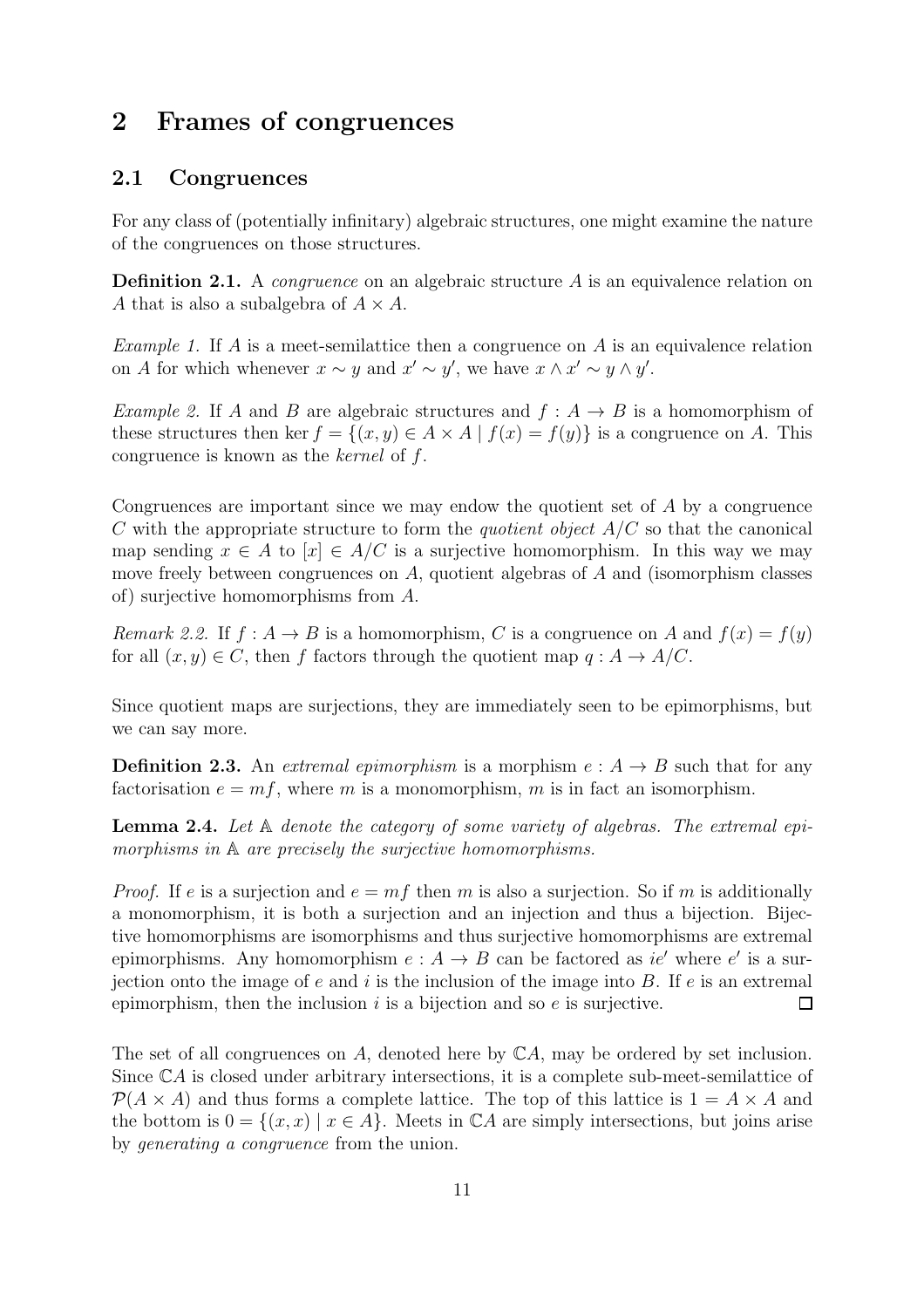# 2 Frames of congruences

## 2.1 Congruences

For any class of (potentially infinitary) algebraic structures, one might examine the nature of the congruences on those structures.

**Definition 2.1.** A *congruence* on an algebraic structure $A$ is an equivalence relation on $A$ that is also a subalgebra of $A \times A$.

*Example 1.* If $A$ is a meet-semilattice then a congruence on $A$ is an equivalence relation on $A$ for which whenever $x \sim y$ and $x' \sim y'$, we have $x \wedge x' \sim y \wedge y'$.

*Example 2.* If $A$ and $B$ are algebraic structures and $f : A \to B$ is a homomorphism of these structures then $\ker f = \{(x, y) \in A \times A \mid f(x) = f(y)\}$ is a congruence on $A$. This congruence is known as the *kernel* of $f$.

Congruences are important since we may endow the quotient set of $A$ by a congruence $C$ with the appropriate structure to form the *quotient object* $A/C$ so that the canonical map sending $x \in A$ to $[x] \in A/C$ is a surjective homomorphism. In this way we may move freely between congruences on $A$, quotient algebras of $A$ and (isomorphism classes of) surjective homomorphisms from $A$.

*Remark 2.2.* If $f : A \to B$ is a homomorphism, $C$ is a congruence on $A$ and $f(x) = f(y)$ for all $(x, y) \in C$, then $f$ factors through the quotient map $q : A \to A/C$.

Since quotient maps are surjections, they are immediately seen to be epimorphisms, but we can say more.

**Definition 2.3.** An *extremal epimorphism* is a morphism $e : A \to B$ such that for any factorisation $e = mf$, where $m$ is a monomorphism, $m$ is in fact an isomorphism.

**Lemma 2.4.** *Let $\mathbb{A}$ denote the category of some variety of algebras. The extremal epimorphisms in $\mathbb{A}$ are precisely the surjective homomorphisms.*

*Proof.* If $e$ is a surjection and $e = mf$ then $m$ is also a surjection. So if $m$ is additionally a monomorphism, it is both a surjection and an injection and thus a bijection. Bijective homomorphisms are isomorphisms and thus surjective homomorphisms are extremal epimorphisms. Any homomorphism $e : A \to B$ can be factored as $ie'$ where $e'$ is a surjection onto the image of $e$ and $i$ is the inclusion of the image into $B$. If $e$ is an extremal epimorphism, then the inclusion $i$ is a bijection and so $e$ is surjective. $\square$

The set of all congruences on $A$, denoted here by $\mathbb{C}A$, may be ordered by set inclusion. Since $\mathbb{C}A$ is closed under arbitrary intersections, it is a complete sub-meet-semilattice of $\mathcal{P}(A \times A)$ and thus forms a complete lattice. The top of this lattice is $1 = A \times A$ and the bottom is $0 = \{(x, x) \mid x \in A\}$. Meets in $\mathbb{C}A$ are simply intersections, but joins arise by *generating a congruence* from the union.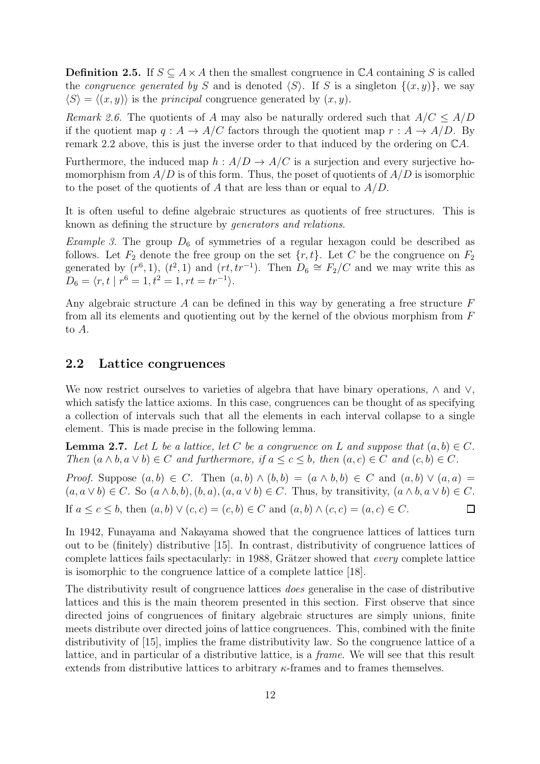**Definition 2.5.** If $S \subseteq A \times A$ then the smallest congruence in $\mathbb{C}A$ containing $S$ is called the *congruence generated by* $S$ and is denoted $\langle S \rangle$. If $S$ is a singleton $\{(x, y)\}$, we say $\langle S \rangle = \langle (x, y) \rangle$ is the *principal* congruence generated by $(x, y)$.

*Remark 2.6.* The quotients of $A$ may also be naturally ordered such that $A/C \leq A/D$ if the quotient map $q : A \to A/C$ factors through the quotient map $r : A \to A/D$. By remark 2.2 above, this is just the inverse order to that induced by the ordering on $\mathbb{C}A$.

Furthermore, the induced map $h : A/D \to A/C$ is a surjection and every surjective homomorphism from $A/D$ is of this form. Thus, the poset of quotients of $A/D$ is isomorphic to the poset of the quotients of $A$ that are less than or equal to $A/D$.

It is often useful to define algebraic structures as quotients of free structures. This is known as defining the structure by *generators and relations*.

*Example 3.* The group $D_6$ of symmetries of a regular hexagon could be described as follows. Let $F_2$ denote the free group on the set $\{r, t\}$. Let $C$ be the congruence on $F_2$ generated by $(r^6, 1)$, $(t^2, 1)$ and $(rt, tr^{-1})$. Then $D_6 \cong F_2/C$ and we may write this as $D_6 = \langle r, t \mid r^6 = 1, t^2 = 1, rt = tr^{-1} \rangle$.

Any algebraic structure $A$ can be defined in this way by generating a free structure $F$ from all its elements and quotienting out by the kernel of the obvious morphism from $F$ to $A$.

## 2.2 Lattice congruences

We now restrict ourselves to varieties of algebra that have binary operations, $\wedge$ and $\vee$, which satisfy the lattice axioms. In this case, congruences can be thought of as specifying a collection of intervals such that all the elements in each interval collapse to a single element. This is made precise in the following lemma.

**Lemma 2.7.** *Let $L$ be a lattice, let $C$ be a congruence on $L$ and suppose that $(a, b) \in C$. Then $(a \wedge b, a \vee b) \in C$ and furthermore, if $a \leq c \leq b$, then $(a, c) \in C$ and $(c, b) \in C$.*

*Proof.* Suppose $(a, b) \in C$. Then $(a, b) \wedge (b, b) = (a \wedge b, b) \in C$ and $(a, b) \vee (a, a) = (a, a \vee b) \in C$. So $(a \wedge b, b), (b, a), (a, a \vee b) \in C$. Thus, by transitivity, $(a \wedge b, a \vee b) \in C$.

If $a \leq c \leq b$, then $(a, b) \vee (c, c) = (c, b) \in C$ and $(a, b) \wedge (c, c) = (a, c) \in C$. □

In 1942, Funayama and Nakayama showed that the congruence lattices of lattices turn out to be (finitely) distributive [15]. In contrast, distributivity of congruence lattices of complete lattices fails spectacularly: in 1988, Grätzer showed that *every* complete lattice is isomorphic to the congruence lattice of a complete lattice [18].

The distributivity result of congruence lattices *does* generalise in the case of distributive lattices and this is the main theorem presented in this section. First observe that since directed joins of congruences of finitary algebraic structures are simply unions, finite meets distribute over directed joins of lattice congruences. This, combined with the finite distributivity of [15], implies the frame distributivity law. So the congruence lattice of a lattice, and in particular of a distributive lattice, is a *frame*. We will see that this result extends from distributive lattices to arbitrary $\kappa$-frames and to frames themselves.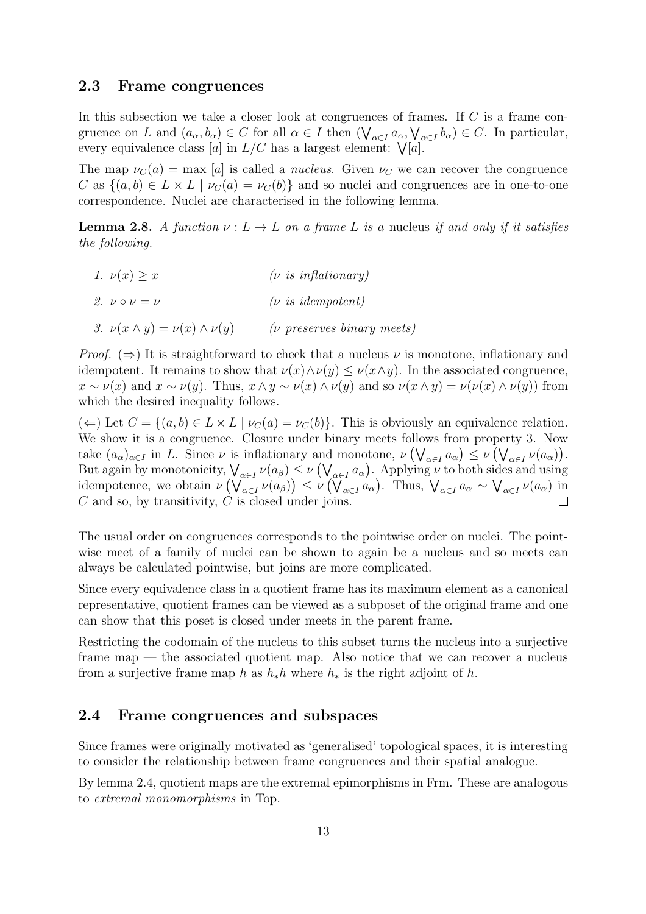## 2.3 Frame congruences

In this subsection we take a closer look at congruences of frames. If $C$ is a frame congruence on $L$ and $(a_\alpha, b_\alpha) \in C$ for all $\alpha \in I$ then $(\bigvee_{\alpha\in I} a_\alpha, \bigvee_{\alpha\in I} b_\alpha) \in C$. In particular, every equivalence class $[a]$ in $L/C$ has a largest element: $\bigvee[a]$.

The map $\nu_C(a) = \max\,[a]$ is called a *nucleus*. Given $\nu_C$ we can recover the congruence $C$ as $\{(a, b) \in L \times L \mid \nu_C(a) = \nu_C(b)\}$ and so nuclei and congruences are in one-to-one correspondence. Nuclei are characterised in the following lemma.

**Lemma 2.8.** *A function $\nu : L \to L$ on a frame $L$ is a* nucleus *if and only if it satisfies the following.*

1. $\nu(x) \geq x$ *($\nu$ is inflationary)*
2. $\nu \circ \nu = \nu$ *($\nu$ is idempotent)*
3. $\nu(x \wedge y) = \nu(x) \wedge \nu(y)$ *($\nu$ preserves binary meets)*

*Proof.* ($\Rightarrow$) It is straightforward to check that a nucleus $\nu$ is monotone, inflationary and idempotent. It remains to show that $\nu(x) \wedge \nu(y) \leq \nu(x \wedge y)$. In the associated congruence, $x \sim \nu(x)$ and $x \sim \nu(y)$. Thus, $x \wedge y \sim \nu(x) \wedge \nu(y)$ and so $\nu(x \wedge y) = \nu(\nu(x) \wedge \nu(y))$ from which the desired inequality follows.

($\Leftarrow$) Let $C = \{(a, b) \in L \times L \mid \nu_C(a) = \nu_C(b)\}$. This is obviously an equivalence relation. We show it is a congruence. Closure under binary meets follows from property 3. Now take $(a_\alpha)_{\alpha\in I}$ in $L$. Since $\nu$ is inflationary and monotone, $\nu\left(\bigvee_{\alpha\in I} a_\alpha\right) \leq \nu\left(\bigvee_{\alpha\in I} \nu(a_\alpha)\right)$. But again by monotonicity, $\bigvee_{\alpha\in I} \nu(a_\beta) \leq \nu\left(\bigvee_{\alpha\in I} a_\alpha\right)$. Applying $\nu$ to both sides and using idempotence, we obtain $\nu\left(\bigvee_{\alpha\in I} \nu(a_\beta)\right) \leq \nu\left(\bigvee_{\alpha\in I} a_\alpha\right)$. Thus, $\bigvee_{\alpha\in I} a_\alpha \sim \bigvee_{\alpha\in I} \nu(a_\alpha)$ in $C$ and so, by transitivity, $C$ is closed under joins. $\square$

The usual order on congruences corresponds to the pointwise order on nuclei. The pointwise meet of a family of nuclei can be shown to again be a nucleus and so meets can always be calculated pointwise, but joins are more complicated.

Since every equivalence class in a quotient frame has its maximum element as a canonical representative, quotient frames can be viewed as a subposet of the original frame and one can show that this poset is closed under meets in the parent frame.

Restricting the codomain of the nucleus to this subset turns the nucleus into a surjective frame map — the associated quotient map. Also notice that we can recover a nucleus from a surjective frame map $h$ as $h_*h$ where $h_*$ is the right adjoint of $h$.

## 2.4 Frame congruences and subspaces

Since frames were originally motivated as 'generalised' topological spaces, it is interesting to consider the relationship between frame congruences and their spatial analogue.

By lemma 2.4, quotient maps are the extremal epimorphisms in Frm. These are analogous to *extremal monomorphisms* in Top.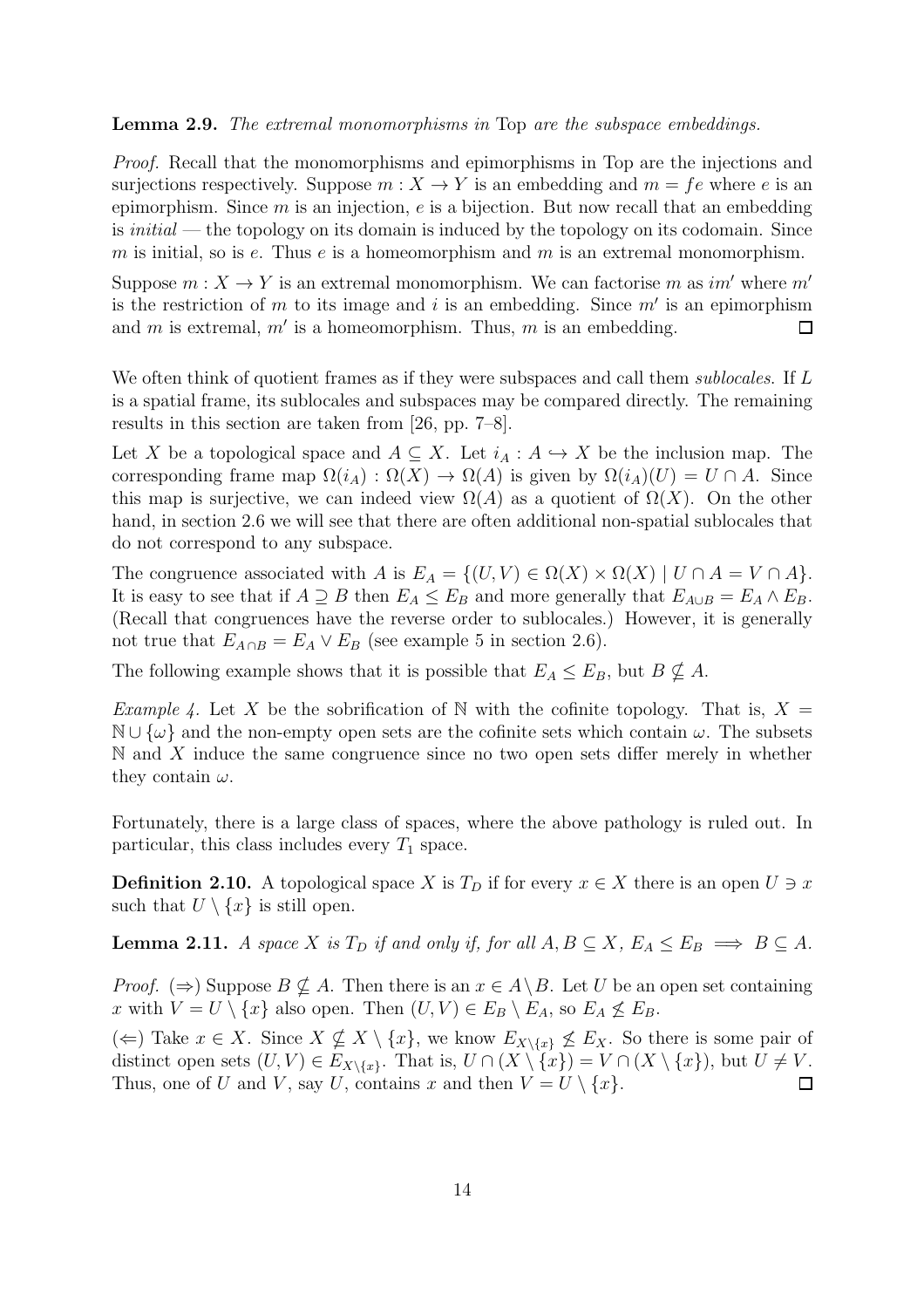**Lemma 2.9.** *The extremal monomorphisms in* Top *are the subspace embeddings.*

*Proof.* Recall that the monomorphisms and epimorphisms in Top are the injections and surjections respectively. Suppose $m : X \to Y$ is an embedding and $m = fe$ where $e$ is an epimorphism. Since $m$ is an injection, $e$ is a bijection. But now recall that an embedding is *initial* — the topology on its domain is induced by the topology on its codomain. Since $m$ is initial, so is $e$. Thus $e$ is a homeomorphism and $m$ is an extremal monomorphism.

Suppose $m : X \to Y$ is an extremal monomorphism. We can factorise $m$ as $im'$ where $m'$ is the restriction of $m$ to its image and $i$ is an embedding. Since $m'$ is an epimorphism and $m$ is extremal, $m'$ is a homeomorphism. Thus, $m$ is an embedding. $\square$

We often think of quotient frames as if they were subspaces and call them *sublocales*. If $L$ is a spatial frame, its sublocales and subspaces may be compared directly. The remaining results in this section are taken from [26, pp. 7–8].

Let $X$ be a topological space and $A \subseteq X$. Let $i_A : A \hookrightarrow X$ be the inclusion map. The corresponding frame map $\Omega(i_A) : \Omega(X) \to \Omega(A)$ is given by $\Omega(i_A)(U) = U \cap A$. Since this map is surjective, we can indeed view $\Omega(A)$ as a quotient of $\Omega(X)$. On the other hand, in section 2.6 we will see that there are often additional non-spatial sublocales that do not correspond to any subspace.

The congruence associated with $A$ is $E_A = \{(U, V) \in \Omega(X) \times \Omega(X) \mid U \cap A = V \cap A\}$. It is easy to see that if $A \supseteq B$ then $E_A \leq E_B$ and more generally that $E_{A\cup B} = E_A \wedge E_B$. (Recall that congruences have the reverse order to sublocales.) However, it is generally not true that $E_{A\cap B} = E_A \vee E_B$ (see example 5 in section 2.6).

The following example shows that it is possible that $E_A \leq E_B$, but $B \nsubseteq A$.

*Example 4.* Let $X$ be the sobrification of $\mathbb{N}$ with the cofinite topology. That is, $X = \mathbb{N} \cup \{\omega\}$ and the non-empty open sets are the cofinite sets which contain $\omega$. The subsets $\mathbb{N}$ and $X$ induce the same congruence since no two open sets differ merely in whether they contain $\omega$.

Fortunately, there is a large class of spaces, where the above pathology is ruled out. In particular, this class includes every $T_1$ space.

**Definition 2.10.** A topological space $X$ is $T_D$ if for every $x \in X$ there is an open $U \ni x$ such that $U \setminus \{x\}$ is still open.

**Lemma 2.11.** *A space $X$ is $T_D$ if and only if, for all $A, B \subseteq X$, $E_A \leq E_B \implies B \subseteq A$.*

*Proof.* ($\Rightarrow$) Suppose $B \nsubseteq A$. Then there is an $x \in A \setminus B$. Let $U$ be an open set containing $x$ with $V = U \setminus \{x\}$ also open. Then $(U, V) \in E_B \setminus E_A$, so $E_A \nleq E_B$.

($\Leftarrow$) Take $x \in X$. Since $X \nsubseteq X \setminus \{x\}$, we know $E_{X\setminus\{x\}} \nleq E_X$. So there is some pair of distinct open sets $(U, V) \in E_{X\setminus\{x\}}$. That is, $U \cap (X \setminus \{x\}) = V \cap (X \setminus \{x\})$, but $U \neq V$. Thus, one of $U$ and $V$, say $U$, contains $x$ and then $V = U \setminus \{x\}$. $\square$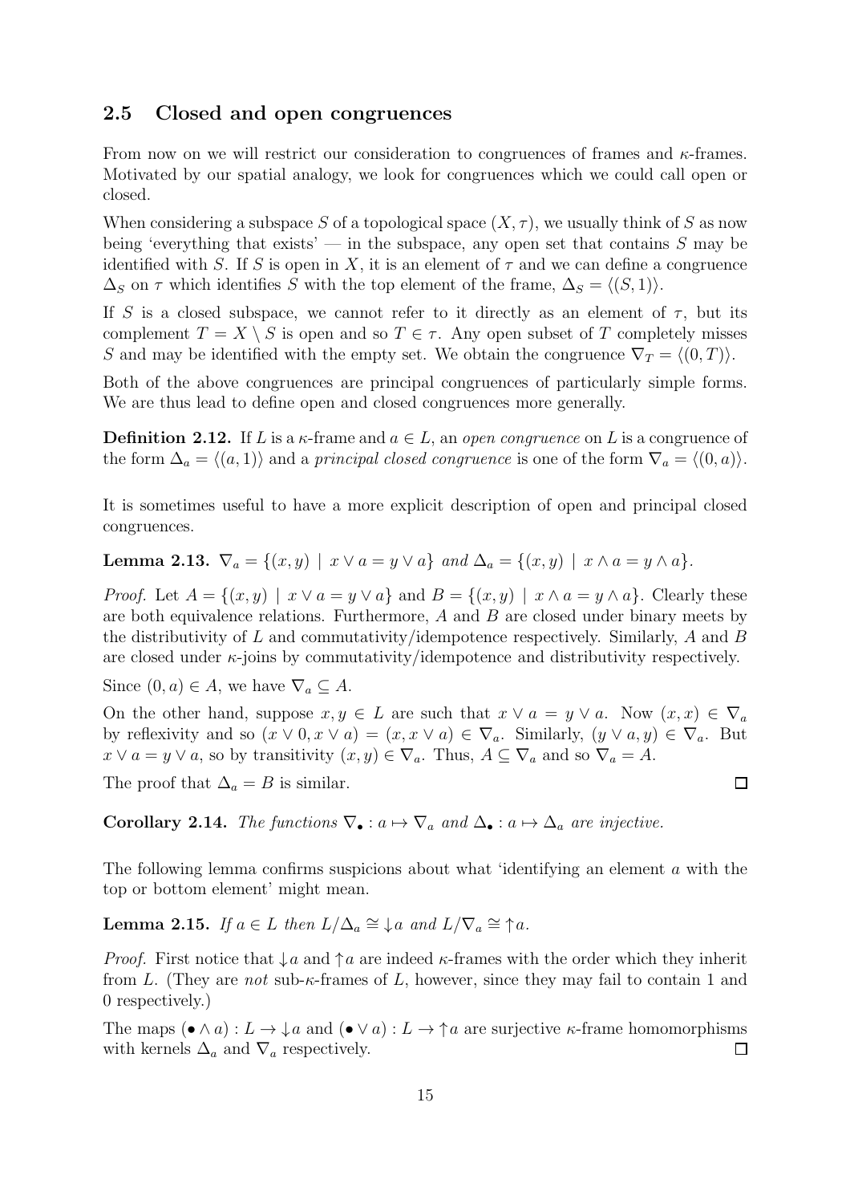### 2.5 Closed and open congruences

From now on we will restrict our consideration to congruences of frames and $\kappa$-frames. Motivated by our spatial analogy, we look for congruences which we could call open or closed.

When considering a subspace $S$ of a topological space $(X, \tau)$, we usually think of $S$ as now being 'everything that exists' — in the subspace, any open set that contains $S$ may be identified with $S$. If $S$ is open in $X$, it is an element of $\tau$ and we can define a congruence $\Delta_S$ on $\tau$ which identifies $S$ with the top element of the frame, $\Delta_S = \langle (S, 1) \rangle$.

If $S$ is a closed subspace, we cannot refer to it directly as an element of $\tau$, but its complement $T = X \setminus S$ is open and so $T \in \tau$. Any open subset of $T$ completely misses $S$ and may be identified with the empty set. We obtain the congruence $\nabla_T = \langle (0, T) \rangle$.

Both of the above congruences are principal congruences of particularly simple forms. We are thus lead to define open and closed congruences more generally.

**Definition 2.12.** If $L$ is a $\kappa$-frame and $a \in L$, an *open congruence* on $L$ is a congruence of the form $\Delta_a = \langle (a, 1) \rangle$ and a *principal closed congruence* is one of the form $\nabla_a = \langle (0, a) \rangle$.

It is sometimes useful to have a more explicit description of open and principal closed congruences.

**Lemma 2.13.** $\nabla_a = \{(x, y) \mid x \vee a = y \vee a\}$ *and* $\Delta_a = \{(x, y) \mid x \wedge a = y \wedge a\}$.

*Proof.* Let $A = \{(x, y) \mid x \vee a = y \vee a\}$ and $B = \{(x, y) \mid x \wedge a = y \wedge a\}$. Clearly these are both equivalence relations. Furthermore, $A$ and $B$ are closed under binary meets by the distributivity of $L$ and commutativity/idempotence respectively. Similarly, $A$ and $B$ are closed under $\kappa$-joins by commutativity/idempotence and distributivity respectively.

Since $(0, a) \in A$, we have $\nabla_a \subseteq A$.

On the other hand, suppose $x, y \in L$ are such that $x \vee a = y \vee a$. Now $(x, x) \in \nabla_a$ by reflexivity and so $(x \vee 0, x \vee a) = (x, x \vee a) \in \nabla_a$. Similarly, $(y \vee a, y) \in \nabla_a$. But $x \vee a = y \vee a$, so by transitivity $(x, y) \in \nabla_a$. Thus, $A \subseteq \nabla_a$ and so $\nabla_a = A$.

The proof that $\Delta_a = B$ is similar. $\square$

**Corollary 2.14.** *The functions* $\nabla_\bullet : a \mapsto \nabla_a$ *and* $\Delta_\bullet : a \mapsto \Delta_a$ *are injective.*

The following lemma confirms suspicions about what 'identifying an element $a$ with the top or bottom element' might mean.

**Lemma 2.15.** *If* $a \in L$ *then* $L/\Delta_a \cong {\downarrow}a$ *and* $L/\nabla_a \cong {\uparrow}a$.

*Proof.* First notice that ${\downarrow}a$ and ${\uparrow}a$ are indeed $\kappa$-frames with the order which they inherit from $L$. (They are *not* sub-$\kappa$-frames of $L$, however, since they may fail to contain 1 and 0 respectively.)

The maps $(\bullet \wedge a) : L \to {\downarrow}a$ and $(\bullet \vee a) : L \to {\uparrow}a$ are surjective $\kappa$-frame homomorphisms with kernels $\Delta_a$ and $\nabla_a$ respectively. $\square$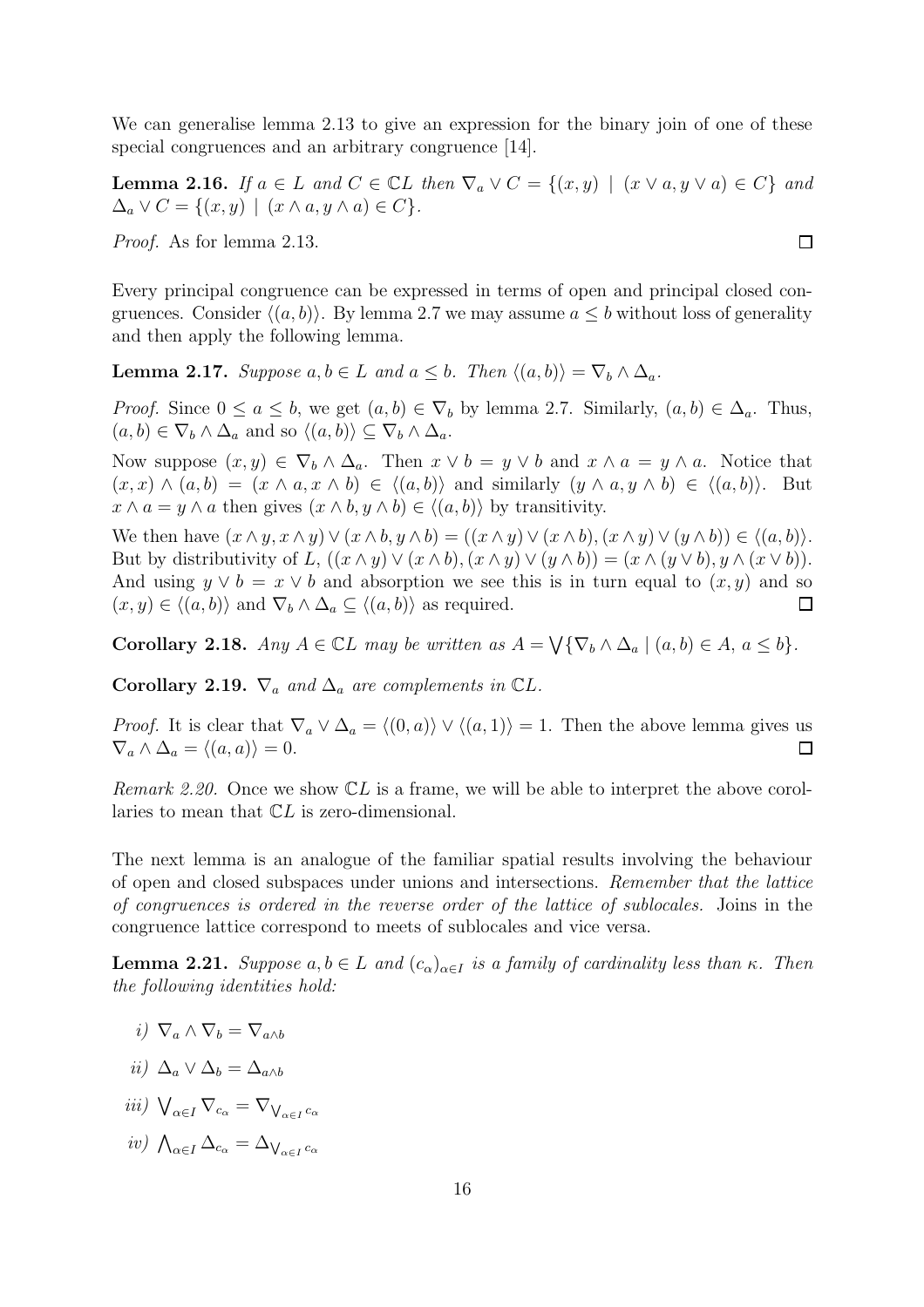We can generalise lemma 2.13 to give an expression for the binary join of one of these special congruences and an arbitrary congruence [14].

**Lemma 2.16.** *If $a \in L$ and $C \in \mathbb{C}L$ then $\nabla_a \vee C = \{(x, y) \mid (x \vee a, y \vee a) \in C\}$ and $\Delta_a \vee C = \{(x, y) \mid (x \wedge a, y \wedge a) \in C\}$.*

*Proof.* As for lemma 2.13. $\square$

Every principal congruence can be expressed in terms of open and principal closed congruences. Consider $\langle (a, b) \rangle$. By lemma 2.7 we may assume $a \leq b$ without loss of generality and then apply the following lemma.

**Lemma 2.17.** *Suppose $a, b \in L$ and $a \leq b$. Then $\langle (a, b) \rangle = \nabla_b \wedge \Delta_a$.*

*Proof.* Since $0 \leq a \leq b$, we get $(a, b) \in \nabla_b$ by lemma 2.7. Similarly, $(a, b) \in \Delta_a$. Thus, $(a, b) \in \nabla_b \wedge \Delta_a$ and so $\langle (a, b) \rangle \subseteq \nabla_b \wedge \Delta_a$.

Now suppose $(x, y) \in \nabla_b \wedge \Delta_a$. Then $x \vee b = y \vee b$ and $x \wedge a = y \wedge a$. Notice that $(x, x) \wedge (a, b) = (x \wedge a, x \wedge b) \in \langle (a, b) \rangle$ and similarly $(y \wedge a, y \wedge b) \in \langle (a, b) \rangle$. But $x \wedge a = y \wedge a$ then gives $(x \wedge b, y \wedge b) \in \langle (a, b) \rangle$ by transitivity.

We then have $(x \wedge y, x \wedge y) \vee (x \wedge b, y \wedge b) = ((x \wedge y) \vee (x \wedge b), (x \wedge y) \vee (y \wedge b)) \in \langle (a, b) \rangle$. But by distributivity of $L$, $((x \wedge y) \vee (x \wedge b), (x \wedge y) \vee (y \wedge b)) = (x \wedge (y \vee b), y \wedge (x \vee b))$. And using $y \vee b = x \vee b$ and absorption we see this is in turn equal to $(x, y)$ and so $(x, y) \in \langle (a, b) \rangle$ and $\nabla_b \wedge \Delta_a \subseteq \langle (a, b) \rangle$ as required. $\square$

**Corollary 2.18.** *Any $A \in \mathbb{C}L$ may be written as $A = \bigvee \{\nabla_b \wedge \Delta_a \mid (a, b) \in A,\ a \leq b\}$.*

**Corollary 2.19.** *$\nabla_a$ and $\Delta_a$ are complements in $\mathbb{C}L$.*

*Proof.* It is clear that $\nabla_a \vee \Delta_a = \langle (0, a) \rangle \vee \langle (a, 1) \rangle = 1$. Then the above lemma gives us $\nabla_a \wedge \Delta_a = \langle (a, a) \rangle = 0$. $\square$

*Remark 2.20.* Once we show $\mathbb{C}L$ is a frame, we will be able to interpret the above corollaries to mean that $\mathbb{C}L$ is zero-dimensional.

The next lemma is an analogue of the familiar spatial results involving the behaviour of open and closed subspaces under unions and intersections. *Remember that the lattice of congruences is ordered in the reverse order of the lattice of sublocales.* Joins in the congruence lattice correspond to meets of sublocales and vice versa.

**Lemma 2.21.** *Suppose $a, b \in L$ and $(c_\alpha)_{\alpha \in I}$ is a family of cardinality less than $\kappa$. Then the following identities hold:*

*i)* $\nabla_a \wedge \nabla_b = \nabla_{a \wedge b}$

*ii)* $\Delta_a \vee \Delta_b = \Delta_{a \wedge b}$

*iii)* $\bigvee_{\alpha \in I} \nabla_{c_\alpha} = \nabla_{\bigvee_{\alpha \in I} c_\alpha}$

*iv)* $\bigwedge_{\alpha \in I} \Delta_{c_\alpha} = \Delta_{\bigvee_{\alpha \in I} c_\alpha}$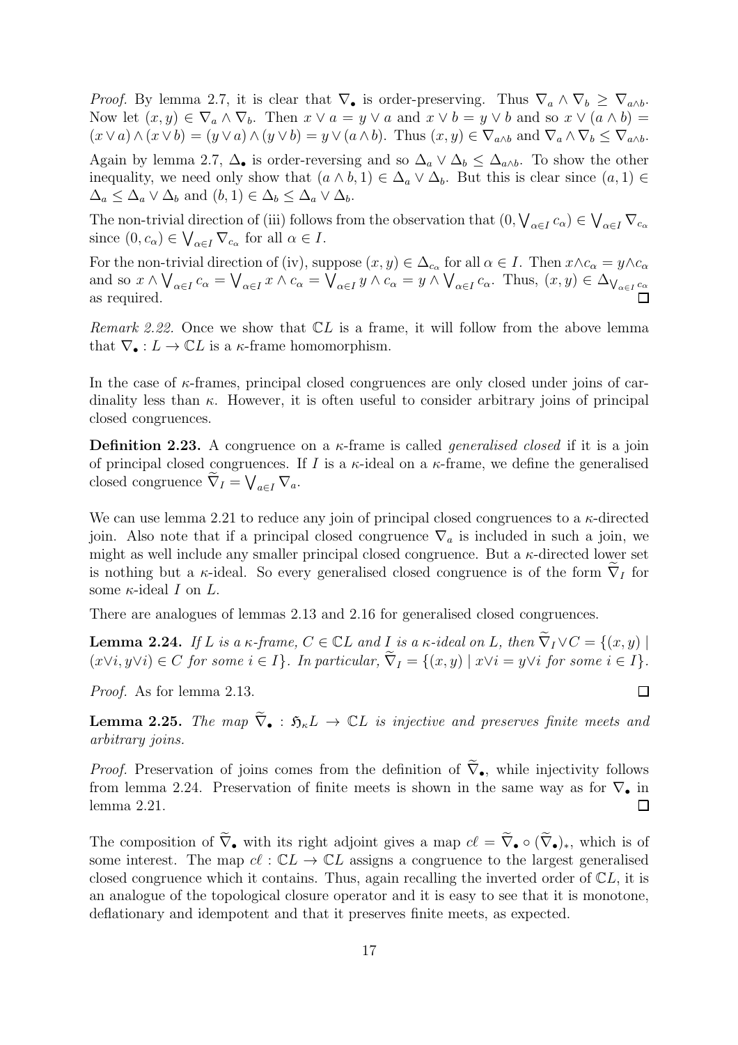*Proof.* By lemma 2.7, it is clear that $\nabla_\bullet$ is order-preserving. Thus $\nabla_a \wedge \nabla_b \geq \nabla_{a \wedge b}$. Now let $(x, y) \in \nabla_a \wedge \nabla_b$. Then $x \vee a = y \vee a$ and $x \vee b = y \vee b$ and so $x \vee (a \wedge b) = (x \vee a) \wedge (x \vee b) = (y \vee a) \wedge (y \vee b) = y \vee (a \wedge b)$. Thus $(x, y) \in \nabla_{a \wedge b}$ and $\nabla_a \wedge \nabla_b \leq \nabla_{a \wedge b}$.

Again by lemma 2.7, $\Delta_\bullet$ is order-reversing and so $\Delta_a \vee \Delta_b \leq \Delta_{a \wedge b}$. To show the other inequality, we need only show that $(a \wedge b, 1) \in \Delta_a \vee \Delta_b$. But this is clear since $(a, 1) \in \Delta_a \leq \Delta_a \vee \Delta_b$ and $(b, 1) \in \Delta_b \leq \Delta_a \vee \Delta_b$.

The non-trivial direction of (iii) follows from the observation that $(0, \bigvee_{\alpha \in I} c_\alpha) \in \bigvee_{\alpha \in I} \nabla_{c_\alpha}$ since $(0, c_\alpha) \in \bigvee_{\alpha \in I} \nabla_{c_\alpha}$ for all $\alpha \in I$.

For the non-trivial direction of (iv), suppose $(x, y) \in \Delta_{c_\alpha}$ for all $\alpha \in I$. Then $x \wedge c_\alpha = y \wedge c_\alpha$ and so $x \wedge \bigvee_{\alpha \in I} c_\alpha = \bigvee_{\alpha \in I} x \wedge c_\alpha = \bigvee_{\alpha \in I} y \wedge c_\alpha = y \wedge \bigvee_{\alpha \in I} c_\alpha$. Thus, $(x, y) \in \Delta_{\bigvee_{\alpha \in I} c_\alpha}$ as required. ∎

*Remark 2.22.* Once we show that $\mathbb{C}L$ is a frame, it will follow from the above lemma that $\nabla_\bullet : L \to \mathbb{C}L$ is a $\kappa$-frame homomorphism.

In the case of $\kappa$-frames, principal closed congruences are only closed under joins of cardinality less than $\kappa$. However, it is often useful to consider arbitrary joins of principal closed congruences.

**Definition 2.23.** A congruence on a $\kappa$-frame is called *generalised closed* if it is a join of principal closed congruences. If $I$ is a $\kappa$-ideal on a $\kappa$-frame, we define the generalised closed congruence $\widetilde{\nabla}_I = \bigvee_{a \in I} \nabla_a$.

We can use lemma 2.21 to reduce any join of principal closed congruences to a $\kappa$-directed join. Also note that if a principal closed congruence $\nabla_a$ is included in such a join, we might as well include any smaller principal closed congruence. But a $\kappa$-directed lower set is nothing but a $\kappa$-ideal. So every generalised closed congruence is of the form $\widetilde{\nabla}_I$ for some $\kappa$-ideal $I$ on $L$.

There are analogues of lemmas 2.13 and 2.16 for generalised closed congruences.

**Lemma 2.24.** *If $L$ is a $\kappa$-frame, $C \in \mathbb{C}L$ and $I$ is a $\kappa$-ideal on $L$, then $\widetilde{\nabla}_I \vee C = \{(x, y) \mid (x \vee i, y \vee i) \in C$ for some $i \in I\}$. In particular, $\widetilde{\nabla}_I = \{(x, y) \mid x \vee i = y \vee i$ for some $i \in I\}$.*

*Proof.* As for lemma 2.13. ∎

**Lemma 2.25.** *The map $\widetilde{\nabla}_\bullet : \mathfrak{H}_\kappa L \to \mathbb{C}L$ is injective and preserves finite meets and arbitrary joins.*

*Proof.* Preservation of joins comes from the definition of $\widetilde{\nabla}_\bullet$, while injectivity follows from lemma 2.24. Preservation of finite meets is shown in the same way as for $\nabla_\bullet$ in lemma 2.21. ∎

The composition of $\widetilde{\nabla}_\bullet$ with its right adjoint gives a map $c\ell = \widetilde{\nabla}_\bullet \circ (\widetilde{\nabla}_\bullet)_*$, which is of some interest. The map $c\ell : \mathbb{C}L \to \mathbb{C}L$ assigns a congruence to the largest generalised closed congruence which it contains. Thus, again recalling the inverted order of $\mathbb{C}L$, it is an analogue of the topological closure operator and it is easy to see that it is monotone, deflationary and idempotent and that it preserves finite meets, as expected.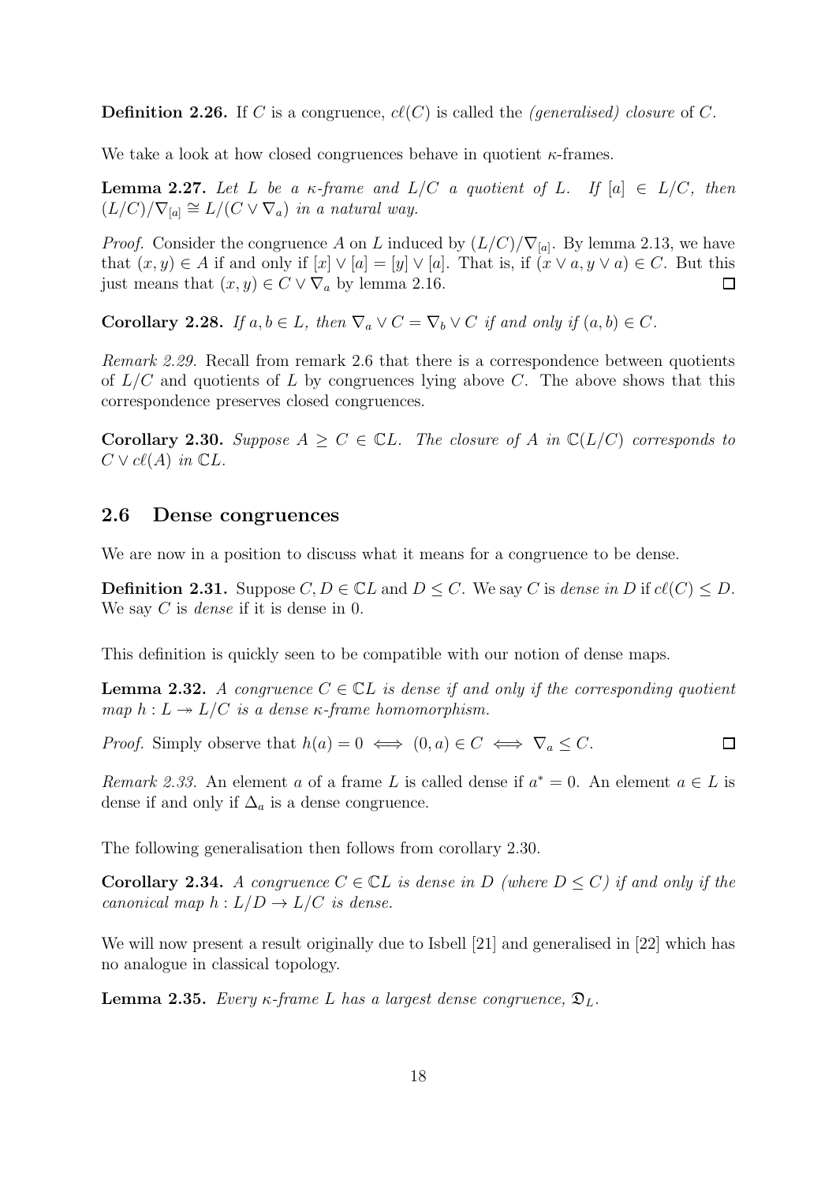**Definition 2.26.** If $C$ is a congruence, $c\ell(C)$ is called the *(generalised) closure* of $C$.

We take a look at how closed congruences behave in quotient $\kappa$-frames.

**Lemma 2.27.** *Let $L$ be a $\kappa$-frame and $L/C$ a quotient of $L$. If $[a] \in L/C$, then $(L/C)/\nabla_{[a]} \cong L/(C \vee \nabla_a)$ in a natural way.*

*Proof.* Consider the congruence $A$ on $L$ induced by $(L/C)/\nabla_{[a]}$. By lemma 2.13, we have that $(x, y) \in A$ if and only if $[x] \vee [a] = [y] \vee [a]$. That is, if $(x \vee a, y \vee a) \in C$. But this just means that $(x, y) \in C \vee \nabla_a$ by lemma 2.16. □

**Corollary 2.28.** *If $a, b \in L$, then $\nabla_a \vee C = \nabla_b \vee C$ if and only if $(a, b) \in C$.*

*Remark 2.29.* Recall from remark 2.6 that there is a correspondence between quotients of $L/C$ and quotients of $L$ by congruences lying above $C$. The above shows that this correspondence preserves closed congruences.

**Corollary 2.30.** *Suppose $A \geq C \in \mathbb{C}L$. The closure of $A$ in $\mathbb{C}(L/C)$ corresponds to $C \vee c\ell(A)$ in $\mathbb{C}L$.*

## 2.6 Dense congruences

We are now in a position to discuss what it means for a congruence to be dense.

**Definition 2.31.** Suppose $C, D \in \mathbb{C}L$ and $D \leq C$. We say $C$ is *dense in* $D$ if $c\ell(C) \leq D$. We say $C$ is *dense* if it is dense in 0.

This definition is quickly seen to be compatible with our notion of dense maps.

**Lemma 2.32.** *A congruence $C \in \mathbb{C}L$ is dense if and only if the corresponding quotient map $h : L \twoheadrightarrow L/C$ is a dense $\kappa$-frame homomorphism.*

*Proof.* Simply observe that $h(a) = 0 \iff (0, a) \in C \iff \nabla_a \leq C$. □

*Remark 2.33.* An element $a$ of a frame $L$ is called dense if $a^* = 0$. An element $a \in L$ is dense if and only if $\Delta_a$ is a dense congruence.

The following generalisation then follows from corollary 2.30.

**Corollary 2.34.** *A congruence $C \in \mathbb{C}L$ is dense in $D$ (where $D \leq C$) if and only if the canonical map $h : L/D \to L/C$ is dense.*

We will now present a result originally due to Isbell [21] and generalised in [22] which has no analogue in classical topology.

**Lemma 2.35.** *Every $\kappa$-frame $L$ has a largest dense congruence, $\mathfrak{D}_L$.*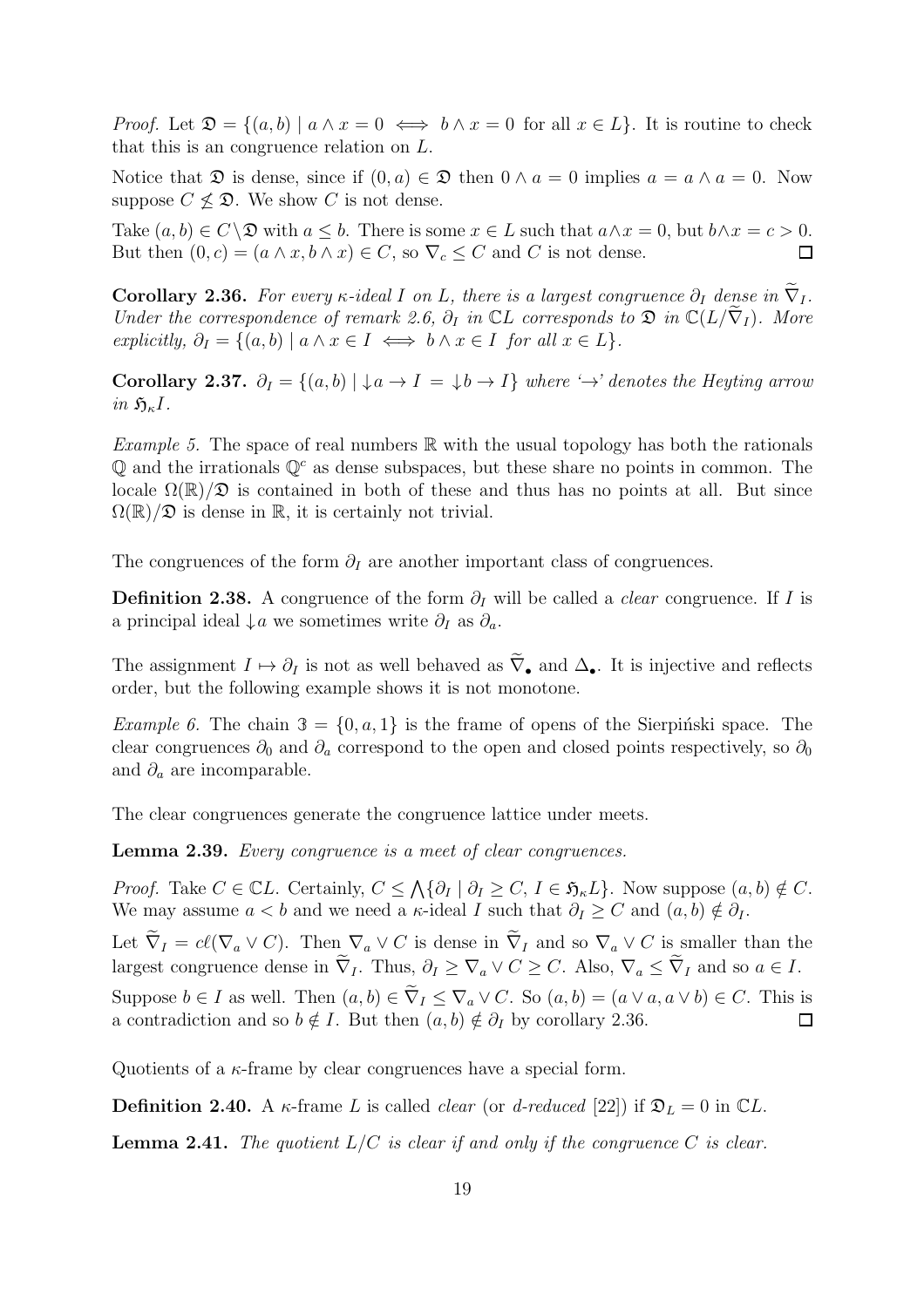*Proof.* Let $\mathfrak{D} = \{(a,b) \mid a \wedge x = 0 \iff b \wedge x = 0 \text{ for all } x \in L\}$. It is routine to check that this is an congruence relation on $L$.

Notice that $\mathfrak{D}$ is dense, since if $(0,a) \in \mathfrak{D}$ then $0 \wedge a = 0$ implies $a = a \wedge a = 0$. Now suppose $C \not\leq \mathfrak{D}$. We show $C$ is not dense.

Take $(a,b) \in C \setminus \mathfrak{D}$ with $a \leq b$. There is some $x \in L$ such that $a \wedge x = 0$, but $b \wedge x = c > 0$. But then $(0,c) = (a \wedge x, b \wedge x) \in C$, so $\nabla_c \leq C$ and $C$ is not dense. ◻

**Corollary 2.36.** *For every $\kappa$-ideal $I$ on $L$, there is a largest congruence $\partial_I$ dense in $\widetilde{\nabla}_I$. Under the correspondence of remark 2.6, $\partial_I$ in $\mathbb{C}L$ corresponds to $\mathfrak{D}$ in $\mathbb{C}(L/\widetilde{\nabla}_I)$. More explicitly, $\partial_I = \{(a,b) \mid a \wedge x \in I \iff b \wedge x \in I \text{ for all } x \in L\}$.*

**Corollary 2.37.** *$\partial_I = \{(a,b) \mid {\downarrow}a \to I = {\downarrow}b \to I\}$ where '$\to$' denotes the Heyting arrow in $\mathfrak{H}_\kappa I$.*

*Example 5.* The space of real numbers $\mathbb{R}$ with the usual topology has both the rationals $\mathbb{Q}$ and the irrationals $\mathbb{Q}^c$ as dense subspaces, but these share no points in common. The locale $\Omega(\mathbb{R})/\mathfrak{D}$ is contained in both of these and thus has no points at all. But since $\Omega(\mathbb{R})/\mathfrak{D}$ is dense in $\mathbb{R}$, it is certainly not trivial.

The congruences of the form $\partial_I$ are another important class of congruences.

**Definition 2.38.** A congruence of the form $\partial_I$ will be called a *clear* congruence. If $I$ is a principal ideal ${\downarrow}a$ we sometimes write $\partial_I$ as $\partial_a$.

The assignment $I \mapsto \partial_I$ is not as well behaved as $\widetilde{\nabla}_\bullet$ and $\Delta_\bullet$. It is injective and reflects order, but the following example shows it is not monotone.

*Example 6.* The chain $\mathfrak{3} = \{0, a, 1\}$ is the frame of opens of the Sierpiński space. The clear congruences $\partial_0$ and $\partial_a$ correspond to the open and closed points respectively, so $\partial_0$ and $\partial_a$ are incomparable.

The clear congruences generate the congruence lattice under meets.

**Lemma 2.39.** *Every congruence is a meet of clear congruences.*

*Proof.* Take $C \in \mathbb{C}L$. Certainly, $C \leq \bigwedge\{\partial_I \mid \partial_I \geq C,\ I \in \mathfrak{H}_\kappa L\}$. Now suppose $(a,b) \notin C$. We may assume $a < b$ and we need a $\kappa$-ideal $I$ such that $\partial_I \geq C$ and $(a,b) \notin \partial_I$.

Let $\widetilde{\nabla}_I = c\ell(\nabla_a \vee C)$. Then $\nabla_a \vee C$ is dense in $\widetilde{\nabla}_I$ and so $\nabla_a \vee C$ is smaller than the largest congruence dense in $\widetilde{\nabla}_I$. Thus, $\partial_I \geq \nabla_a \vee C \geq C$. Also, $\nabla_a \leq \widetilde{\nabla}_I$ and so $a \in I$.

Suppose $b \in I$ as well. Then $(a,b) \in \widetilde{\nabla}_I \leq \nabla_a \vee C$. So $(a,b) = (a \vee a, a \vee b) \in C$. This is a contradiction and so $b \notin I$. But then $(a,b) \notin \partial_I$ by corollary 2.36. ◻

Quotients of a $\kappa$-frame by clear congruences have a special form.

**Definition 2.40.** A $\kappa$-frame $L$ is called *clear* (or *d-reduced* [22]) if $\mathfrak{D}_L = 0$ in $\mathbb{C}L$.

**Lemma 2.41.** *The quotient $L/C$ is clear if and only if the congruence $C$ is clear.*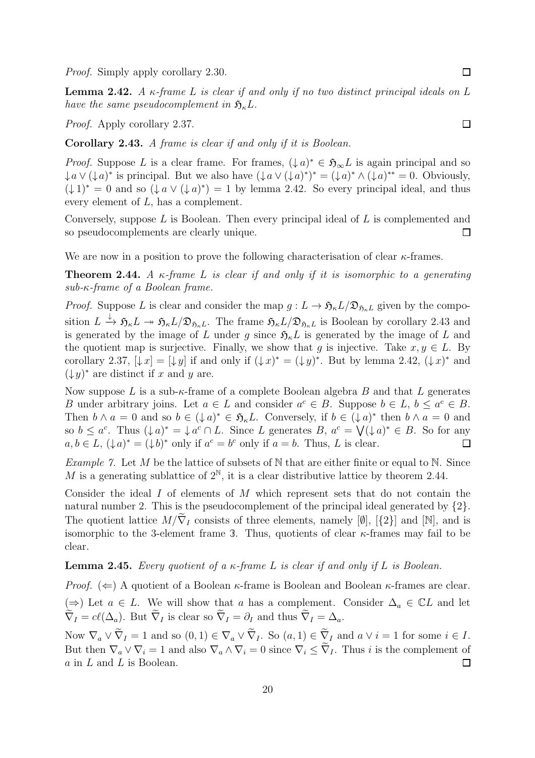*Proof.* Simply apply corollary 2.30. ◻

**Lemma 2.42.** *A $\kappa$-frame $L$ is clear if and only if no two distinct principal ideals on $L$ have the same pseudocomplement in $\mathfrak{H}_\kappa L$.*

*Proof.* Apply corollary 2.37. ◻

**Corollary 2.43.** *A frame is clear if and only if it is Boolean.*

*Proof.* Suppose $L$ is a clear frame. For frames, $(\downarrow a)^* \in \mathfrak{H}_\infty L$ is again principal and so $\downarrow a \vee (\downarrow a)^*$ is principal. But we also have $(\downarrow a \vee (\downarrow a)^*)^* = (\downarrow a)^* \wedge (\downarrow a)^{**} = 0$. Obviously, $(\downarrow 1)^* = 0$ and so $(\downarrow a \vee (\downarrow a)^*) = 1$ by lemma 2.42. So every principal ideal, and thus every element of $L$, has a complement.

Conversely, suppose $L$ is Boolean. Then every principal ideal of $L$ is complemented and so pseudocomplements are clearly unique. ◻

We are now in a position to prove the following characterisation of clear $\kappa$-frames.

**Theorem 2.44.** *A $\kappa$-frame $L$ is clear if and only if it is isomorphic to a generating sub-$\kappa$-frame of a Boolean frame.*

*Proof.* Suppose $L$ is clear and consider the map $g : L \to \mathfrak{H}_\kappa L/\mathfrak{D}_{\mathfrak{H}_\kappa L}$ given by the composition $L \xrightarrow{\downarrow} \mathfrak{H}_\kappa L \twoheadrightarrow \mathfrak{H}_\kappa L/\mathfrak{D}_{\mathfrak{H}_\kappa L}$. The frame $\mathfrak{H}_\kappa L/\mathfrak{D}_{\mathfrak{H}_\kappa L}$ is Boolean by corollary 2.43 and is generated by the image of $L$ under $g$ since $\mathfrak{H}_\kappa L$ is generated by the image of $L$ and the quotient map is surjective. Finally, we show that $g$ is injective. Take $x, y \in L$. By corollary 2.37, $[\downarrow x] = [\downarrow y]$ if and only if $(\downarrow x)^* = (\downarrow y)^*$. But by lemma 2.42, $(\downarrow x)^*$ and $(\downarrow y)^*$ are distinct if $x$ and $y$ are.

Now suppose $L$ is a sub-$\kappa$-frame of a complete Boolean algebra $B$ and that $L$ generates $B$ under arbitrary joins. Let $a \in L$ and consider $a^c \in B$. Suppose $b \in L$, $b \leq a^c \in B$. Then $b \wedge a = 0$ and so $b \in (\downarrow a)^* \in \mathfrak{H}_\kappa L$. Conversely, if $b \in (\downarrow a)^*$ then $b \wedge a = 0$ and so $b \leq a^c$. Thus $(\downarrow a)^* = \downarrow a^c \cap L$. Since $L$ generates $B$, $a^c = \bigvee (\downarrow a)^* \in B$. So for any $a, b \in L$, $(\downarrow a)^* = (\downarrow b)^*$ only if $a^c = b^c$ only if $a = b$. Thus, $L$ is clear. ◻

*Example 7.* Let $M$ be the lattice of subsets of $\mathbb{N}$ that are either finite or equal to $\mathbb{N}$. Since $M$ is a generating sublattice of $2^{\mathbb{N}}$, it is a clear distributive lattice by theorem 2.44.

Consider the ideal $I$ of elements of $M$ which represent sets that do not contain the natural number 2. This is the pseudocomplement of the principal ideal generated by $\{2\}$. The quotient lattice $M/\widetilde{\nabla}_I$ consists of three elements, namely $[\emptyset]$, $[\{2\}]$ and $[\mathbb{N}]$, and is isomorphic to the 3-element frame $\mathbb{3}$. Thus, quotients of clear $\kappa$-frames may fail to be clear.

**Lemma 2.45.** *Every quotient of a $\kappa$-frame $L$ is clear if and only if $L$ is Boolean.*

*Proof.* ($\Leftarrow$) A quotient of a Boolean $\kappa$-frame is Boolean and Boolean $\kappa$-frames are clear.

($\Rightarrow$) Let $a \in L$. We will show that $a$ has a complement. Consider $\Delta_a \in \mathbb{C}L$ and let $\widetilde{\nabla}_I = c\ell(\Delta_a)$. But $\widetilde{\nabla}_I$ is clear so $\widetilde{\nabla}_I = \partial_I$ and thus $\widetilde{\nabla}_I = \Delta_a$.

Now $\nabla_a \vee \widetilde{\nabla}_I = 1$ and so $(0,1) \in \nabla_a \vee \widetilde{\nabla}_I$. So $(a,1) \in \widetilde{\nabla}_I$ and $a \vee i = 1$ for some $i \in I$. But then $\nabla_a \vee \nabla_i = 1$ and also $\nabla_a \wedge \nabla_i = 0$ since $\nabla_i \leq \widetilde{\nabla}_I$. Thus $i$ is the complement of $a$ in $L$ and $L$ is Boolean. ◻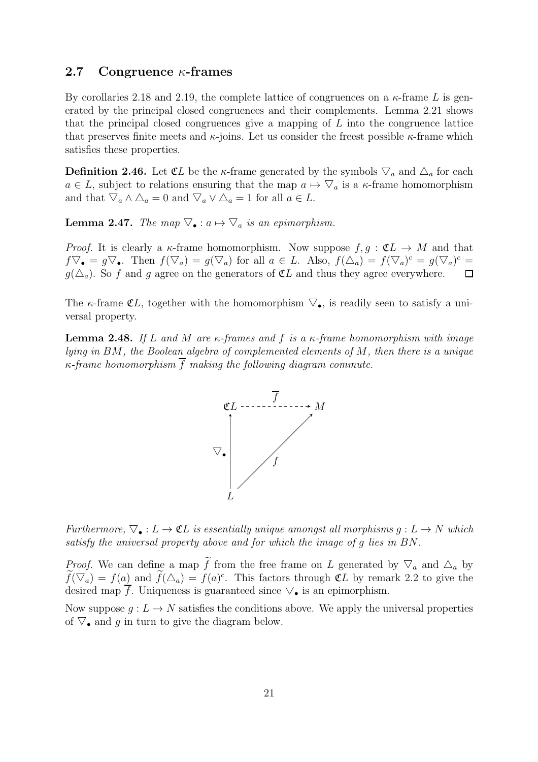## 2.7 Congruence $\kappa$-frames

By corollaries 2.18 and 2.19, the complete lattice of congruences on a $\kappa$-frame $L$ is generated by the principal closed congruences and their complements. Lemma 2.21 shows that the principal closed congruences give a mapping of $L$ into the congruence lattice that preserves finite meets and $\kappa$-joins. Let us consider the freest possible $\kappa$-frame which satisfies these properties.

**Definition 2.46.** Let $\mathfrak{C}L$ be the $\kappa$-frame generated by the symbols $\nabla_a$ and $\Delta_a$ for each $a \in L$, subject to relations ensuring that the map $a \mapsto \nabla_a$ is a $\kappa$-frame homomorphism and that $\nabla_a \wedge \Delta_a = 0$ and $\nabla_a \vee \Delta_a = 1$ for all $a \in L$.

**Lemma 2.47.** *The map $\nabla_\bullet : a \mapsto \nabla_a$ is an epimorphism.*

*Proof.* It is clearly a $\kappa$-frame homomorphism. Now suppose $f, g : \mathfrak{C}L \to M$ and that $f\nabla_\bullet = g\nabla_\bullet$. Then $f(\nabla_a) = g(\nabla_a)$ for all $a \in L$. Also, $f(\Delta_a) = f(\nabla_a)^c = g(\nabla_a)^c = g(\Delta_a)$. So $f$ and $g$ agree on the generators of $\mathfrak{C}L$ and thus they agree everywhere. $\square$

The $\kappa$-frame $\mathfrak{C}L$, together with the homomorphism $\nabla_\bullet$, is readily seen to satisfy a universal property.

**Lemma 2.48.** *If $L$ and $M$ are $\kappa$-frames and $f$ is a $\kappa$-frame homomorphism with image lying in $BM$, the Boolean algebra of complemented elements of $M$, then there is a unique $\kappa$-frame homomorphism $\overline{f}$ making the following diagram commute.*

$$\begin{array}{ccc} \mathfrak{C}L & \overset{\overline{f}}{\dashrightarrow} & M \\ {\scriptstyle \nabla_\bullet}\uparrow & \nearrow_{f} & \\ L & & \end{array}$$

*Furthermore, $\nabla_\bullet : L \to \mathfrak{C}L$ is essentially unique amongst all morphisms $g : L \to N$ which satisfy the universal property above and for which the image of $g$ lies in $BN$.*

*Proof.* We can define a map $\widetilde{f}$ from the free frame on $L$ generated by $\nabla_a$ and $\Delta_a$ by $\widetilde{f}(\nabla_a) = f(a)$ and $\widetilde{f}(\Delta_a) = f(a)^c$. This factors through $\mathfrak{C}L$ by remark 2.2 to give the desired map $\overline{f}$. Uniqueness is guaranteed since $\nabla_\bullet$ is an epimorphism.

Now suppose $g : L \to N$ satisfies the conditions above. We apply the universal properties of $\nabla_\bullet$ and $g$ in turn to give the diagram below.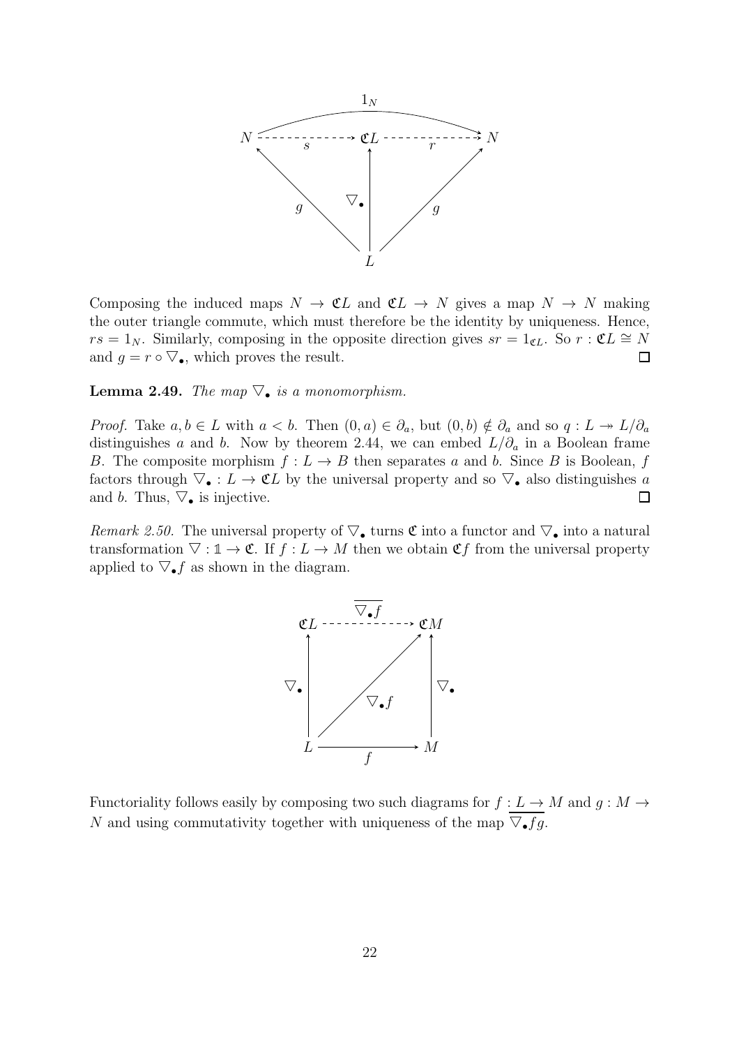Composing the induced maps $N \to \mathfrak{C}L$ and $\mathfrak{C}L \to N$ gives a map $N \to N$ making the outer triangle commute, which must therefore be the identity by uniqueness. Hence, $rs = 1_N$. Similarly, composing in the opposite direction gives $sr = 1_{\mathfrak{C}L}$. So $r : \mathfrak{C}L \cong N$ and $g = r \circ \triangledown_\bullet$, which proves the result. □

**Lemma 2.49.** *The map $\triangledown_\bullet$ is a monomorphism.*

*Proof.* Take $a, b \in L$ with $a < b$. Then $(0, a) \in \partial_a$, but $(0, b) \notin \partial_a$ and so $q : L \twoheadrightarrow L/\partial_a$ distinguishes $a$ and $b$. Now by theorem 2.44, we can embed $L/\partial_a$ in a Boolean frame $B$. The composite morphism $f : L \to B$ then separates $a$ and $b$. Since $B$ is Boolean, $f$ factors through $\triangledown_\bullet : L \to \mathfrak{C}L$ by the universal property and so $\triangledown_\bullet$ also distinguishes $a$ and $b$. Thus, $\triangledown_\bullet$ is injective. □

*Remark 2.50.* The universal property of $\triangledown_\bullet$ turns $\mathfrak{C}$ into a functor and $\triangledown_\bullet$ into a natural transformation $\triangledown : \mathbb{1} \to \mathfrak{C}$. If $f : L \to M$ then we obtain $\mathfrak{C}f$ from the universal property applied to $\triangledown_\bullet f$ as shown in the diagram.

Functoriality follows easily by composing two such diagrams for $f : L \to M$ and $g : M \to N$ and using commutativity together with uniqueness of the map $\overline{\triangledown_\bullet fg}$.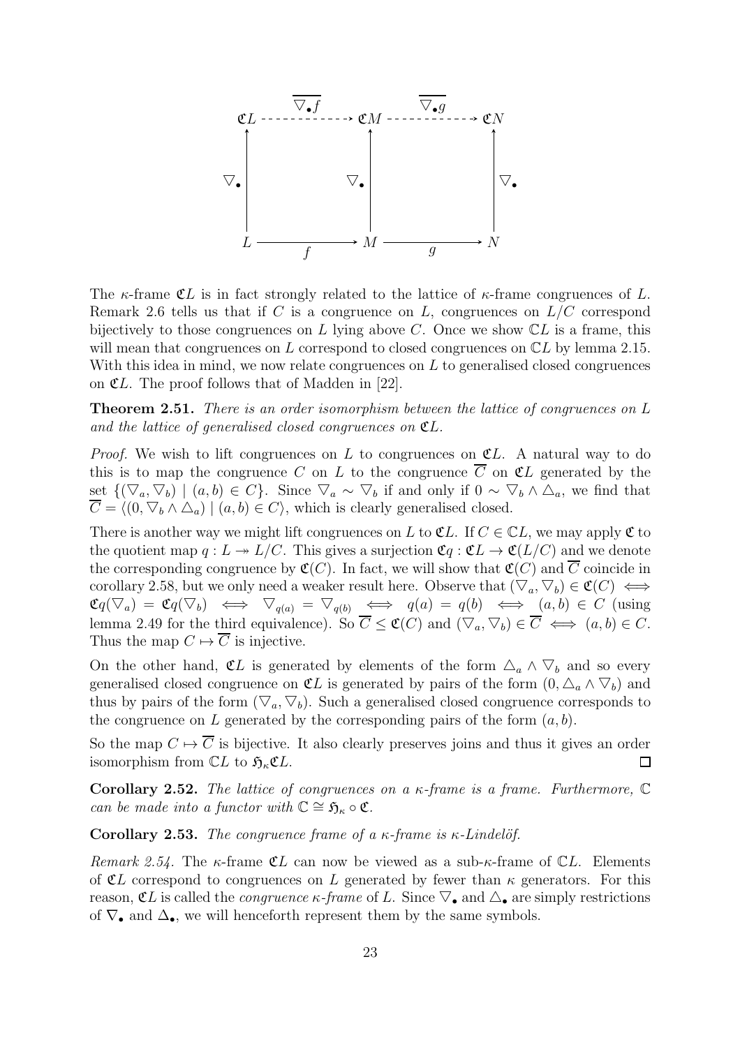$$
\begin{array}{ccccc}
\mathfrak{C}L & \overset{\overline{\nabla_\bullet f}}{\dashrightarrow} & \mathfrak{C}M & \overset{\overline{\nabla_\bullet g}}{\dashrightarrow} & \mathfrak{C}N \\
\uparrow \nabla_\bullet & & \uparrow \nabla_\bullet & & \uparrow \nabla_\bullet \\
L & \xrightarrow[f]{} & M & \xrightarrow[g]{} & N
\end{array}
$$

The $\kappa$-frame $\mathfrak{C}L$ is in fact strongly related to the lattice of $\kappa$-frame congruences of $L$. Remark 2.6 tells us that if $C$ is a congruence on $L$, congruences on $L/C$ correspond bijectively to those congruences on $L$ lying above $C$. Once we show $\mathbb{C}L$ is a frame, this will mean that congruences on $L$ correspond to closed congruences on $\mathbb{C}L$ by lemma 2.15. With this idea in mind, we now relate congruences on $L$ to generalised closed congruences on $\mathfrak{C}L$. The proof follows that of Madden in [22].

**Theorem 2.51.** *There is an order isomorphism between the lattice of congruences on $L$ and the lattice of generalised closed congruences on $\mathfrak{C}L$.*

*Proof.* We wish to lift congruences on $L$ to congruences on $\mathfrak{C}L$. A natural way to do this is to map the congruence $C$ on $L$ to the congruence $\overline{C}$ on $\mathfrak{C}L$ generated by the set $\{(\nabla_a, \nabla_b) \mid (a,b) \in C\}$. Since $\nabla_a \sim \nabla_b$ if and only if $0 \sim \nabla_b \wedge \triangle_a$, we find that $\overline{C} = \langle (0, \nabla_b \wedge \triangle_a) \mid (a,b) \in C \rangle$, which is clearly generalised closed.

There is another way we might lift congruences on $L$ to $\mathfrak{C}L$. If $C \in \mathbb{C}L$, we may apply $\mathfrak{C}$ to the quotient map $q : L \twoheadrightarrow L/C$. This gives a surjection $\mathfrak{C}q : \mathfrak{C}L \to \mathfrak{C}(L/C)$ and we denote the corresponding congruence by $\mathfrak{C}(C)$. In fact, we will show that $\mathfrak{C}(C)$ and $\overline{C}$ coincide in corollary 2.58, but we only need a weaker result here. Observe that $(\nabla_a, \nabla_b) \in \mathfrak{C}(C) \iff \mathfrak{C}q(\nabla_a) = \mathfrak{C}q(\nabla_b) \iff \nabla_{q(a)} = \nabla_{q(b)} \iff q(a) = q(b) \iff (a,b) \in C$ (using lemma 2.49 for the third equivalence). So $\overline{C} \leq \mathfrak{C}(C)$ and $(\nabla_a, \nabla_b) \in \overline{C} \iff (a,b) \in C$. Thus the map $C \mapsto \overline{C}$ is injective.

On the other hand, $\mathfrak{C}L$ is generated by elements of the form $\triangle_a \wedge \nabla_b$ and so every generalised closed congruence on $\mathfrak{C}L$ is generated by pairs of the form $(0, \triangle_a \wedge \nabla_b)$ and thus by pairs of the form $(\nabla_a, \nabla_b)$. Such a generalised closed congruence corresponds to the congruence on $L$ generated by the corresponding pairs of the form $(a,b)$.

So the map $C \mapsto \overline{C}$ is bijective. It also clearly preserves joins and thus it gives an order isomorphism from $\mathbb{C}L$ to $\mathfrak{H}_\kappa \mathfrak{C}L$. $\square$

**Corollary 2.52.** *The lattice of congruences on a $\kappa$-frame is a frame. Furthermore, $\mathbb{C}$ can be made into a functor with $\mathbb{C} \cong \mathfrak{H}_\kappa \circ \mathfrak{C}$.*

**Corollary 2.53.** *The congruence frame of a $\kappa$-frame is $\kappa$-Lindelöf.*

*Remark 2.54.* The $\kappa$-frame $\mathfrak{C}L$ can now be viewed as a sub-$\kappa$-frame of $\mathbb{C}L$. Elements of $\mathfrak{C}L$ correspond to congruences on $L$ generated by fewer than $\kappa$ generators. For this reason, $\mathfrak{C}L$ is called the *congruence $\kappa$-frame* of $L$. Since $\nabla_\bullet$ and $\triangle_\bullet$ are simply restrictions of $\boldsymbol{\nabla}_\bullet$ and $\boldsymbol{\Delta}_\bullet$, we will henceforth represent them by the same symbols.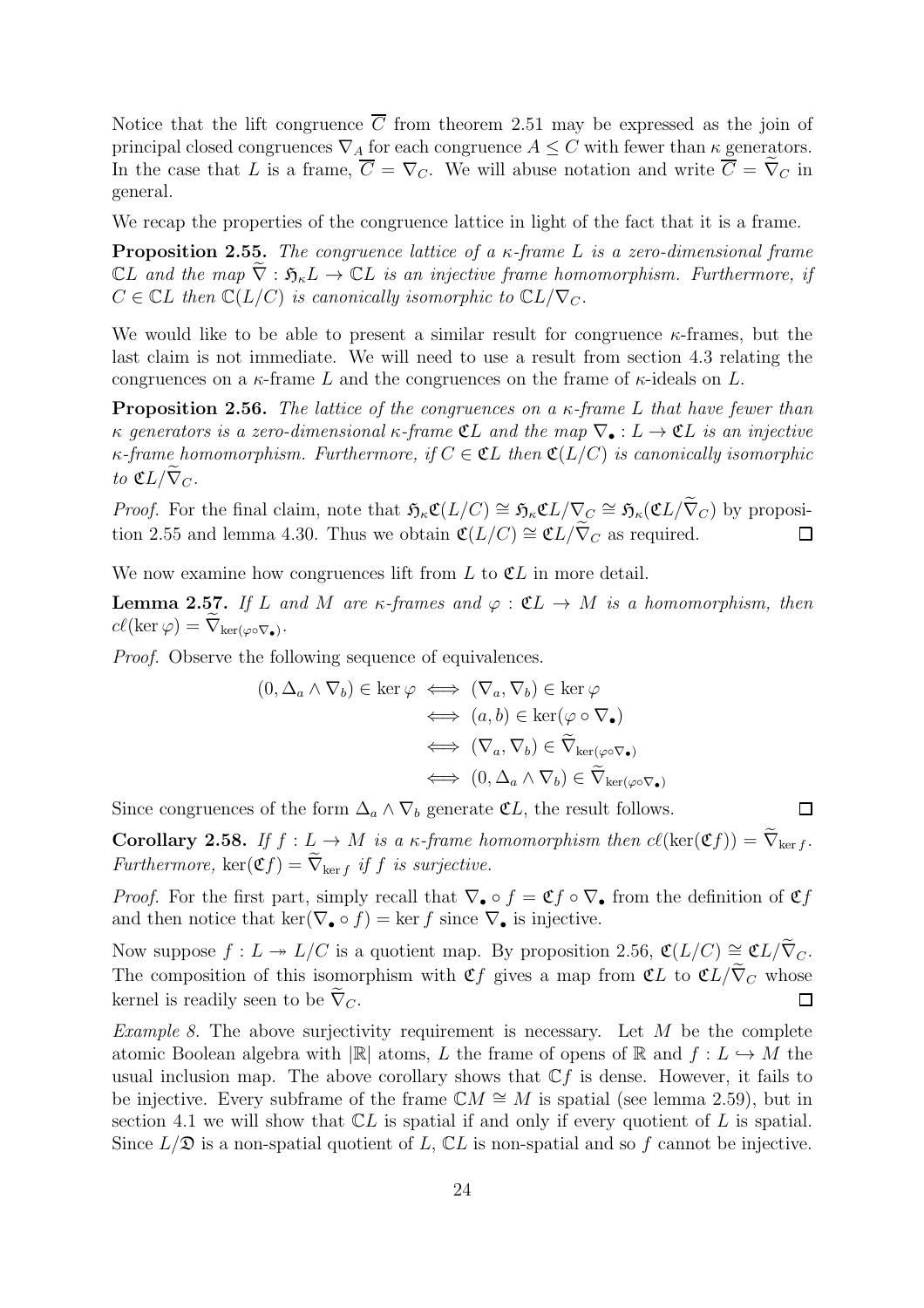Notice that the lift congruence $\overline{C}$ from theorem 2.51 may be expressed as the join of principal closed congruences $\nabla_A$ for each congruence $A \leq C$ with fewer than $\kappa$ generators. In the case that $L$ is a frame, $\overline{C} = \nabla_C$. We will abuse notation and write $\overline{C} = \widetilde{\nabla}_C$ in general.

We recap the properties of the congruence lattice in light of the fact that it is a frame.

**Proposition 2.55.** *The congruence lattice of a $\kappa$-frame $L$ is a zero-dimensional frame $\mathbb{C}L$ and the map $\widetilde{\nabla} : \mathfrak{H}_\kappa L \to \mathbb{C}L$ is an injective frame homomorphism. Furthermore, if $C \in \mathbb{C}L$ then $\mathbb{C}(L/C)$ is canonically isomorphic to $\mathbb{C}L/\nabla_C$.*

We would like to be able to present a similar result for congruence $\kappa$-frames, but the last claim is not immediate. We will need to use a result from section 4.3 relating the congruences on a $\kappa$-frame $L$ and the congruences on the frame of $\kappa$-ideals on $L$.

**Proposition 2.56.** *The lattice of the congruences on a $\kappa$-frame $L$ that have fewer than $\kappa$ generators is a zero-dimensional $\kappa$-frame $\mathfrak{C}L$ and the map $\nabla_\bullet : L \to \mathfrak{C}L$ is an injective $\kappa$-frame homomorphism. Furthermore, if $C \in \mathfrak{C}L$ then $\mathfrak{C}(L/C)$ is canonically isomorphic to $\mathfrak{C}L/\widetilde{\nabla}_C$.*

*Proof.* For the final claim, note that $\mathfrak{H}_\kappa\mathfrak{C}(L/C) \cong \mathfrak{H}_\kappa\mathfrak{C}L/\nabla_C \cong \mathfrak{H}_\kappa(\mathfrak{C}L/\widetilde{\nabla}_C)$ by proposition 2.55 and lemma 4.30. Thus we obtain $\mathfrak{C}(L/C) \cong \mathfrak{C}L/\widetilde{\nabla}_C$ as required. □

We now examine how congruences lift from $L$ to $\mathfrak{C}L$ in more detail.

**Lemma 2.57.** *If $L$ and $M$ are $\kappa$-frames and $\varphi : \mathfrak{C}L \to M$ is a homomorphism, then $c\ell(\ker\varphi) = \widetilde{\nabla}_{\ker(\varphi\circ\nabla_\bullet)}$.*

*Proof.* Observe the following sequence of equivalences.

$$\begin{aligned}
(0, \Delta_a \wedge \nabla_b) \in \ker\varphi &\iff (\nabla_a, \nabla_b) \in \ker\varphi \\
&\iff (a, b) \in \ker(\varphi \circ \nabla_\bullet) \\
&\iff (\nabla_a, \nabla_b) \in \widetilde{\nabla}_{\ker(\varphi\circ\nabla_\bullet)} \\
&\iff (0, \Delta_a \wedge \nabla_b) \in \widetilde{\nabla}_{\ker(\varphi\circ\nabla_\bullet)}
\end{aligned}$$

Since congruences of the form $\Delta_a \wedge \nabla_b$ generate $\mathfrak{C}L$, the result follows. □

**Corollary 2.58.** *If $f : L \to M$ is a $\kappa$-frame homomorphism then $c\ell(\ker(\mathfrak{C}f)) = \widetilde{\nabla}_{\ker f}$. Furthermore, $\ker(\mathfrak{C}f) = \widetilde{\nabla}_{\ker f}$ if $f$ is surjective.*

*Proof.* For the first part, simply recall that $\nabla_\bullet \circ f = \mathfrak{C}f \circ \nabla_\bullet$ from the definition of $\mathfrak{C}f$ and then notice that $\ker(\nabla_\bullet \circ f) = \ker f$ since $\nabla_\bullet$ is injective.

Now suppose $f : L \twoheadrightarrow L/C$ is a quotient map. By proposition 2.56, $\mathfrak{C}(L/C) \cong \mathfrak{C}L/\widetilde{\nabla}_C$. The composition of this isomorphism with $\mathfrak{C}f$ gives a map from $\mathfrak{C}L$ to $\mathfrak{C}L/\widetilde{\nabla}_C$ whose kernel is readily seen to be $\widetilde{\nabla}_C$. □

*Example 8.* The above surjectivity requirement is necessary. Let $M$ be the complete atomic Boolean algebra with $|\mathbb{R}|$ atoms, $L$ the frame of opens of $\mathbb{R}$ and $f : L \hookrightarrow M$ the usual inclusion map. The above corollary shows that $\mathbb{C}f$ is dense. However, it fails to be injective. Every subframe of the frame $\mathbb{C}M \cong M$ is spatial (see lemma 2.59), but in section 4.1 we will show that $\mathbb{C}L$ is spatial if and only if every quotient of $L$ is spatial. Since $L/\mathfrak{D}$ is a non-spatial quotient of $L$, $\mathbb{C}L$ is non-spatial and so $f$ cannot be injective.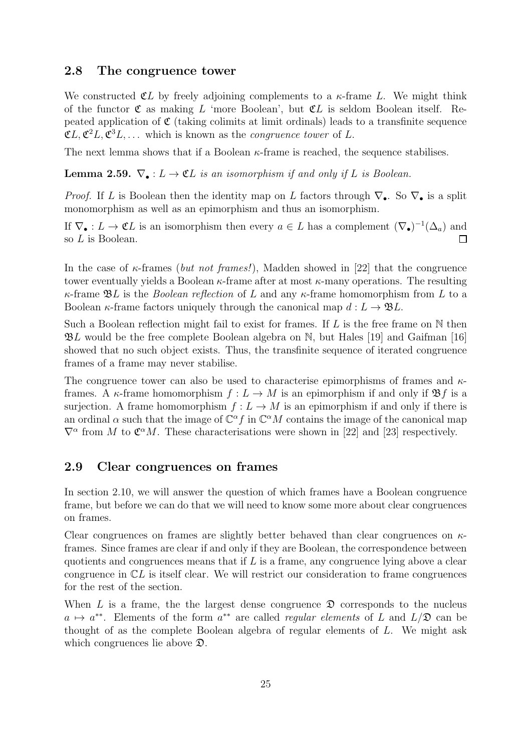## 2.8 The congruence tower

We constructed $\mathfrak{C}L$ by freely adjoining complements to a $\kappa$-frame $L$. We might think of the functor $\mathfrak{C}$ as making $L$ 'more Boolean', but $\mathfrak{C}L$ is seldom Boolean itself. Repeated application of $\mathfrak{C}$ (taking colimits at limit ordinals) leads to a transfinite sequence $\mathfrak{C}L, \mathfrak{C}^2L, \mathfrak{C}^3L, \ldots$ which is known as the *congruence tower* of $L$.

The next lemma shows that if a Boolean $\kappa$-frame is reached, the sequence stabilises.

**Lemma 2.59.** *$\nabla_\bullet : L \to \mathfrak{C}L$ is an isomorphism if and only if $L$ is Boolean.*

*Proof.* If $L$ is Boolean then the identity map on $L$ factors through $\nabla_\bullet$. So $\nabla_\bullet$ is a split monomorphism as well as an epimorphism and thus an isomorphism.

If $\nabla_\bullet : L \to \mathfrak{C}L$ is an isomorphism then every $a \in L$ has a complement $(\nabla_\bullet)^{-1}(\Delta_a)$ and so $L$ is Boolean. $\square$

In the case of $\kappa$-frames (*but not frames!*), Madden showed in [22] that the congruence tower eventually yields a Boolean $\kappa$-frame after at most $\kappa$-many operations. The resulting $\kappa$-frame $\mathfrak{B}L$ is the *Boolean reflection* of $L$ and any $\kappa$-frame homomorphism from $L$ to a Boolean $\kappa$-frame factors uniquely through the canonical map $d : L \to \mathfrak{B}L$.

Such a Boolean reflection might fail to exist for frames. If $L$ is the free frame on $\mathbb{N}$ then $\mathfrak{B}L$ would be the free complete Boolean algebra on $\mathbb{N}$, but Hales [19] and Gaifman [16] showed that no such object exists. Thus, the transfinite sequence of iterated congruence frames of a frame may never stabilise.

The congruence tower can also be used to characterise epimorphisms of frames and $\kappa$-frames. A $\kappa$-frame homomorphism $f : L \to M$ is an epimorphism if and only if $\mathfrak{B}f$ is a surjection. A frame homomorphism $f : L \to M$ is an epimorphism if and only if there is an ordinal $\alpha$ such that the image of $\mathbb{C}^\alpha f$ in $\mathbb{C}^\alpha M$ contains the image of the canonical map $\nabla^\alpha$ from $M$ to $\mathfrak{C}^\alpha M$. These characterisations were shown in [22] and [23] respectively.

## 2.9 Clear congruences on frames

In section 2.10, we will answer the question of which frames have a Boolean congruence frame, but before we can do that we will need to know some more about clear congruences on frames.

Clear congruences on frames are slightly better behaved than clear congruences on $\kappa$-frames. Since frames are clear if and only if they are Boolean, the correspondence between quotients and congruences means that if $L$ is a frame, any congruence lying above a clear congruence in $\mathbb{C}L$ is itself clear. We will restrict our consideration to frame congruences for the rest of the section.

When $L$ is a frame, the the largest dense congruence $\mathfrak{D}$ corresponds to the nucleus $a \mapsto a^{**}$. Elements of the form $a^{**}$ are called *regular elements* of $L$ and $L/\mathfrak{D}$ can be thought of as the complete Boolean algebra of regular elements of $L$. We might ask which congruences lie above $\mathfrak{D}$.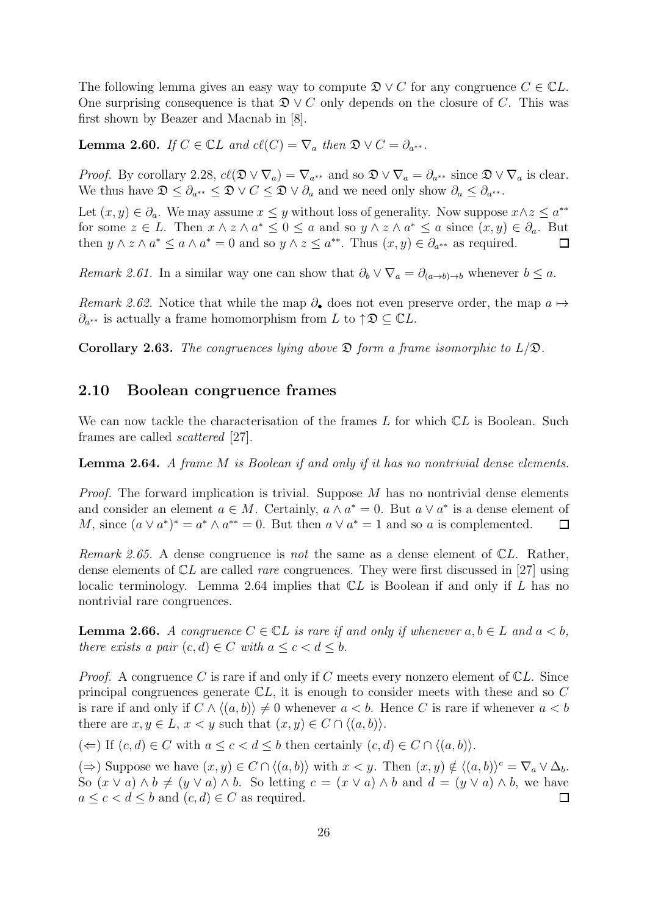The following lemma gives an easy way to compute $\mathfrak{D} \vee C$ for any congruence $C \in \mathbb{C}L$. One surprising consequence is that $\mathfrak{D} \vee C$ only depends on the closure of $C$. This was first shown by Beazer and Macnab in [8].

**Lemma 2.60.** *If $C \in \mathbb{C}L$ and $c\ell(C) = \nabla_a$ then $\mathfrak{D} \vee C = \partial_{a^{**}}$.*

*Proof.* By corollary 2.28, $c\ell(\mathfrak{D} \vee \nabla_a) = \nabla_{a^{**}}$ and so $\mathfrak{D} \vee \nabla_a = \partial_{a^{**}}$ since $\mathfrak{D} \vee \nabla_a$ is clear. We thus have $\mathfrak{D} \leq \partial_{a^{**}} \leq \mathfrak{D} \vee C \leq \mathfrak{D} \vee \partial_a$ and we need only show $\partial_a \leq \partial_{a^{**}}$.

Let $(x, y) \in \partial_a$. We may assume $x \leq y$ without loss of generality. Now suppose $x \wedge z \leq a^{**}$ for some $z \in L$. Then $x \wedge z \wedge a^* \leq 0 \leq a$ and so $y \wedge z \wedge a^* \leq a$ since $(x, y) \in \partial_a$. But then $y \wedge z \wedge a^* \leq a \wedge a^* = 0$ and so $y \wedge z \leq a^{**}$. Thus $(x, y) \in \partial_{a^{**}}$ as required. □

*Remark 2.61.* In a similar way one can show that $\partial_b \vee \nabla_a = \partial_{(a \to b) \to b}$ whenever $b \leq a$.

*Remark 2.62.* Notice that while the map $\partial_\bullet$ does not even preserve order, the map $a \mapsto \partial_{a^{**}}$ is actually a frame homomorphism from $L$ to $\uparrow\mathfrak{D} \subseteq \mathbb{C}L$.

**Corollary 2.63.** *The congruences lying above $\mathfrak{D}$ form a frame isomorphic to $L/\mathfrak{D}$.*

## 2.10 Boolean congruence frames

We can now tackle the characterisation of the frames $L$ for which $\mathbb{C}L$ is Boolean. Such frames are called *scattered* [27].

**Lemma 2.64.** *A frame $M$ is Boolean if and only if it has no nontrivial dense elements.*

*Proof.* The forward implication is trivial. Suppose $M$ has no nontrivial dense elements and consider an element $a \in M$. Certainly, $a \wedge a^* = 0$. But $a \vee a^*$ is a dense element of $M$, since $(a \vee a^*)^* = a^* \wedge a^{**} = 0$. But then $a \vee a^* = 1$ and so $a$ is complemented. □

*Remark 2.65.* A dense congruence is *not* the same as a dense element of $\mathbb{C}L$. Rather, dense elements of $\mathbb{C}L$ are called *rare* congruences. They were first discussed in [27] using localic terminology. Lemma 2.64 implies that $\mathbb{C}L$ is Boolean if and only if $L$ has no nontrivial rare congruences.

**Lemma 2.66.** *A congruence $C \in \mathbb{C}L$ is rare if and only if whenever $a, b \in L$ and $a < b$, there exists a pair $(c, d) \in C$ with $a \leq c < d \leq b$.*

*Proof.* A congruence $C$ is rare if and only if $C$ meets every nonzero element of $\mathbb{C}L$. Since principal congruences generate $\mathbb{C}L$, it is enough to consider meets with these and so $C$ is rare if and only if $C \wedge \langle(a, b)\rangle \neq 0$ whenever $a < b$. Hence $C$ is rare if whenever $a < b$ there are $x, y \in L$, $x < y$ such that $(x, y) \in C \cap \langle(a, b)\rangle$.

($\Leftarrow$) If $(c, d) \in C$ with $a \leq c < d \leq b$ then certainly $(c, d) \in C \cap \langle(a, b)\rangle$.

($\Rightarrow$) Suppose we have $(x, y) \in C \cap \langle(a, b)\rangle$ with $x < y$. Then $(x, y) \notin \langle(a, b)\rangle^c = \nabla_a \vee \Delta_b$. So $(x \vee a) \wedge b \neq (y \vee a) \wedge b$. So letting $c = (x \vee a) \wedge b$ and $d = (y \vee a) \wedge b$, we have $a \leq c < d \leq b$ and $(c, d) \in C$ as required. □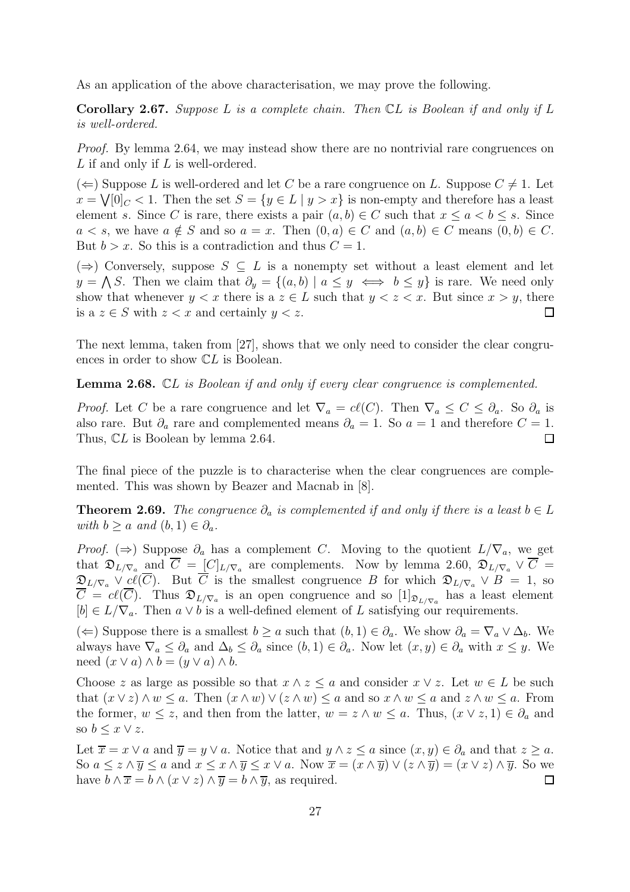As an application of the above characterisation, we may prove the following.

**Corollary 2.67.** *Suppose $L$ is a complete chain. Then $\mathbb{C}L$ is Boolean if and only if $L$ is well-ordered.*

*Proof.* By lemma 2.64, we may instead show there are no nontrivial rare congruences on $L$ if and only if $L$ is well-ordered.

($\Leftarrow$) Suppose $L$ is well-ordered and let $C$ be a rare congruence on $L$. Suppose $C \neq 1$. Let $x = \bigvee [0]_C < 1$. Then the set $S = \{y \in L \mid y > x\}$ is non-empty and therefore has a least element $s$. Since $C$ is rare, there exists a pair $(a, b) \in C$ such that $x \leq a < b \leq s$. Since $a < s$, we have $a \notin S$ and so $a = x$. Then $(0, a) \in C$ and $(a, b) \in C$ means $(0, b) \in C$. But $b > x$. So this is a contradiction and thus $C = 1$.

($\Rightarrow$) Conversely, suppose $S \subseteq L$ is a nonempty set without a least element and let $y = \bigwedge S$. Then we claim that $\partial_y = \{(a, b) \mid a \leq y \iff b \leq y\}$ is rare. We need only show that whenever $y < x$ there is a $z \in L$ such that $y < z < x$. But since $x > y$, there is a $z \in S$ with $z < x$ and certainly $y < z$. $\square$

The next lemma, taken from [27], shows that we only need to consider the clear congruences in order to show $\mathbb{C}L$ is Boolean.

**Lemma 2.68.** *$\mathbb{C}L$ is Boolean if and only if every clear congruence is complemented.*

*Proof.* Let $C$ be a rare congruence and let $\nabla_a = c\ell(C)$. Then $\nabla_a \leq C \leq \partial_a$. So $\partial_a$ is also rare. But $\partial_a$ rare and complemented means $\partial_a = 1$. So $a = 1$ and therefore $C = 1$. Thus, $\mathbb{C}L$ is Boolean by lemma 2.64. $\square$

The final piece of the puzzle is to characterise when the clear congruences are complemented. This was shown by Beazer and Macnab in [8].

**Theorem 2.69.** *The congruence $\partial_a$ is complemented if and only if there is a least $b \in L$ with $b \geq a$ and $(b, 1) \in \partial_a$.*

*Proof.* ($\Rightarrow$) Suppose $\partial_a$ has a complement $C$. Moving to the quotient $L/\nabla_a$, we get that $\mathfrak{D}_{L/\nabla_a}$ and $\overline{C} = [C]_{L/\nabla_a}$ are complements. Now by lemma 2.60, $\mathfrak{D}_{L/\nabla_a} \vee \overline{C} = \mathfrak{D}_{L/\nabla_a} \vee c\ell(\overline{C})$. But $\overline{C}$ is the smallest congruence $B$ for which $\mathfrak{D}_{L/\nabla_a} \vee B = 1$, so $\overline{C} = c\ell(\overline{C})$. Thus $\mathfrak{D}_{L/\nabla_a}$ is an open congruence and so $[1]_{\mathfrak{D}_{L/\nabla_a}}$ has a least element $[b] \in L/\nabla_a$. Then $a \vee b$ is a well-defined element of $L$ satisfying our requirements.

($\Leftarrow$) Suppose there is a smallest $b \geq a$ such that $(b, 1) \in \partial_a$. We show $\partial_a = \nabla_a \vee \Delta_b$. We always have $\nabla_a \leq \partial_a$ and $\Delta_b \leq \partial_a$ since $(b, 1) \in \partial_a$. Now let $(x, y) \in \partial_a$ with $x \leq y$. We need $(x \vee a) \wedge b = (y \vee a) \wedge b$.

Choose $z$ as large as possible so that $x \wedge z \leq a$ and consider $x \vee z$. Let $w \in L$ be such that $(x \vee z) \wedge w \leq a$. Then $(x \wedge w) \vee (z \wedge w) \leq a$ and so $x \wedge w \leq a$ and $z \wedge w \leq a$. From the former, $w \leq z$, and then from the latter, $w = z \wedge w \leq a$. Thus, $(x \vee z, 1) \in \partial_a$ and so $b \leq x \vee z$.

Let $\overline{x} = x \vee a$ and $\overline{y} = y \vee a$. Notice that and $y \wedge z \leq a$ since $(x, y) \in \partial_a$ and that $z \geq a$. So $a \leq z \wedge \overline{y} \leq a$ and $x \leq x \wedge \overline{y} \leq x \vee a$. Now $\overline{x} = (x \wedge \overline{y}) \vee (z \wedge \overline{y}) = (x \vee z) \wedge \overline{y}$. So we have $b \wedge \overline{x} = b \wedge (x \vee z) \wedge \overline{y} = b \wedge \overline{y}$, as required. $\square$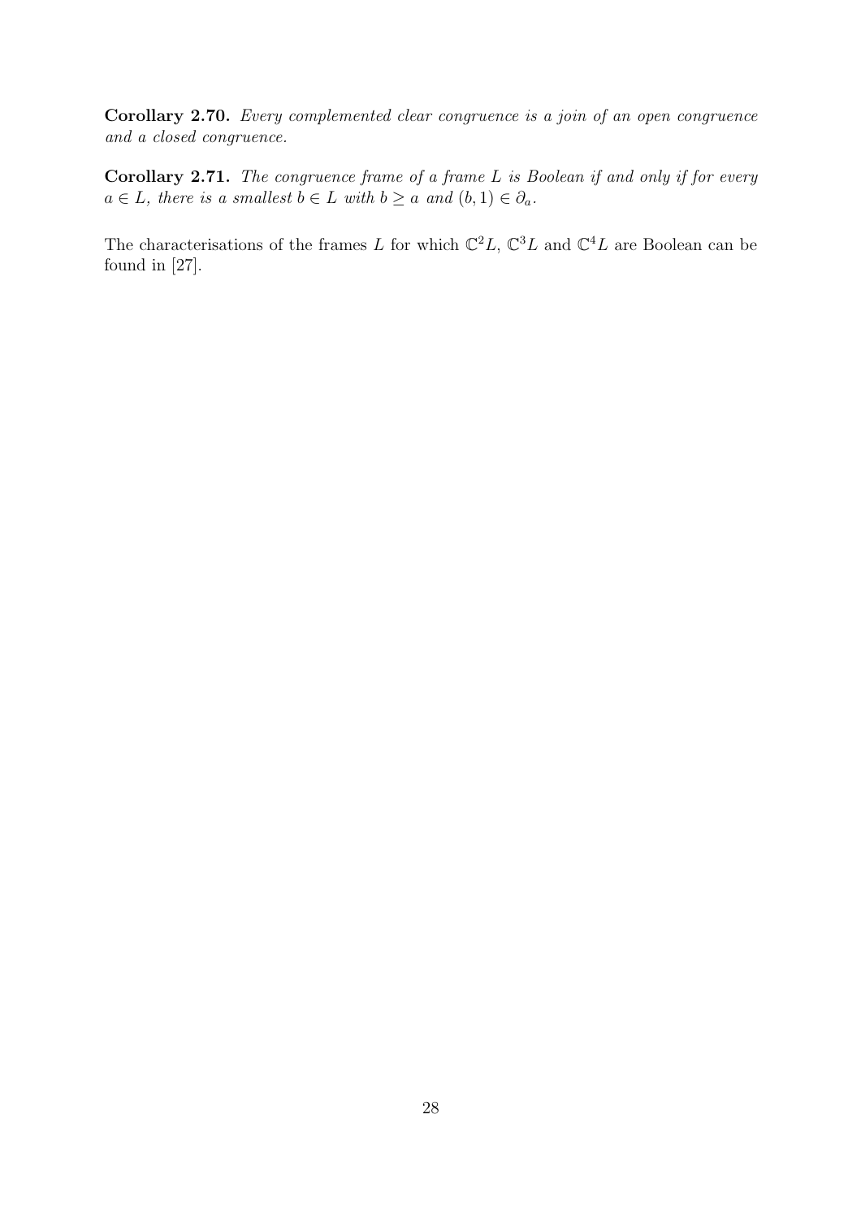**Corollary 2.70.** *Every complemented clear congruence is a join of an open congruence and a closed congruence.*

**Corollary 2.71.** *The congruence frame of a frame $L$ is Boolean if and only if for every $a \in L$, there is a smallest $b \in L$ with $b \geq a$ and $(b, 1) \in \partial_a$.*

The characterisations of the frames $L$ for which $\mathbb{C}^2 L$, $\mathbb{C}^3 L$ and $\mathbb{C}^4 L$ are Boolean can be found in [27].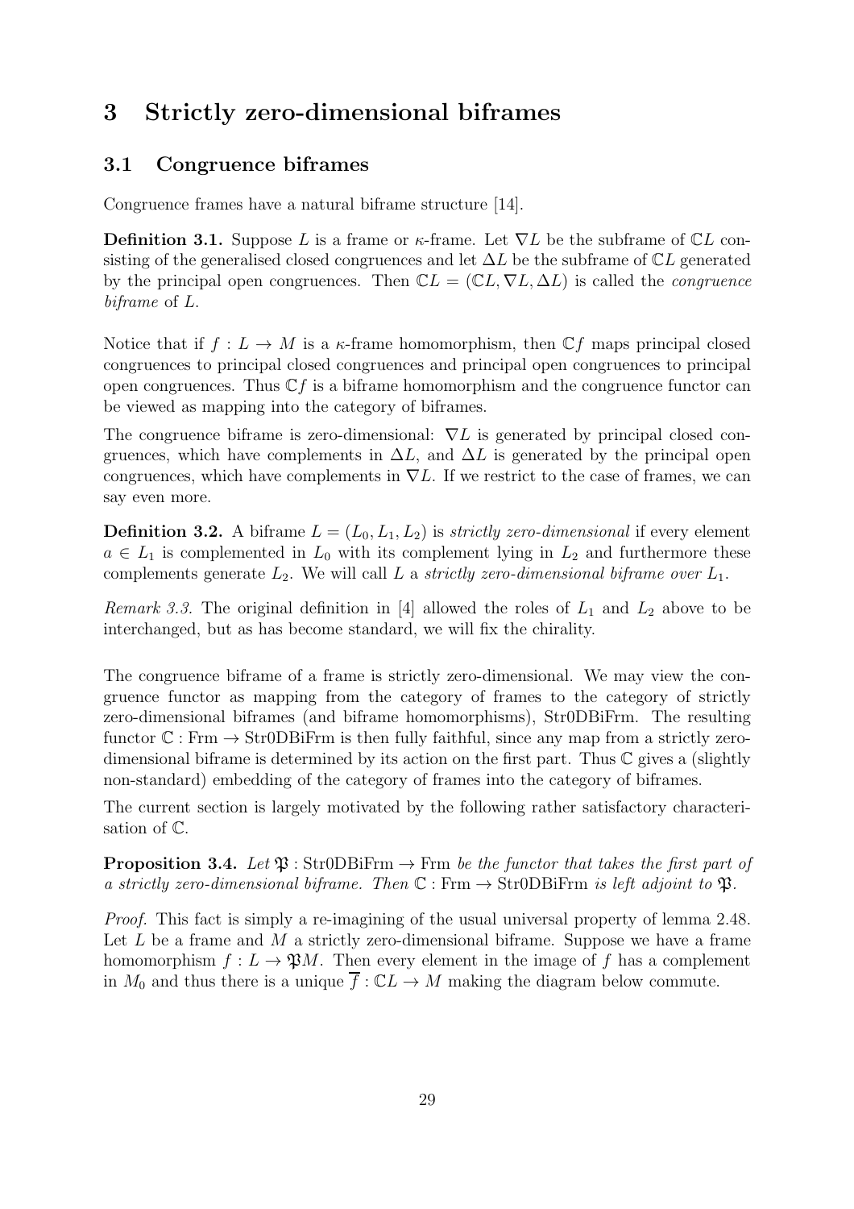# 3 Strictly zero-dimensional biframes

## 3.1 Congruence biframes

Congruence frames have a natural biframe structure [14].

**Definition 3.1.** Suppose $L$ is a frame or $\kappa$-frame. Let $\nabla L$ be the subframe of $\mathbb{C}L$ consisting of the generalised closed congruences and let $\Delta L$ be the subframe of $\mathbb{C}L$ generated by the principal open congruences. Then $\mathbb{C}L = (\mathbb{C}L, \nabla L, \Delta L)$ is called the *congruence biframe* of $L$.

Notice that if $f : L \to M$ is a $\kappa$-frame homomorphism, then $\mathbb{C}f$ maps principal closed congruences to principal closed congruences and principal open congruences to principal open congruences. Thus $\mathbb{C}f$ is a biframe homomorphism and the congruence functor can be viewed as mapping into the category of biframes.

The congruence biframe is zero-dimensional: $\nabla L$ is generated by principal closed congruences, which have complements in $\Delta L$, and $\Delta L$ is generated by the principal open congruences, which have complements in $\nabla L$. If we restrict to the case of frames, we can say even more.

**Definition 3.2.** A biframe $L = (L_0, L_1, L_2)$ is *strictly zero-dimensional* if every element $a \in L_1$ is complemented in $L_0$ with its complement lying in $L_2$ and furthermore these complements generate $L_2$. We will call $L$ a *strictly zero-dimensional biframe over* $L_1$.

*Remark 3.3.* The original definition in [4] allowed the roles of $L_1$ and $L_2$ above to be interchanged, but as has become standard, we will fix the chirality.

The congruence biframe of a frame is strictly zero-dimensional. We may view the congruence functor as mapping from the category of frames to the category of strictly zero-dimensional biframes (and biframe homomorphisms), Str0DBiFrm. The resulting functor $\mathbb{C} : \text{Frm} \to \text{Str0DBiFrm}$ is then fully faithful, since any map from a strictly zero-dimensional biframe is determined by its action on the first part. Thus $\mathbb{C}$ gives a (slightly non-standard) embedding of the category of frames into the category of biframes.

The current section is largely motivated by the following rather satisfactory characterisation of $\mathbb{C}$.

**Proposition 3.4.** *Let* $\mathfrak{P} : \text{Str0DBiFrm} \to \text{Frm}$ *be the functor that takes the first part of a strictly zero-dimensional biframe. Then* $\mathbb{C} : \text{Frm} \to \text{Str0DBiFrm}$ *is left adjoint to* $\mathfrak{P}$.

*Proof.* This fact is simply a re-imagining of the usual universal property of lemma 2.48. Let $L$ be a frame and $M$ a strictly zero-dimensional biframe. Suppose we have a frame homomorphism $f : L \to \mathfrak{P}M$. Then every element in the image of $f$ has a complement in $M_0$ and thus there is a unique $\overline{f} : \mathbb{C}L \to M$ making the diagram below commute.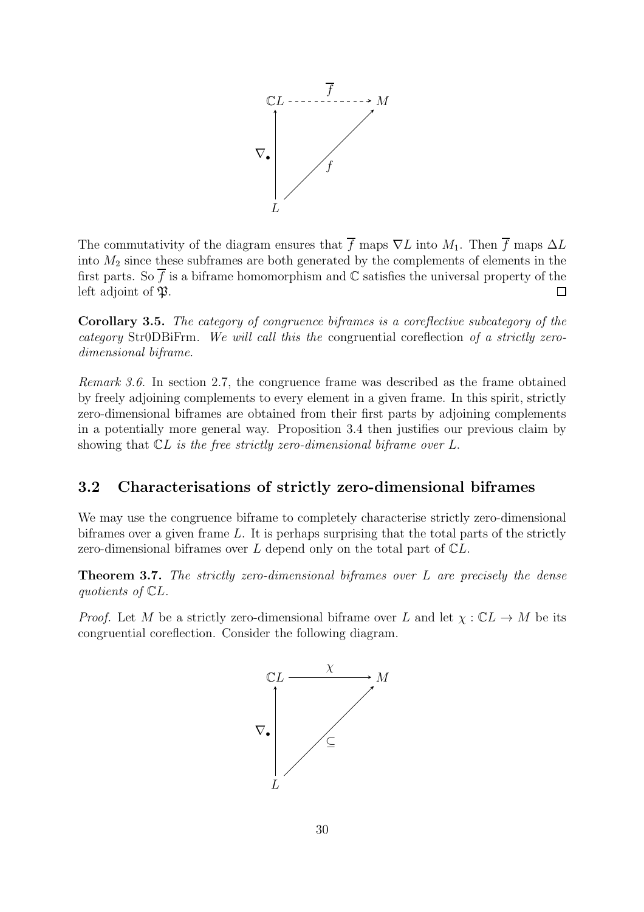$$
\begin{array}{ccc}
\mathbb{C}L & \overset{\overline{f}}{\dashrightarrow} & M \\
\uparrow {\scriptstyle \nabla_\bullet} & \nearrow {\scriptstyle f} & \\
L & &
\end{array}
$$

The commutativity of the diagram ensures that $\overline{f}$ maps $\nabla L$ into $M_1$. Then $\overline{f}$ maps $\Delta L$ into $M_2$ since these subframes are both generated by the complements of elements in the first parts. So $\overline{f}$ is a biframe homomorphism and $\mathbb{C}$ satisfies the universal property of the left adjoint of $\mathfrak{P}$. ☐

**Corollary 3.5.** *The category of congruence biframes is a coreflective subcategory of the category* Str0DBiFrm. *We will call this the* congruential coreflection *of a strictly zero-dimensional biframe.*

*Remark 3.6.* In section 2.7, the congruence frame was described as the frame obtained by freely adjoining complements to every element in a given frame. In this spirit, strictly zero-dimensional biframes are obtained from their first parts by adjoining complements in a potentially more general way. Proposition 3.4 then justifies our previous claim by showing that $\mathbb{C}L$ *is the free strictly zero-dimensional biframe over* $L$.

## 3.2 Characterisations of strictly zero-dimensional biframes

We may use the congruence biframe to completely characterise strictly zero-dimensional biframes over a given frame $L$. It is perhaps surprising that the total parts of the strictly zero-dimensional biframes over $L$ depend only on the total part of $\mathbb{C}L$.

**Theorem 3.7.** *The strictly zero-dimensional biframes over* $L$ *are precisely the dense quotients of* $\mathbb{C}L$.

*Proof.* Let $M$ be a strictly zero-dimensional biframe over $L$ and let $\chi : \mathbb{C}L \to M$ be its congruential coreflection. Consider the following diagram.

$$
\begin{array}{ccc}
\mathbb{C}L & \xrightarrow{\chi} & M \\
\uparrow {\scriptstyle \nabla_\bullet} & \nearrow {\scriptstyle \subseteq} & \\
L & &
\end{array}
$$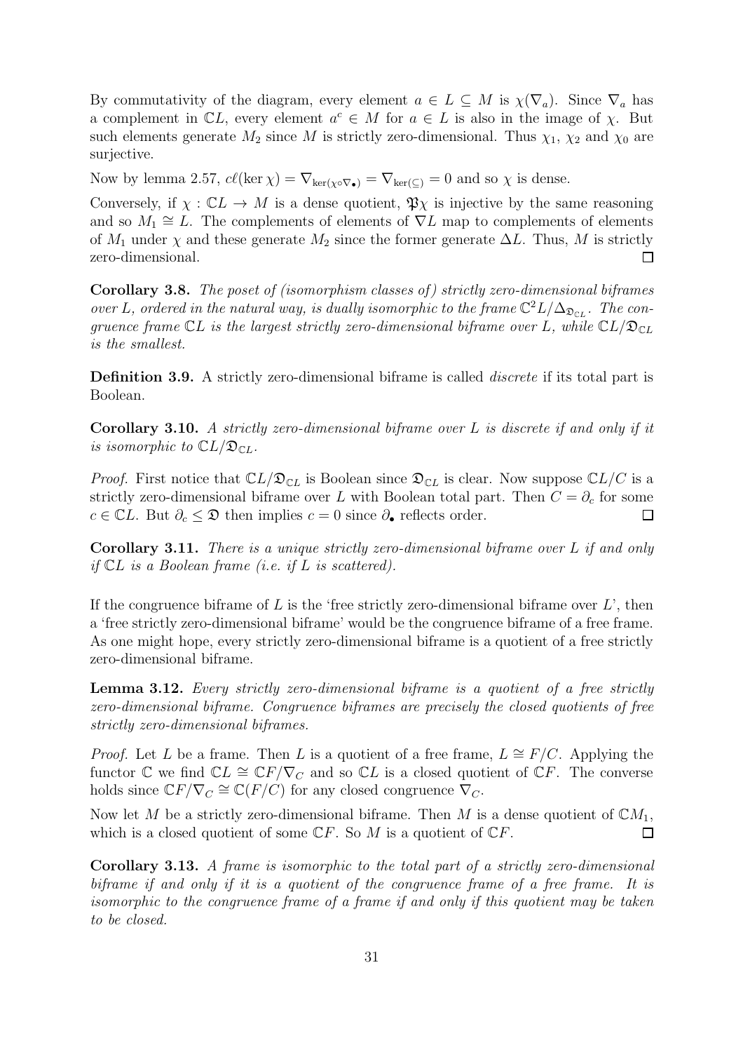By commutativity of the diagram, every element $a \in L \subseteq M$ is $\chi(\nabla_a)$. Since $\nabla_a$ has a complement in $\mathbb{C}L$, every element $a^c \in M$ for $a \in L$ is also in the image of $\chi$. But such elements generate $M_2$ since $M$ is strictly zero-dimensional. Thus $\chi_1$, $\chi_2$ and $\chi_0$ are surjective.

Now by lemma 2.57, $c\ell(\ker \chi) = \nabla_{\ker(\chi \circ \nabla_\bullet)} = \nabla_{\ker(\subseteq)} = 0$ and so $\chi$ is dense.

Conversely, if $\chi : \mathbb{C}L \to M$ is a dense quotient, $\mathfrak{P}\chi$ is injective by the same reasoning and so $M_1 \cong L$. The complements of elements of $\nabla L$ map to complements of elements of $M_1$ under $\chi$ and these generate $M_2$ since the former generate $\Delta L$. Thus, $M$ is strictly zero-dimensional. ☐

**Corollary 3.8.** *The poset of (isomorphism classes of) strictly zero-dimensional biframes over $L$, ordered in the natural way, is dually isomorphic to the frame $\mathbb{C}^2 L/\Delta_{\mathfrak{D}_{\mathbb{C}L}}$. The congruence frame $\mathbb{C}L$ is the largest strictly zero-dimensional biframe over $L$, while $\mathbb{C}L/\mathfrak{D}_{\mathbb{C}L}$ is the smallest.*

**Definition 3.9.** A strictly zero-dimensional biframe is called *discrete* if its total part is Boolean.

**Corollary 3.10.** *A strictly zero-dimensional biframe over $L$ is discrete if and only if it is isomorphic to $\mathbb{C}L/\mathfrak{D}_{\mathbb{C}L}$.*

*Proof.* First notice that $\mathbb{C}L/\mathfrak{D}_{\mathbb{C}L}$ is Boolean since $\mathfrak{D}_{\mathbb{C}L}$ is clear. Now suppose $\mathbb{C}L/C$ is a strictly zero-dimensional biframe over $L$ with Boolean total part. Then $C = \partial_c$ for some $c \in \mathbb{C}L$. But $\partial_c \leq \mathfrak{D}$ then implies $c = 0$ since $\partial_\bullet$ reflects order. ☐

**Corollary 3.11.** *There is a unique strictly zero-dimensional biframe over $L$ if and only if $\mathbb{C}L$ is a Boolean frame (i.e. if $L$ is scattered).*

If the congruence biframe of $L$ is the 'free strictly zero-dimensional biframe over $L$', then a 'free strictly zero-dimensional biframe' would be the congruence biframe of a free frame. As one might hope, every strictly zero-dimensional biframe is a quotient of a free strictly zero-dimensional biframe.

**Lemma 3.12.** *Every strictly zero-dimensional biframe is a quotient of a free strictly zero-dimensional biframe. Congruence biframes are precisely the closed quotients of free strictly zero-dimensional biframes.*

*Proof.* Let $L$ be a frame. Then $L$ is a quotient of a free frame, $L \cong F/C$. Applying the functor $\mathbb{C}$ we find $\mathbb{C}L \cong \mathbb{C}F/\nabla_C$ and so $\mathbb{C}L$ is a closed quotient of $\mathbb{C}F$. The converse holds since $\mathbb{C}F/\nabla_C \cong \mathbb{C}(F/C)$ for any closed congruence $\nabla_C$.

Now let $M$ be a strictly zero-dimensional biframe. Then $M$ is a dense quotient of $\mathbb{C}M_1$, which is a closed quotient of some $\mathbb{C}F$. So $M$ is a quotient of $\mathbb{C}F$. ☐

**Corollary 3.13.** *A frame is isomorphic to the total part of a strictly zero-dimensional biframe if and only if it is a quotient of the congruence frame of a free frame. It is isomorphic to the congruence frame of a frame if and only if this quotient may be taken to be closed.*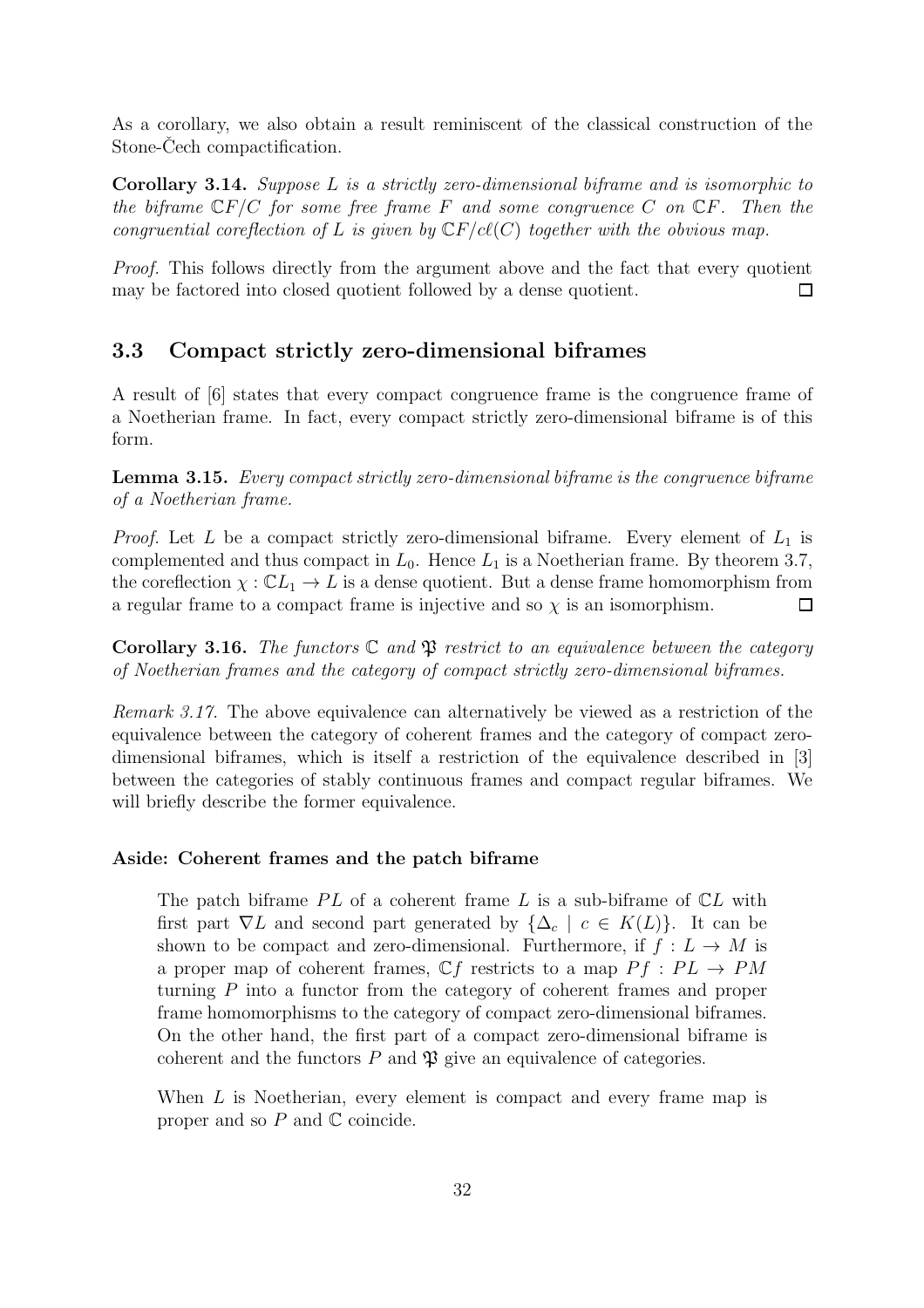As a corollary, we also obtain a result reminiscent of the classical construction of the Stone-Čech compactification.

**Corollary 3.14.** *Suppose $L$ is a strictly zero-dimensional biframe and is isomorphic to the biframe $\mathbb{C}F/C$ for some free frame $F$ and some congruence $C$ on $\mathbb{C}F$. Then the congruential coreflection of $L$ is given by $\mathbb{C}F/c\ell(C)$ together with the obvious map.*

*Proof.* This follows directly from the argument above and the fact that every quotient may be factored into closed quotient followed by a dense quotient. □

## 3.3 Compact strictly zero-dimensional biframes

A result of [6] states that every compact congruence frame is the congruence frame of a Noetherian frame. In fact, every compact strictly zero-dimensional biframe is of this form.

**Lemma 3.15.** *Every compact strictly zero-dimensional biframe is the congruence biframe of a Noetherian frame.*

*Proof.* Let $L$ be a compact strictly zero-dimensional biframe. Every element of $L_1$ is complemented and thus compact in $L_0$. Hence $L_1$ is a Noetherian frame. By theorem 3.7, the coreflection $\chi : \mathbb{C}L_1 \to L$ is a dense quotient. But a dense frame homomorphism from a regular frame to a compact frame is injective and so $\chi$ is an isomorphism. □

**Corollary 3.16.** *The functors $\mathbb{C}$ and $\mathfrak{P}$ restrict to an equivalence between the category of Noetherian frames and the category of compact strictly zero-dimensional biframes.*

*Remark 3.17.* The above equivalence can alternatively be viewed as a restriction of the equivalence between the category of coherent frames and the category of compact zero-dimensional biframes, which is itself a restriction of the equivalence described in [3] between the categories of stably continuous frames and compact regular biframes. We will briefly describe the former equivalence.

#### Aside: Coherent frames and the patch biframe

> The patch biframe $PL$ of a coherent frame $L$ is a sub-biframe of $\mathbb{C}L$ with first part $\nabla L$ and second part generated by $\{\Delta_c \mid c \in K(L)\}$. It can be shown to be compact and zero-dimensional. Furthermore, if $f : L \to M$ is a proper map of coherent frames, $\mathbb{C}f$ restricts to a map $Pf : PL \to PM$ turning $P$ into a functor from the category of coherent frames and proper frame homomorphisms to the category of compact zero-dimensional biframes. On the other hand, the first part of a compact zero-dimensional biframe is coherent and the functors $P$ and $\mathfrak{P}$ give an equivalence of categories.
>
> When $L$ is Noetherian, every element is compact and every frame map is proper and so $P$ and $\mathbb{C}$ coincide.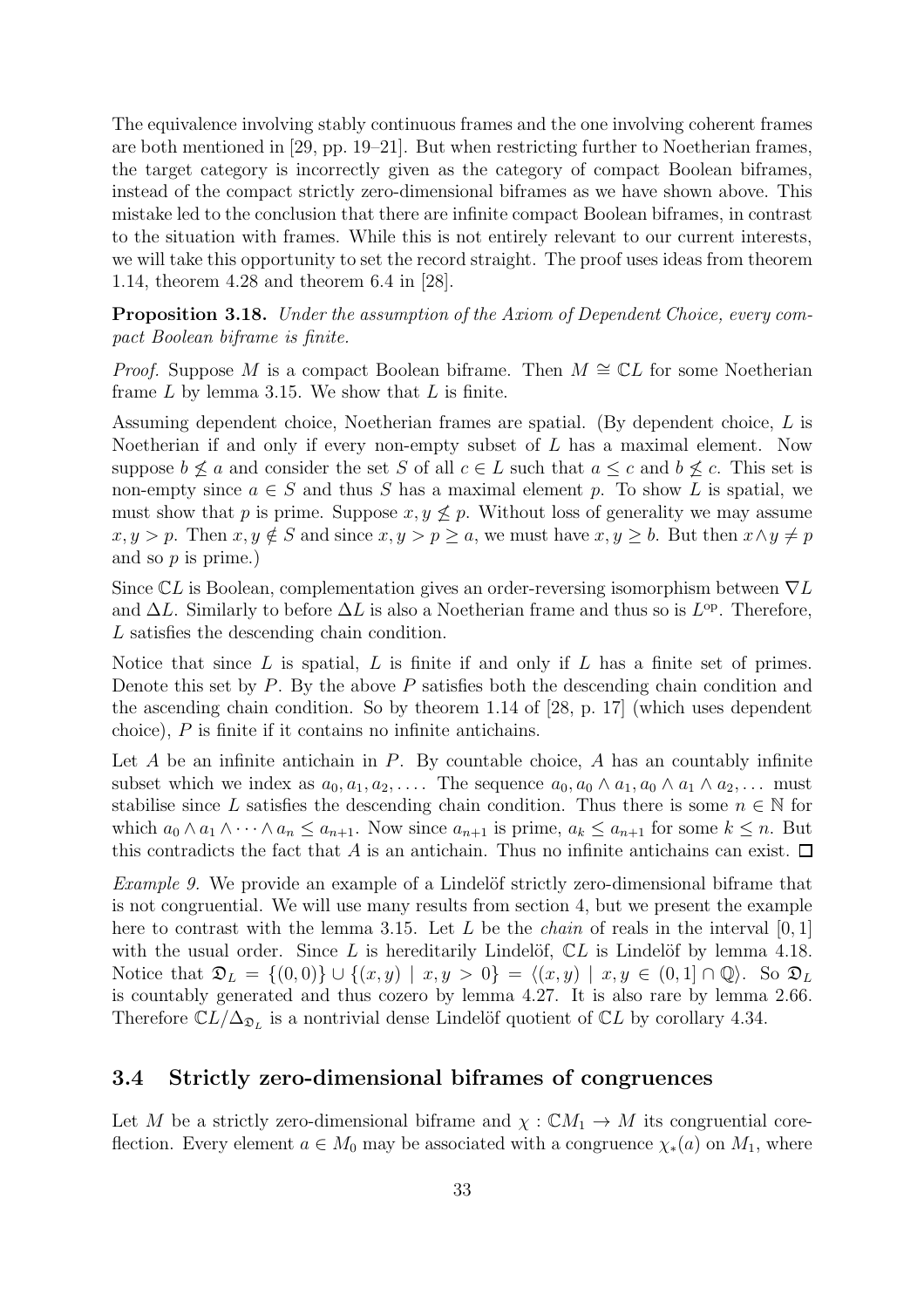The equivalence involving stably continuous frames and the one involving coherent frames are both mentioned in [29, pp. 19–21]. But when restricting further to Noetherian frames, the target category is incorrectly given as the category of compact Boolean biframes, instead of the compact strictly zero-dimensional biframes as we have shown above. This mistake led to the conclusion that there are infinite compact Boolean biframes, in contrast to the situation with frames. While this is not entirely relevant to our current interests, we will take this opportunity to set the record straight. The proof uses ideas from theorem 1.14, theorem 4.28 and theorem 6.4 in [28].

**Proposition 3.18.** *Under the assumption of the Axiom of Dependent Choice, every compact Boolean biframe is finite.*

*Proof.* Suppose $M$ is a compact Boolean biframe. Then $M \cong \mathbb{C}L$ for some Noetherian frame $L$ by lemma 3.15. We show that $L$ is finite.

Assuming dependent choice, Noetherian frames are spatial. (By dependent choice, $L$ is Noetherian if and only if every non-empty subset of $L$ has a maximal element. Now suppose $b \not\leq a$ and consider the set $S$ of all $c \in L$ such that $a \leq c$ and $b \not\leq c$. This set is non-empty since $a \in S$ and thus $S$ has a maximal element $p$. To show $L$ is spatial, we must show that $p$ is prime. Suppose $x, y \not\leq p$. Without loss of generality we may assume $x, y > p$. Then $x, y \notin S$ and since $x, y > p \geq a$, we must have $x, y \geq b$. But then $x \wedge y \neq p$ and so $p$ is prime.)

Since $\mathbb{C}L$ is Boolean, complementation gives an order-reversing isomorphism between $\nabla L$ and $\Delta L$. Similarly to before $\Delta L$ is also a Noetherian frame and thus so is $L^{\mathrm{op}}$. Therefore, $L$ satisfies the descending chain condition.

Notice that since $L$ is spatial, $L$ is finite if and only if $L$ has a finite set of primes. Denote this set by $P$. By the above $P$ satisfies both the descending chain condition and the ascending chain condition. So by theorem 1.14 of [28, p. 17] (which uses dependent choice), $P$ is finite if it contains no infinite antichains.

Let $A$ be an infinite antichain in $P$. By countable choice, $A$ has an countably infinite subset which we index as $a_0, a_1, a_2, \ldots$. The sequence $a_0, a_0 \wedge a_1, a_0 \wedge a_1 \wedge a_2, \ldots$ must stabilise since $L$ satisfies the descending chain condition. Thus there is some $n \in \mathbb{N}$ for which $a_0 \wedge a_1 \wedge \cdots \wedge a_n \leq a_{n+1}$. Now since $a_{n+1}$ is prime, $a_k \leq a_{n+1}$ for some $k \leq n$. But this contradicts the fact that $A$ is an antichain. Thus no infinite antichains can exist. $\square$

*Example 9.* We provide an example of a Lindelöf strictly zero-dimensional biframe that is not congruential. We will use many results from section 4, but we present the example here to contrast with the lemma 3.15. Let $L$ be the *chain* of reals in the interval $[0, 1]$ with the usual order. Since $L$ is hereditarily Lindelöf, $\mathbb{C}L$ is Lindelöf by lemma 4.18. Notice that $\mathfrak{D}_L = \{(0, 0)\} \cup \{(x, y) \mid x, y > 0\} = \langle (x, y) \mid x, y \in (0, 1] \cap \mathbb{Q} \rangle$. So $\mathfrak{D}_L$ is countably generated and thus cozero by lemma 4.27. It is also rare by lemma 2.66. Therefore $\mathbb{C}L/\Delta_{\mathfrak{D}_L}$ is a nontrivial dense Lindelöf quotient of $\mathbb{C}L$ by corollary 4.34.

### 3.4 Strictly zero-dimensional biframes of congruences

Let $M$ be a strictly zero-dimensional biframe and $\chi : \mathbb{C}M_1 \to M$ its congruential coreflection. Every element $a \in M_0$ may be associated with a congruence $\chi_*(a)$ on $M_1$, where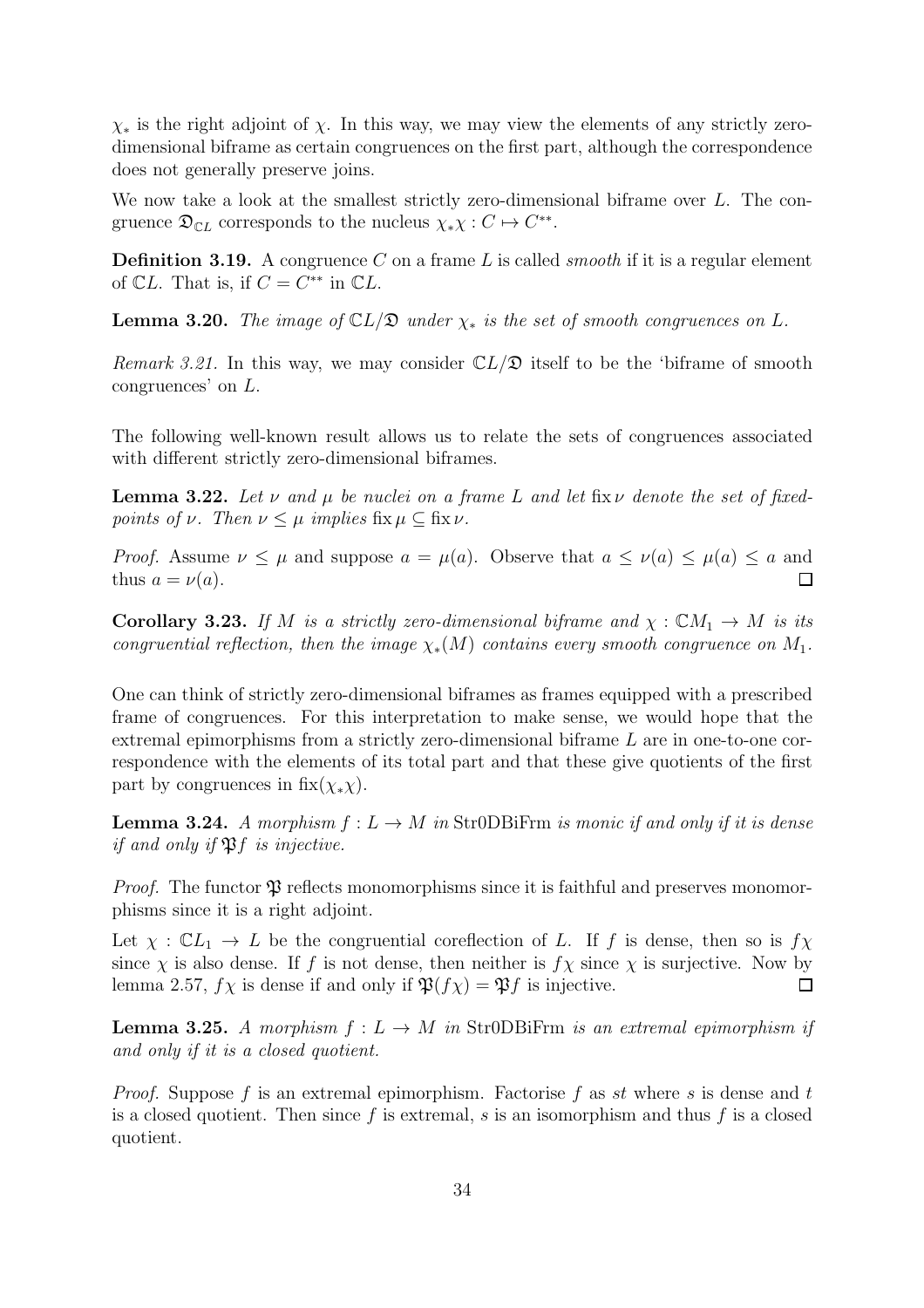$\chi_*$ is the right adjoint of $\chi$. In this way, we may view the elements of any strictly zero-dimensional biframe as certain congruences on the first part, although the correspondence does not generally preserve joins.

We now take a look at the smallest strictly zero-dimensional biframe over $L$. The congruence $\mathfrak{D}_{\mathbb{C}L}$ corresponds to the nucleus $\chi_*\chi : C \mapsto C^{**}$.

**Definition 3.19.** A congruence $C$ on a frame $L$ is called *smooth* if it is a regular element of $\mathbb{C}L$. That is, if $C = C^{**}$ in $\mathbb{C}L$.

**Lemma 3.20.** *The image of $\mathbb{C}L/\mathfrak{D}$ under $\chi_*$ is the set of smooth congruences on $L$.*

*Remark 3.21.* In this way, we may consider $\mathbb{C}L/\mathfrak{D}$ itself to be the 'biframe of smooth congruences' on $L$.

The following well-known result allows us to relate the sets of congruences associated with different strictly zero-dimensional biframes.

**Lemma 3.22.** *Let $\nu$ and $\mu$ be nuclei on a frame $L$ and let $\operatorname{fix}\nu$ denote the set of fixed-points of $\nu$. Then $\nu \leq \mu$ implies $\operatorname{fix}\mu \subseteq \operatorname{fix}\nu$.*

*Proof.* Assume $\nu \leq \mu$ and suppose $a = \mu(a)$. Observe that $a \leq \nu(a) \leq \mu(a) \leq a$ and thus $a = \nu(a)$. $\square$

**Corollary 3.23.** *If $M$ is a strictly zero-dimensional biframe and $\chi : \mathbb{C}M_1 \to M$ is its congruential reflection, then the image $\chi_*(M)$ contains every smooth congruence on $M_1$.*

One can think of strictly zero-dimensional biframes as frames equipped with a prescribed frame of congruences. For this interpretation to make sense, we would hope that the extremal epimorphisms from a strictly zero-dimensional biframe $L$ are in one-to-one correspondence with the elements of its total part and that these give quotients of the first part by congruences in $\operatorname{fix}(\chi_*\chi)$.

**Lemma 3.24.** *A morphism $f : L \to M$ in Str0DBiFrm is monic if and only if it is dense if and only if $\mathfrak{P}f$ is injective.*

*Proof.* The functor $\mathfrak{P}$ reflects monomorphisms since it is faithful and preserves monomorphisms since it is a right adjoint.

Let $\chi : \mathbb{C}L_1 \to L$ be the congruential coreflection of $L$. If $f$ is dense, then so is $f\chi$ since $\chi$ is also dense. If $f$ is not dense, then neither is $f\chi$ since $\chi$ is surjective. Now by lemma 2.57, $f\chi$ is dense if and only if $\mathfrak{P}(f\chi) = \mathfrak{P}f$ is injective. $\square$

**Lemma 3.25.** *A morphism $f : L \to M$ in Str0DBiFrm is an extremal epimorphism if and only if it is a closed quotient.*

*Proof.* Suppose $f$ is an extremal epimorphism. Factorise $f$ as $st$ where $s$ is dense and $t$ is a closed quotient. Then since $f$ is extremal, $s$ is an isomorphism and thus $f$ is a closed quotient.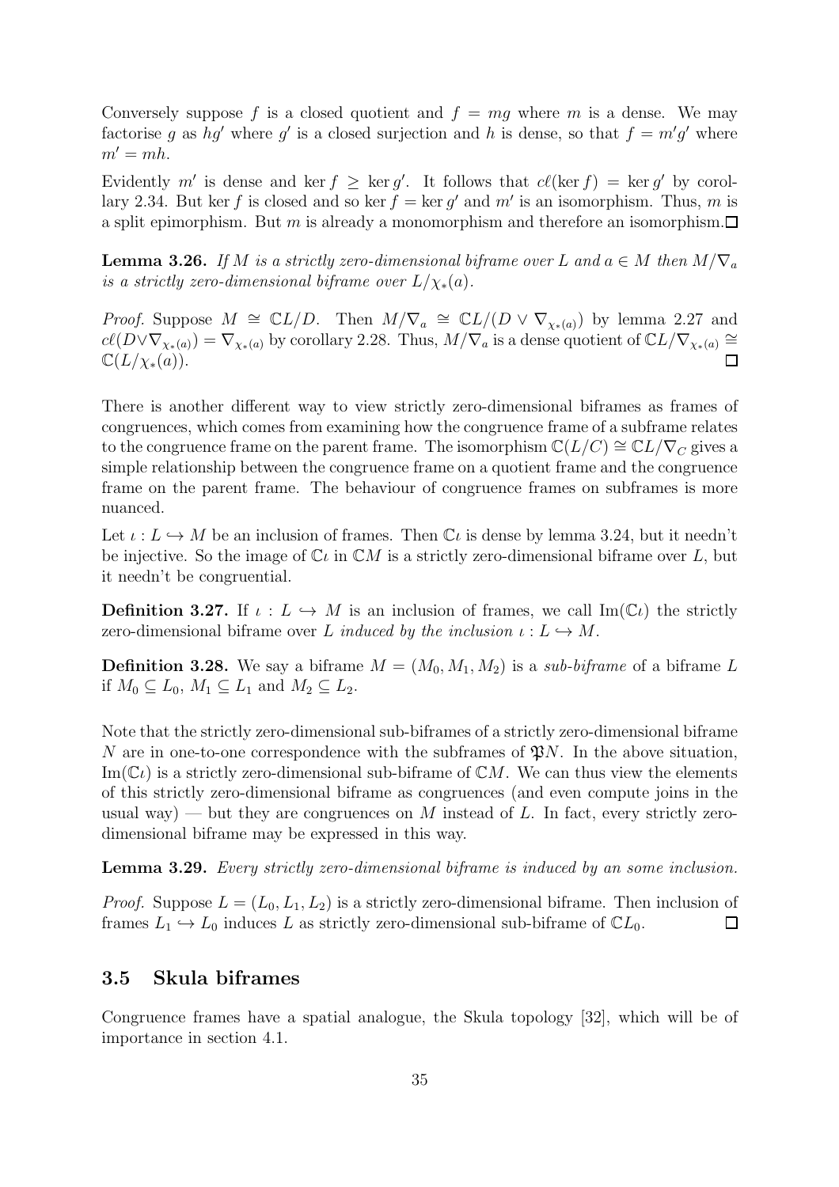Conversely suppose $f$ is a closed quotient and $f = mg$ where $m$ is a dense. We may factorise $g$ as $hg'$ where $g'$ is a closed surjection and $h$ is dense, so that $f = m'g'$ where $m' = mh$.

Evidently $m'$ is dense and $\ker f \geq \ker g'$. It follows that $c\ell(\ker f) = \ker g'$ by corollary 2.34. But $\ker f$ is closed and so $\ker f = \ker g'$ and $m'$ is an isomorphism. Thus, $m$ is a split epimorphism. But $m$ is already a monomorphism and therefore an isomorphism. ◻

**Lemma 3.26.** *If $M$ is a strictly zero-dimensional biframe over $L$ and $a \in M$ then $M/\nabla_a$ is a strictly zero-dimensional biframe over $L/\chi_*(a)$.*

*Proof.* Suppose $M \cong \mathbb{C}L/D$. Then $M/\nabla_a \cong \mathbb{C}L/(D \vee \nabla_{\chi_*(a)})$ by lemma 2.27 and $c\ell(D \vee \nabla_{\chi_*(a)}) = \nabla_{\chi_*(a)}$ by corollary 2.28. Thus, $M/\nabla_a$ is a dense quotient of $\mathbb{C}L/\nabla_{\chi_*(a)} \cong \mathbb{C}(L/\chi_*(a))$. ◻

There is another different way to view strictly zero-dimensional biframes as frames of congruences, which comes from examining how the congruence frame of a subframe relates to the congruence frame on the parent frame. The isomorphism $\mathbb{C}(L/C) \cong \mathbb{C}L/\nabla_C$ gives a simple relationship between the congruence frame on a quotient frame and the congruence frame on the parent frame. The behaviour of congruence frames on subframes is more nuanced.

Let $\iota : L \hookrightarrow M$ be an inclusion of frames. Then $\mathbb{C}\iota$ is dense by lemma 3.24, but it needn't be injective. So the image of $\mathbb{C}\iota$ in $\mathbb{C}M$ is a strictly zero-dimensional biframe over $L$, but it needn't be congruential.

**Definition 3.27.** If $\iota : L \hookrightarrow M$ is an inclusion of frames, we call $\mathrm{Im}(\mathbb{C}\iota)$ the strictly zero-dimensional biframe over $L$ *induced by the inclusion* $\iota : L \hookrightarrow M$.

**Definition 3.28.** We say a biframe $M = (M_0, M_1, M_2)$ is a *sub-biframe* of a biframe $L$ if $M_0 \subseteq L_0$, $M_1 \subseteq L_1$ and $M_2 \subseteq L_2$.

Note that the strictly zero-dimensional sub-biframes of a strictly zero-dimensional biframe $N$ are in one-to-one correspondence with the subframes of $\mathfrak{P}N$. In the above situation, $\mathrm{Im}(\mathbb{C}\iota)$ is a strictly zero-dimensional sub-biframe of $\mathbb{C}M$. We can thus view the elements of this strictly zero-dimensional biframe as congruences (and even compute joins in the usual way) — but they are congruences on $M$ instead of $L$. In fact, every strictly zero-dimensional biframe may be expressed in this way.

**Lemma 3.29.** *Every strictly zero-dimensional biframe is induced by an some inclusion.*

*Proof.* Suppose $L = (L_0, L_1, L_2)$ is a strictly zero-dimensional biframe. Then inclusion of frames $L_1 \hookrightarrow L_0$ induces $L$ as strictly zero-dimensional sub-biframe of $\mathbb{C}L_0$. ◻

### 3.5 Skula biframes

Congruence frames have a spatial analogue, the Skula topology [32], which will be of importance in section 4.1.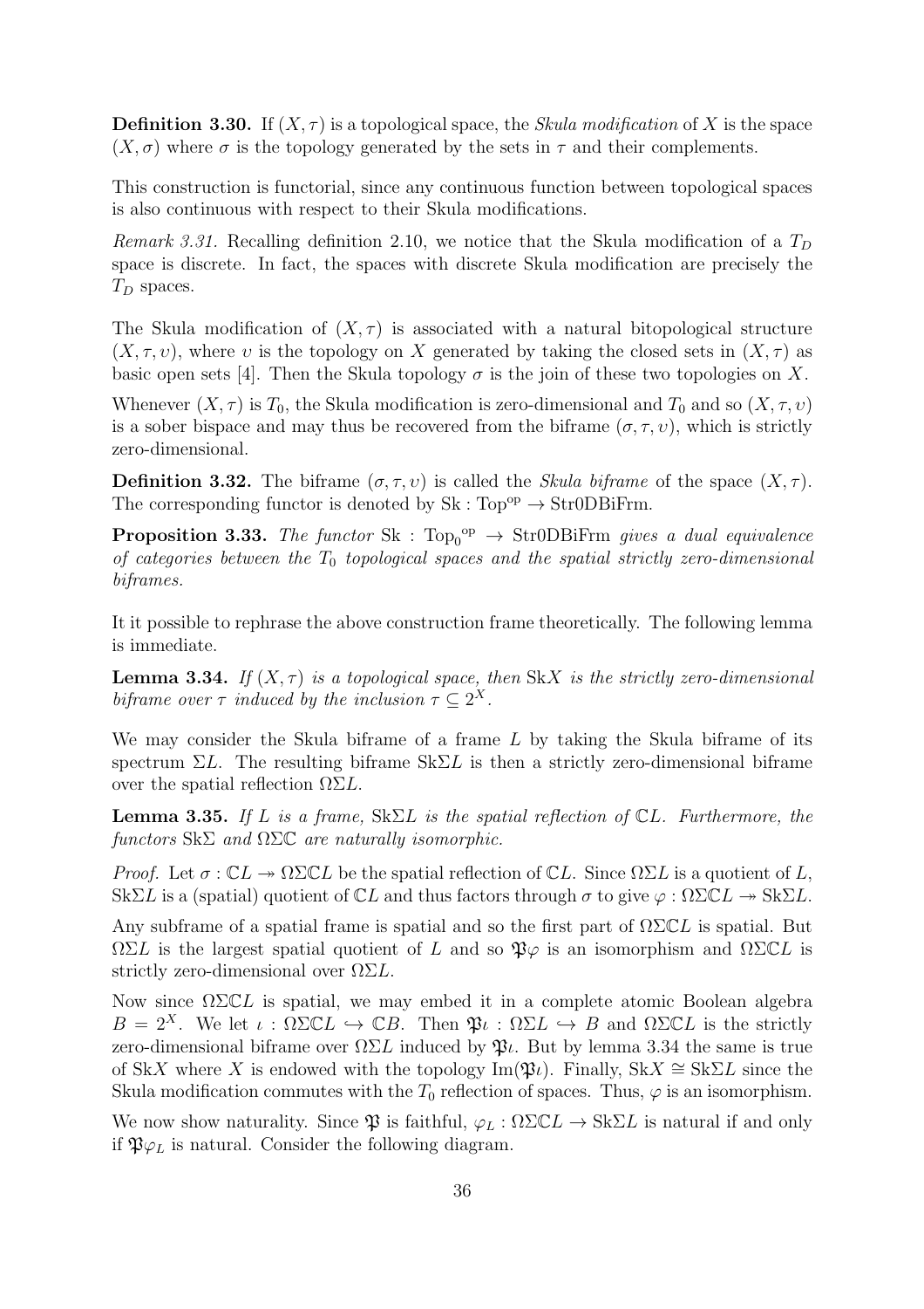**Definition 3.30.** If $(X, \tau)$ is a topological space, the *Skula modification* of $X$ is the space $(X, \sigma)$ where $\sigma$ is the topology generated by the sets in $\tau$ and their complements.

This construction is functorial, since any continuous function between topological spaces is also continuous with respect to their Skula modifications.

*Remark 3.31.* Recalling definition 2.10, we notice that the Skula modification of a $T_D$ space is discrete. In fact, the spaces with discrete Skula modification are precisely the $T_D$ spaces.

The Skula modification of $(X, \tau)$ is associated with a natural bitopological structure $(X, \tau, \upsilon)$, where $\upsilon$ is the topology on $X$ generated by taking the closed sets in $(X, \tau)$ as basic open sets [4]. Then the Skula topology $\sigma$ is the join of these two topologies on $X$.

Whenever $(X, \tau)$ is $T_0$, the Skula modification is zero-dimensional and $T_0$ and so $(X, \tau, \upsilon)$ is a sober bispace and may thus be recovered from the biframe $(\sigma, \tau, \upsilon)$, which is strictly zero-dimensional.

**Definition 3.32.** The biframe $(\sigma, \tau, \upsilon)$ is called the *Skula biframe* of the space $(X, \tau)$. The corresponding functor is denoted by $\mathrm{Sk} : \mathrm{Top}^{\mathrm{op}} \to \mathrm{Str0DBiFrm}$.

**Proposition 3.33.** *The functor* $\mathrm{Sk} : {\mathrm{Top}_0}^{\mathrm{op}} \to \mathrm{Str0DBiFrm}$ *gives a dual equivalence of categories between the* $T_0$ *topological spaces and the spatial strictly zero-dimensional biframes.*

It it possible to rephrase the above construction frame theoretically. The following lemma is immediate.

**Lemma 3.34.** *If* $(X, \tau)$ *is a topological space, then* $\mathrm{Sk}X$ *is the strictly zero-dimensional biframe over* $\tau$ *induced by the inclusion* $\tau \subseteq 2^X$.

We may consider the Skula biframe of a frame $L$ by taking the Skula biframe of its spectrum $\Sigma L$. The resulting biframe $\mathrm{Sk}\Sigma L$ is then a strictly zero-dimensional biframe over the spatial reflection $\Omega\Sigma L$.

**Lemma 3.35.** *If* $L$ *is a frame,* $\mathrm{Sk}\Sigma L$ *is the spatial reflection of* $\mathbb{C}L$*. Furthermore, the functors* $\mathrm{Sk}\Sigma$ *and* $\Omega\Sigma\mathbb{C}$ *are naturally isomorphic.*

*Proof.* Let $\sigma : \mathbb{C}L \twoheadrightarrow \Omega\Sigma\mathbb{C}L$ be the spatial reflection of $\mathbb{C}L$. Since $\Omega\Sigma L$ is a quotient of $L$, $\mathrm{Sk}\Sigma L$ is a (spatial) quotient of $\mathbb{C}L$ and thus factors through $\sigma$ to give $\varphi : \Omega\Sigma\mathbb{C}L \twoheadrightarrow \mathrm{Sk}\Sigma L$.

Any subframe of a spatial frame is spatial and so the first part of $\Omega\Sigma\mathbb{C}L$ is spatial. But $\Omega\Sigma L$ is the largest spatial quotient of $L$ and so $\mathfrak{P}\varphi$ is an isomorphism and $\Omega\Sigma\mathbb{C}L$ is strictly zero-dimensional over $\Omega\Sigma L$.

Now since $\Omega\Sigma\mathbb{C}L$ is spatial, we may embed it in a complete atomic Boolean algebra $B = 2^X$. We let $\iota : \Omega\Sigma\mathbb{C}L \hookrightarrow \mathbb{C}B$. Then $\mathfrak{P}\iota : \Omega\Sigma L \hookrightarrow B$ and $\Omega\Sigma\mathbb{C}L$ is the strictly zero-dimensional biframe over $\Omega\Sigma L$ induced by $\mathfrak{P}\iota$. But by lemma 3.34 the same is true of $\mathrm{Sk}X$ where $X$ is endowed with the topology $\mathrm{Im}(\mathfrak{P}\iota)$. Finally, $\mathrm{Sk}X \cong \mathrm{Sk}\Sigma L$ since the Skula modification commutes with the $T_0$ reflection of spaces. Thus, $\varphi$ is an isomorphism.

We now show naturality. Since $\mathfrak{P}$ is faithful, $\varphi_L : \Omega\Sigma\mathbb{C}L \to \mathrm{Sk}\Sigma L$ is natural if and only if $\mathfrak{P}\varphi_L$ is natural. Consider the following diagram.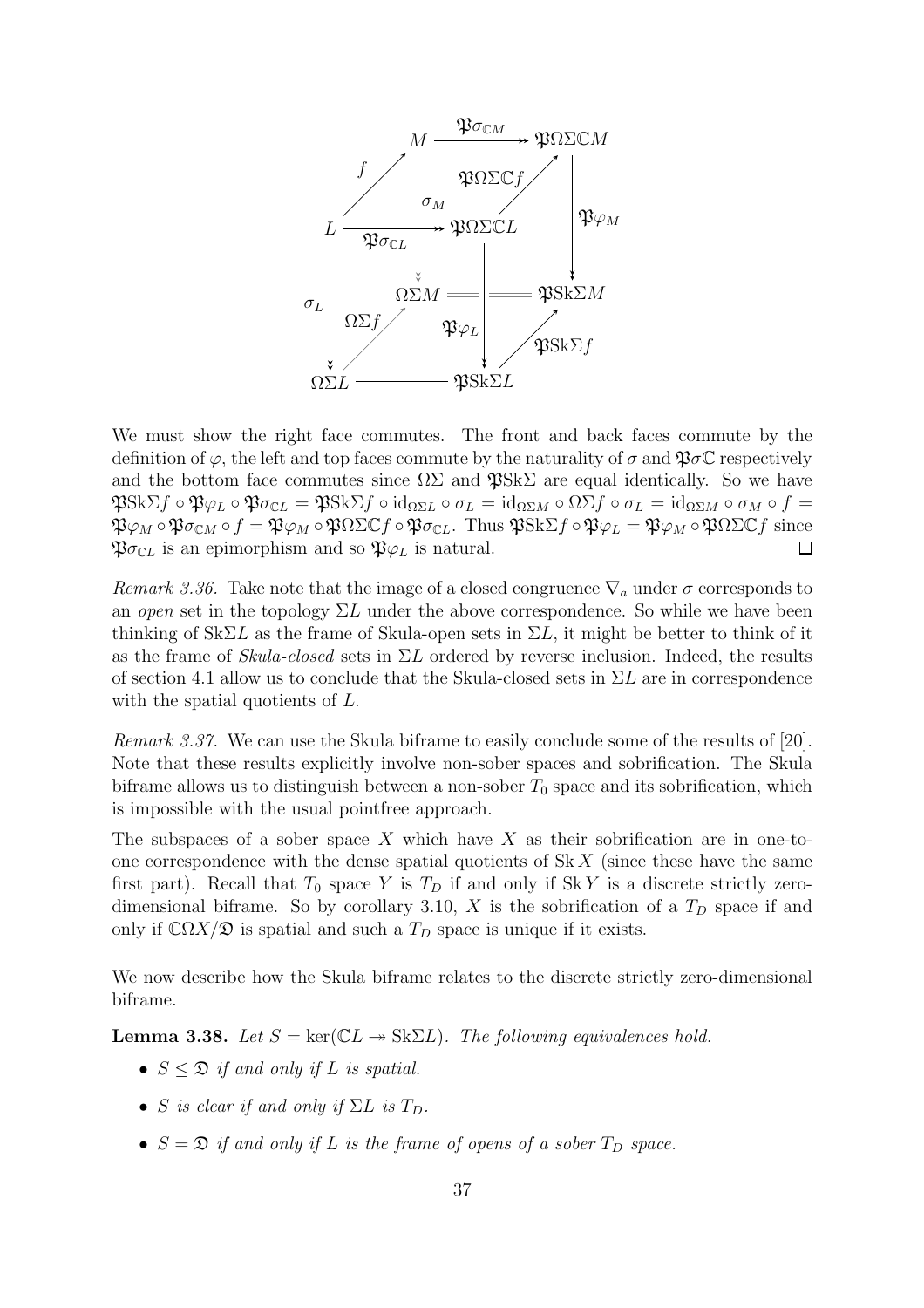$$
\begin{array}{ccccccc}
 & & M & \xrightarrow{\mathfrak{P}\sigma_{\mathbb{C}M}} & & \mathfrak{P}\Omega\Sigma\mathbb{C}M & \\
 & {\scriptstyle f}\nearrow & & & \nearrow{\scriptstyle \mathfrak{P}\Omega\Sigma\mathbb{C}f} & & \\
L & \xrightarrow{\mathfrak{P}\sigma_{\mathbb{C}L}} & \downarrow{\scriptstyle \sigma_M} & \mathfrak{P}\Omega\Sigma\mathbb{C}L & & \downarrow{\scriptstyle \mathfrak{P}\varphi_M} & \\
 & & \Omega\Sigma M & = & = & \mathfrak{P}\mathrm{Sk}\Sigma M & \\
\downarrow{\scriptstyle \sigma_L} & {\scriptstyle \Omega\Sigma f}\nearrow & & \downarrow{\scriptstyle \mathfrak{P}\varphi_L} & \nearrow{\scriptstyle \mathfrak{P}\mathrm{Sk}\Sigma f} & & \\
\Omega\Sigma L & = & = & \mathfrak{P}\mathrm{Sk}\Sigma L & & &
\end{array}
$$

We must show the right face commutes. The front and back faces commute by the definition of $\varphi$, the left and top faces commute by the naturality of $\sigma$ and $\mathfrak{P}\sigma\mathbb{C}$ respectively and the bottom face commutes since $\Omega\Sigma$ and $\mathfrak{P}\mathrm{Sk}\Sigma$ are equal identically. So we have $\mathfrak{P}\mathrm{Sk}\Sigma f \circ \mathfrak{P}\varphi_L \circ \mathfrak{P}\sigma_{\mathbb{C}L} = \mathfrak{P}\mathrm{Sk}\Sigma f \circ \mathrm{id}_{\Omega\Sigma L} \circ \sigma_L = \mathrm{id}_{\Omega\Sigma M} \circ \Omega\Sigma f \circ \sigma_L = \mathrm{id}_{\Omega\Sigma M} \circ \sigma_M \circ f = \mathfrak{P}\varphi_M \circ \mathfrak{P}\sigma_{\mathbb{C}M} \circ f = \mathfrak{P}\varphi_M \circ \mathfrak{P}\Omega\Sigma\mathbb{C}f \circ \mathfrak{P}\sigma_{\mathbb{C}L}$. Thus $\mathfrak{P}\mathrm{Sk}\Sigma f \circ \mathfrak{P}\varphi_L = \mathfrak{P}\varphi_M \circ \mathfrak{P}\Omega\Sigma\mathbb{C}f$ since $\mathfrak{P}\sigma_{\mathbb{C}L}$ is an epimorphism and so $\mathfrak{P}\varphi_L$ is natural. $\square$

*Remark 3.36.* Take note that the image of a closed congruence $\nabla_a$ under $\sigma$ corresponds to an *open* set in the topology $\Sigma L$ under the above correspondence. So while we have been thinking of $\mathrm{Sk}\Sigma L$ as the frame of Skula-open sets in $\Sigma L$, it might be better to think of it as the frame of *Skula-closed* sets in $\Sigma L$ ordered by reverse inclusion. Indeed, the results of section 4.1 allow us to conclude that the Skula-closed sets in $\Sigma L$ are in correspondence with the spatial quotients of $L$.

*Remark 3.37.* We can use the Skula biframe to easily conclude some of the results of [20]. Note that these results explicitly involve non-sober spaces and sobrification. The Skula biframe allows us to distinguish between a non-sober $T_0$ space and its sobrification, which is impossible with the usual pointfree approach.

The subspaces of a sober space $X$ which have $X$ as their sobrification are in one-to-one correspondence with the dense spatial quotients of $\mathrm{Sk}\,X$ (since these have the same first part). Recall that $T_0$ space $Y$ is $T_D$ if and only if $\mathrm{Sk}\,Y$ is a discrete strictly zero-dimensional biframe. So by corollary 3.10, $X$ is the sobrification of a $T_D$ space if and only if $\mathbb{C}\Omega X/\mathfrak{D}$ is spatial and such a $T_D$ space is unique if it exists.

We now describe how the Skula biframe relates to the discrete strictly zero-dimensional biframe.

**Lemma 3.38.** *Let $S = \ker(\mathbb{C}L \twoheadrightarrow \mathrm{Sk}\Sigma L)$. The following equivalences hold.*

- *$S \le \mathfrak{D}$ if and only if $L$ is spatial.*
- *$S$ is clear if and only if $\Sigma L$ is $T_D$.*
- *$S = \mathfrak{D}$ if and only if $L$ is the frame of opens of a sober $T_D$ space.*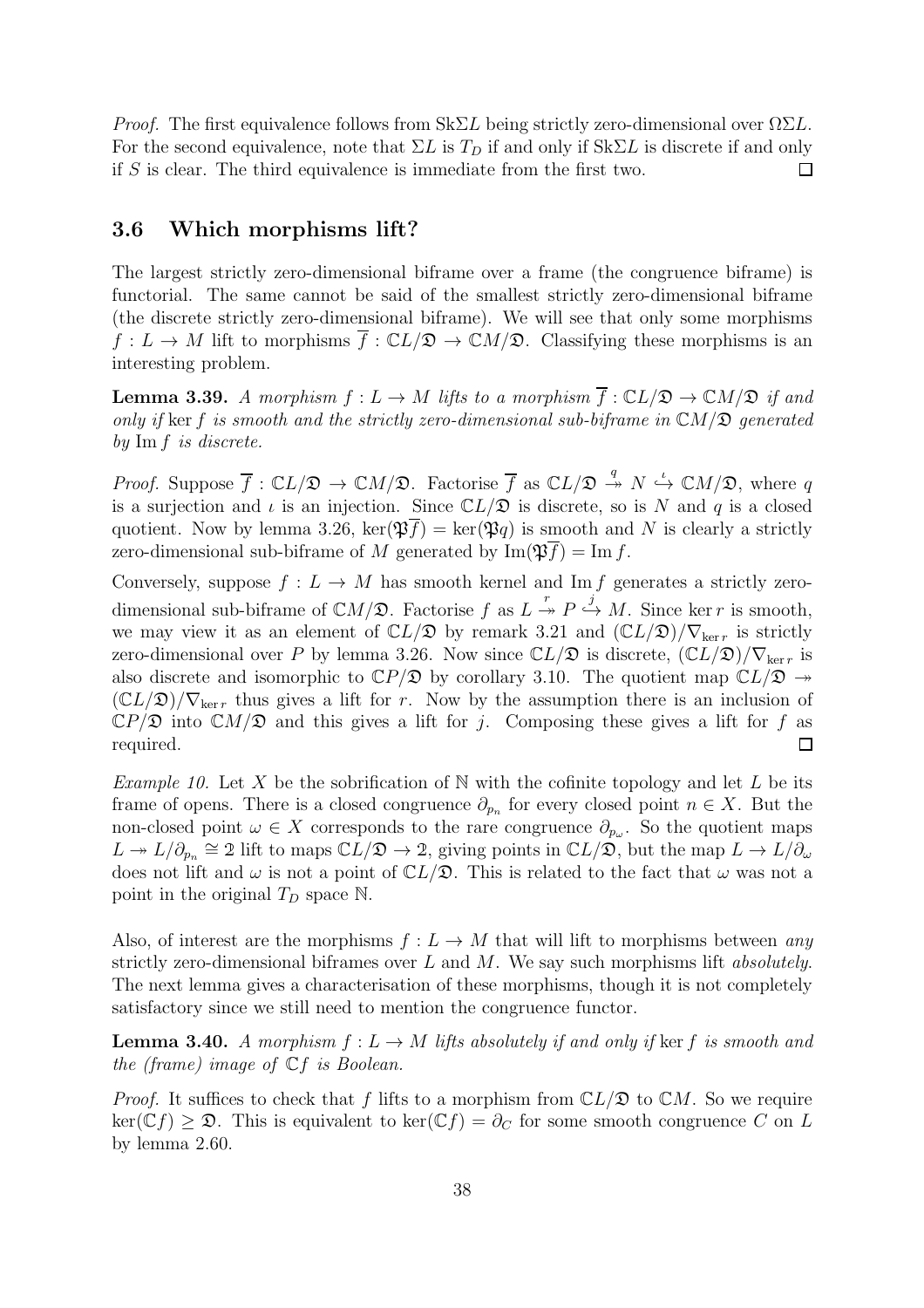*Proof.* The first equivalence follows from $\mathrm{Sk}\Sigma L$ being strictly zero-dimensional over $\Omega\Sigma L$. For the second equivalence, note that $\Sigma L$ is $T_D$ if and only if $\mathrm{Sk}\Sigma L$ is discrete if and only if $S$ is clear. The third equivalence is immediate from the first two. $\square$

### 3.6 Which morphisms lift?

The largest strictly zero-dimensional biframe over a frame (the congruence biframe) is functorial. The same cannot be said of the smallest strictly zero-dimensional biframe (the discrete strictly zero-dimensional biframe). We will see that only some morphisms $f : L \to M$ lift to morphisms $\overline{f} : \mathbb{C}L/\mathfrak{D} \to \mathbb{C}M/\mathfrak{D}$. Classifying these morphisms is an interesting problem.

**Lemma 3.39.** *A morphism $f : L \to M$ lifts to a morphism $\overline{f} : \mathbb{C}L/\mathfrak{D} \to \mathbb{C}M/\mathfrak{D}$ if and only if $\ker f$ is smooth and the strictly zero-dimensional sub-biframe in $\mathbb{C}M/\mathfrak{D}$ generated by $\operatorname{Im} f$ is discrete.*

*Proof.* Suppose $\overline{f} : \mathbb{C}L/\mathfrak{D} \to \mathbb{C}M/\mathfrak{D}$. Factorise $\overline{f}$ as $\mathbb{C}L/\mathfrak{D} \overset{q}{\twoheadrightarrow} N \overset{\iota}{\hookrightarrow} \mathbb{C}M/\mathfrak{D}$, where $q$ is a surjection and $\iota$ is an injection. Since $\mathbb{C}L/\mathfrak{D}$ is discrete, so is $N$ and $q$ is a closed quotient. Now by lemma 3.26, $\ker(\mathfrak{P}\overline{f}) = \ker(\mathfrak{P}q)$ is smooth and $N$ is clearly a strictly zero-dimensional sub-biframe of $M$ generated by $\operatorname{Im}(\mathfrak{P}\overline{f}) = \operatorname{Im} f$.

Conversely, suppose $f : L \to M$ has smooth kernel and $\operatorname{Im} f$ generates a strictly zero-dimensional sub-biframe of $\mathbb{C}M/\mathfrak{D}$. Factorise $f$ as $L \overset{r}{\twoheadrightarrow} P \overset{j}{\hookrightarrow} M$. Since $\ker r$ is smooth, we may view it as an element of $\mathbb{C}L/\mathfrak{D}$ by remark 3.21 and $(\mathbb{C}L/\mathfrak{D})/\nabla_{\ker r}$ is strictly zero-dimensional over $P$ by lemma 3.26. Now since $\mathbb{C}L/\mathfrak{D}$ is discrete, $(\mathbb{C}L/\mathfrak{D})/\nabla_{\ker r}$ is also discrete and isomorphic to $\mathbb{C}P/\mathfrak{D}$ by corollary 3.10. The quotient map $\mathbb{C}L/\mathfrak{D} \twoheadrightarrow (\mathbb{C}L/\mathfrak{D})/\nabla_{\ker r}$ thus gives a lift for $r$. Now by the assumption there is an inclusion of $\mathbb{C}P/\mathfrak{D}$ into $\mathbb{C}M/\mathfrak{D}$ and this gives a lift for $j$. Composing these gives a lift for $f$ as required. $\square$

*Example 10.* Let $X$ be the sobrification of $\mathbb{N}$ with the cofinite topology and let $L$ be its frame of opens. There is a closed congruence $\partial_{p_n}$ for every closed point $n \in X$. But the non-closed point $\omega \in X$ corresponds to the rare congruence $\partial_{p_\omega}$. So the quotient maps $L \twoheadrightarrow L/\partial_{p_n} \cong 2$ lift to maps $\mathbb{C}L/\mathfrak{D} \to 2$, giving points in $\mathbb{C}L/\mathfrak{D}$, but the map $L \to L/\partial_\omega$ does not lift and $\omega$ is not a point of $\mathbb{C}L/\mathfrak{D}$. This is related to the fact that $\omega$ was not a point in the original $T_D$ space $\mathbb{N}$.

Also, of interest are the morphisms $f : L \to M$ that will lift to morphisms between *any* strictly zero-dimensional biframes over $L$ and $M$. We say such morphisms lift *absolutely*. The next lemma gives a characterisation of these morphisms, though it is not completely satisfactory since we still need to mention the congruence functor.

**Lemma 3.40.** *A morphism $f : L \to M$ lifts absolutely if and only if $\ker f$ is smooth and the (frame) image of $\mathbb{C}f$ is Boolean.*

*Proof.* It suffices to check that $f$ lifts to a morphism from $\mathbb{C}L/\mathfrak{D}$ to $\mathbb{C}M$. So we require $\ker(\mathbb{C}f) \geq \mathfrak{D}$. This is equivalent to $\ker(\mathbb{C}f) = \partial_C$ for some smooth congruence $C$ on $L$ by lemma 2.60.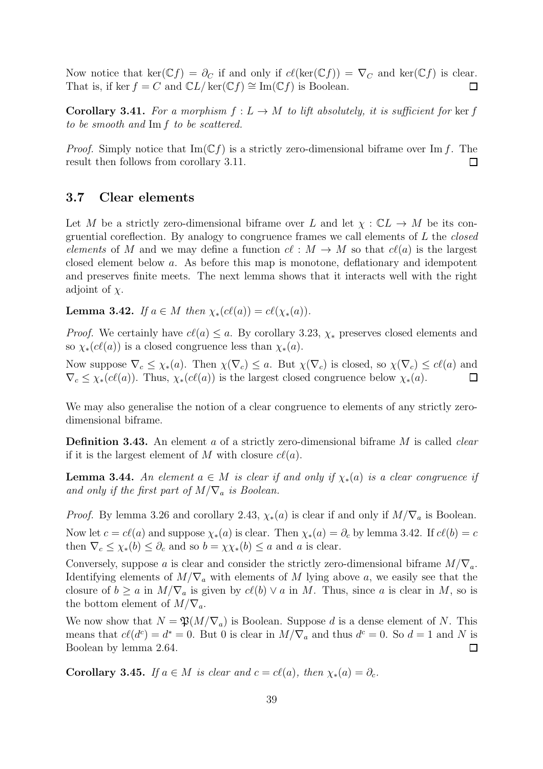Now notice that $\ker(\mathbb{C}f) = \partial_C$ if and only if $c\ell(\ker(\mathbb{C}f)) = \nabla_C$ and $\ker(\mathbb{C}f)$ is clear. That is, if $\ker f = C$ and $\mathbb{C}L/\ker(\mathbb{C}f) \cong \mathrm{Im}(\mathbb{C}f)$ is Boolean. $\square$

**Corollary 3.41.** *For a morphism $f : L \to M$ to lift absolutely, it is sufficient for $\ker f$ to be smooth and $\mathrm{Im}\, f$ to be scattered.*

*Proof.* Simply notice that $\mathrm{Im}(\mathbb{C}f)$ is a strictly zero-dimensional biframe over $\mathrm{Im}\, f$. The result then follows from corollary 3.11. $\square$

### 3.7 Clear elements

Let $M$ be a strictly zero-dimensional biframe over $L$ and let $\chi : \mathbb{C}L \to M$ be its congruential coreflection. By analogy to congruence frames we call elements of $L$ the *closed elements* of $M$ and we may define a function $c\ell : M \to M$ so that $c\ell(a)$ is the largest closed element below $a$. As before this map is monotone, deflationary and idempotent and preserves finite meets. The next lemma shows that it interacts well with the right adjoint of $\chi$.

**Lemma 3.42.** *If $a \in M$ then $\chi_*(c\ell(a)) = c\ell(\chi_*(a))$.*

*Proof.* We certainly have $c\ell(a) \leq a$. By corollary 3.23, $\chi_*$ preserves closed elements and so $\chi_*(c\ell(a))$ is a closed congruence less than $\chi_*(a)$.

Now suppose $\nabla_c \leq \chi_*(a)$. Then $\chi(\nabla_c) \leq a$. But $\chi(\nabla_c)$ is closed, so $\chi(\nabla_c) \leq c\ell(a)$ and $\nabla_c \leq \chi_*(c\ell(a))$. Thus, $\chi_*(c\ell(a))$ is the largest closed congruence below $\chi_*(a)$. $\square$

We may also generalise the notion of a clear congruence to elements of any strictly zero-dimensional biframe.

**Definition 3.43.** An element $a$ of a strictly zero-dimensional biframe $M$ is called *clear* if it is the largest element of $M$ with closure $c\ell(a)$.

**Lemma 3.44.** *An element $a \in M$ is clear if and only if $\chi_*(a)$ is a clear congruence if and only if the first part of $M/\nabla_a$ is Boolean.*

*Proof.* By lemma 3.26 and corollary 2.43, $\chi_*(a)$ is clear if and only if $M/\nabla_a$ is Boolean.

Now let $c = c\ell(a)$ and suppose $\chi_*(a)$ is clear. Then $\chi_*(a) = \partial_c$ by lemma 3.42. If $c\ell(b) = c$ then $\nabla_c \leq \chi_*(b) \leq \partial_c$ and so $b = \chi\chi_*(b) \leq a$ and $a$ is clear.

Conversely, suppose $a$ is clear and consider the strictly zero-dimensional biframe $M/\nabla_a$. Identifying elements of $M/\nabla_a$ with elements of $M$ lying above $a$, we easily see that the closure of $b \geq a$ in $M/\nabla_a$ is given by $c\ell(b) \vee a$ in $M$. Thus, since $a$ is clear in $M$, so is the bottom element of $M/\nabla_a$.

We now show that $N = \mathfrak{P}(M/\nabla_a)$ is Boolean. Suppose $d$ is a dense element of $N$. This means that $c\ell(d^c) = d^* = 0$. But 0 is clear in $M/\nabla_a$ and thus $d^c = 0$. So $d = 1$ and $N$ is Boolean by lemma 2.64. $\square$

**Corollary 3.45.** *If $a \in M$ is clear and $c = c\ell(a)$, then $\chi_*(a) = \partial_c$.*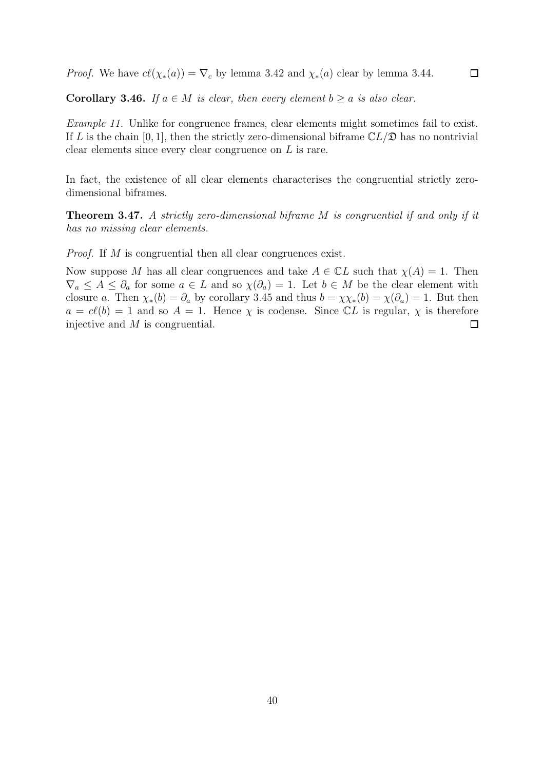*Proof.* We have $c\ell(\chi_*(a)) = \nabla_c$ by lemma 3.42 and $\chi_*(a)$ clear by lemma 3.44. $\square$

**Corollary 3.46.** *If $a \in M$ is clear, then every element $b \geq a$ is also clear.*

*Example 11.* Unlike for congruence frames, clear elements might sometimes fail to exist. If $L$ is the chain $[0, 1]$, then the strictly zero-dimensional biframe $\mathbb{C}L/\mathfrak{D}$ has no nontrivial clear elements since every clear congruence on $L$ is rare.

In fact, the existence of all clear elements characterises the congruential strictly zero-dimensional biframes.

**Theorem 3.47.** *A strictly zero-dimensional biframe $M$ is congruential if and only if it has no missing clear elements.*

*Proof.* If $M$ is congruential then all clear congruences exist.

Now suppose $M$ has all clear congruences and take $A \in \mathbb{C}L$ such that $\chi(A) = 1$. Then $\nabla_a \leq A \leq \partial_a$ for some $a \in L$ and so $\chi(\partial_a) = 1$. Let $b \in M$ be the clear element with closure $a$. Then $\chi_*(b) = \partial_a$ by corollary 3.45 and thus $b = \chi\chi_*(b) = \chi(\partial_a) = 1$. But then $a = c\ell(b) = 1$ and so $A = 1$. Hence $\chi$ is codense. Since $\mathbb{C}L$ is regular, $\chi$ is therefore injective and $M$ is congruential. $\square$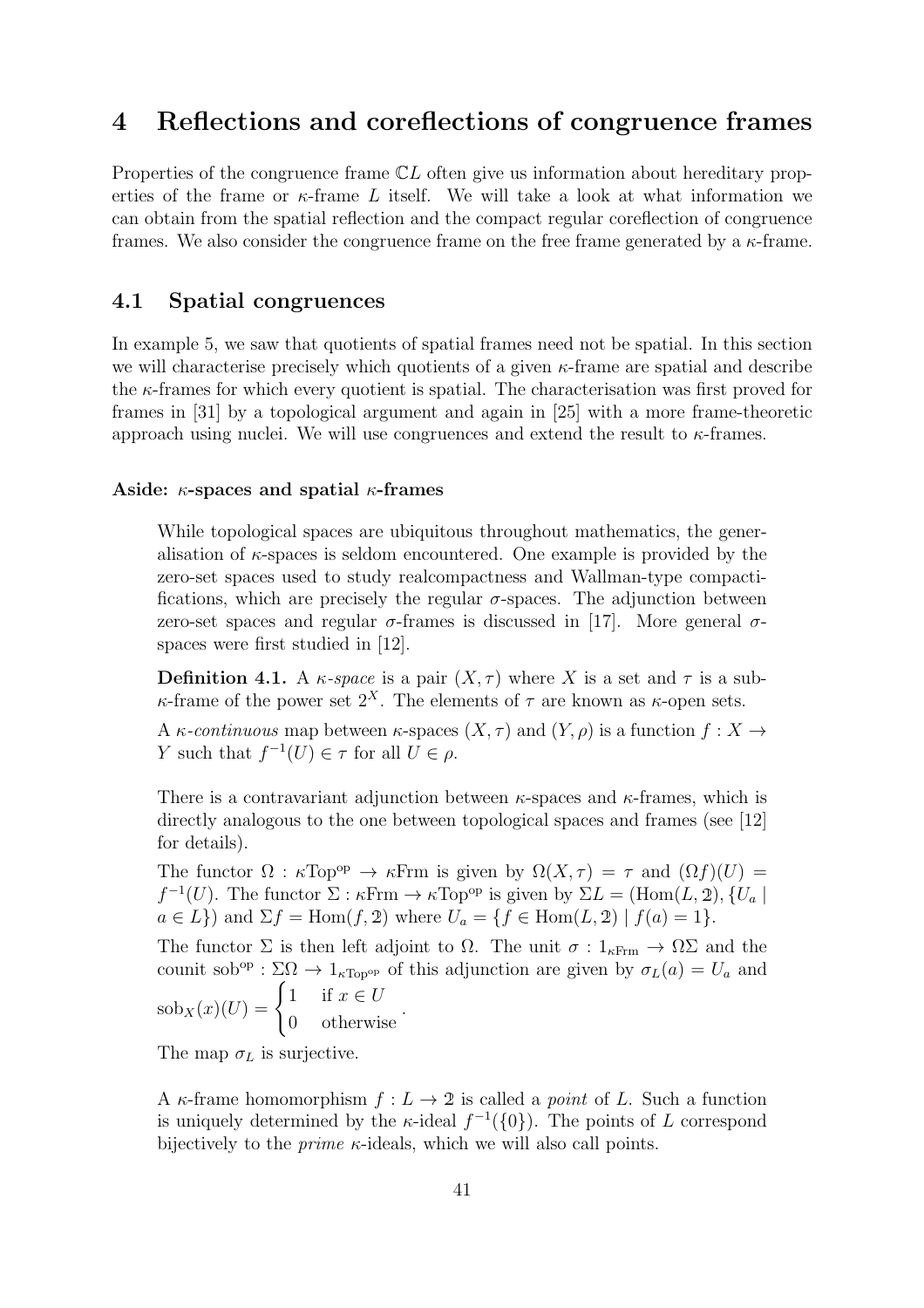# 4 Reflections and coreflections of congruence frames

Properties of the congruence frame $\mathbb{C}L$ often give us information about hereditary properties of the frame or $\kappa$-frame $L$ itself. We will take a look at what information we can obtain from the spatial reflection and the compact regular coreflection of congruence frames. We also consider the congruence frame on the free frame generated by a $\kappa$-frame.

## 4.1 Spatial congruences

In example 5, we saw that quotients of spatial frames need not be spatial. In this section we will characterise precisely which quotients of a given $\kappa$-frame are spatial and describe the $\kappa$-frames for which every quotient is spatial. The characterisation was first proved for frames in [31] by a topological argument and again in [25] with a more frame-theoretic approach using nuclei. We will use congruences and extend the result to $\kappa$-frames.

#### Aside: $\kappa$-spaces and spatial $\kappa$-frames

While topological spaces are ubiquitous throughout mathematics, the generalisation of $\kappa$-spaces is seldom encountered. One example is provided by the zero-set spaces used to study realcompactness and Wallman-type compactifications, which are precisely the regular $\sigma$-spaces. The adjunction between zero-set spaces and regular $\sigma$-frames is discussed in [17]. More general $\sigma$-spaces were first studied in [12].

**Definition 4.1.** A *$\kappa$-space* is a pair $(X, \tau)$ where $X$ is a set and $\tau$ is a sub-$\kappa$-frame of the power set $2^X$. The elements of $\tau$ are known as $\kappa$-open sets.

A *$\kappa$-continuous* map between $\kappa$-spaces $(X, \tau)$ and $(Y, \rho)$ is a function $f : X \to Y$ such that $f^{-1}(U) \in \tau$ for all $U \in \rho$.

There is a contravariant adjunction between $\kappa$-spaces and $\kappa$-frames, which is directly analogous to the one between topological spaces and frames (see [12] for details).

The functor $\Omega : \kappa\mathrm{Top}^{\mathrm{op}} \to \kappa\mathrm{Frm}$ is given by $\Omega(X, \tau) = \tau$ and $(\Omega f)(U) = f^{-1}(U)$. The functor $\Sigma : \kappa\mathrm{Frm} \to \kappa\mathrm{Top}^{\mathrm{op}}$ is given by $\Sigma L = (\mathrm{Hom}(L, \mathbb{2}), \{U_a \mid a \in L\})$ and $\Sigma f = \mathrm{Hom}(f, \mathbb{2})$ where $U_a = \{f \in \mathrm{Hom}(L, \mathbb{2}) \mid f(a) = 1\}$.

The functor $\Sigma$ is then left adjoint to $\Omega$. The unit $\sigma : 1_{\kappa\mathrm{Frm}} \to \Omega\Sigma$ and the counit $\mathrm{sob}^{\mathrm{op}} : \Sigma\Omega \to 1_{\kappa\mathrm{Top}^{\mathrm{op}}}$ of this adjunction are given by $\sigma_L(a) = U_a$ and $\mathrm{sob}_X(x)(U) = \begin{cases} 1 & \text{if } x \in U \\ 0 & \text{otherwise} \end{cases}$.

The map $\sigma_L$ is surjective.

A $\kappa$-frame homomorphism $f : L \to \mathbb{2}$ is called a *point* of $L$. Such a function is uniquely determined by the $\kappa$-ideal $f^{-1}(\{0\})$. The points of $L$ correspond bijectively to the *prime* $\kappa$-ideals, which we will also call points.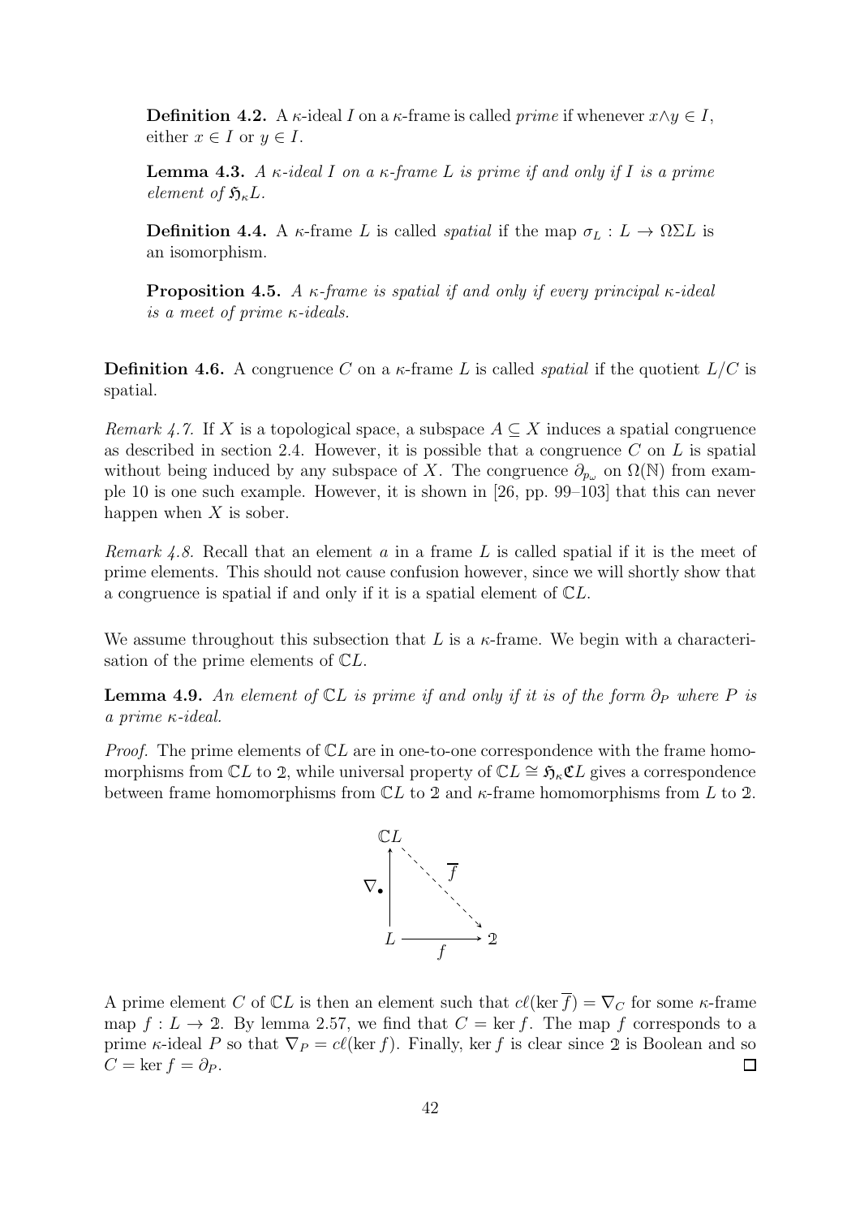**Definition 4.2.** A $\kappa$-ideal $I$ on a $\kappa$-frame is called *prime* if whenever $x \wedge y \in I$, either $x \in I$ or $y \in I$.

**Lemma 4.3.** *A $\kappa$-ideal $I$ on a $\kappa$-frame $L$ is prime if and only if $I$ is a prime element of $\mathfrak{H}_\kappa L$.*

**Definition 4.4.** A $\kappa$-frame $L$ is called *spatial* if the map $\sigma_L : L \to \Omega\Sigma L$ is an isomorphism.

**Proposition 4.5.** *A $\kappa$-frame is spatial if and only if every principal $\kappa$-ideal is a meet of prime $\kappa$-ideals.*

**Definition 4.6.** A congruence $C$ on a $\kappa$-frame $L$ is called *spatial* if the quotient $L/C$ is spatial.

*Remark 4.7.* If $X$ is a topological space, a subspace $A \subseteq X$ induces a spatial congruence as described in section 2.4. However, it is possible that a congruence $C$ on $L$ is spatial without being induced by any subspace of $X$. The congruence $\partial_{p_\omega}$ on $\Omega(\mathbb{N})$ from example 10 is one such example. However, it is shown in [26, pp. 99–103] that this can never happen when $X$ is sober.

*Remark 4.8.* Recall that an element $a$ in a frame $L$ is called spatial if it is the meet of prime elements. This should not cause confusion however, since we will shortly show that a congruence is spatial if and only if it is a spatial element of $\mathbb{C}L$.

We assume throughout this subsection that $L$ is a $\kappa$-frame. We begin with a characterisation of the prime elements of $\mathbb{C}L$.

**Lemma 4.9.** *An element of $\mathbb{C}L$ is prime if and only if it is of the form $\partial_P$ where $P$ is a prime $\kappa$-ideal.*

*Proof.* The prime elements of $\mathbb{C}L$ are in one-to-one correspondence with the frame homomorphisms from $\mathbb{C}L$ to $\mathbb{2}$, while universal property of $\mathbb{C}L \cong \mathfrak{H}_\kappa \mathfrak{C}L$ gives a correspondence between frame homomorphisms from $\mathbb{C}L$ to $\mathbb{2}$ and $\kappa$-frame homomorphisms from $L$ to $\mathbb{2}$.

$$\begin{array}{ccc} \mathbb{C}L & & \\ \uparrow \nabla_\bullet & \searrow \overline{f} & \\ L & \xrightarrow{f} & \mathbb{2} \end{array}$$

A prime element $C$ of $\mathbb{C}L$ is then an element such that $c\ell(\ker \overline{f}) = \nabla_C$ for some $\kappa$-frame map $f : L \to \mathbb{2}$. By lemma 2.57, we find that $C = \ker f$. The map $f$ corresponds to a prime $\kappa$-ideal $P$ so that $\nabla_P = c\ell(\ker f)$. Finally, $\ker f$ is clear since $\mathbb{2}$ is Boolean and so $C = \ker f = \partial_P$. $\square$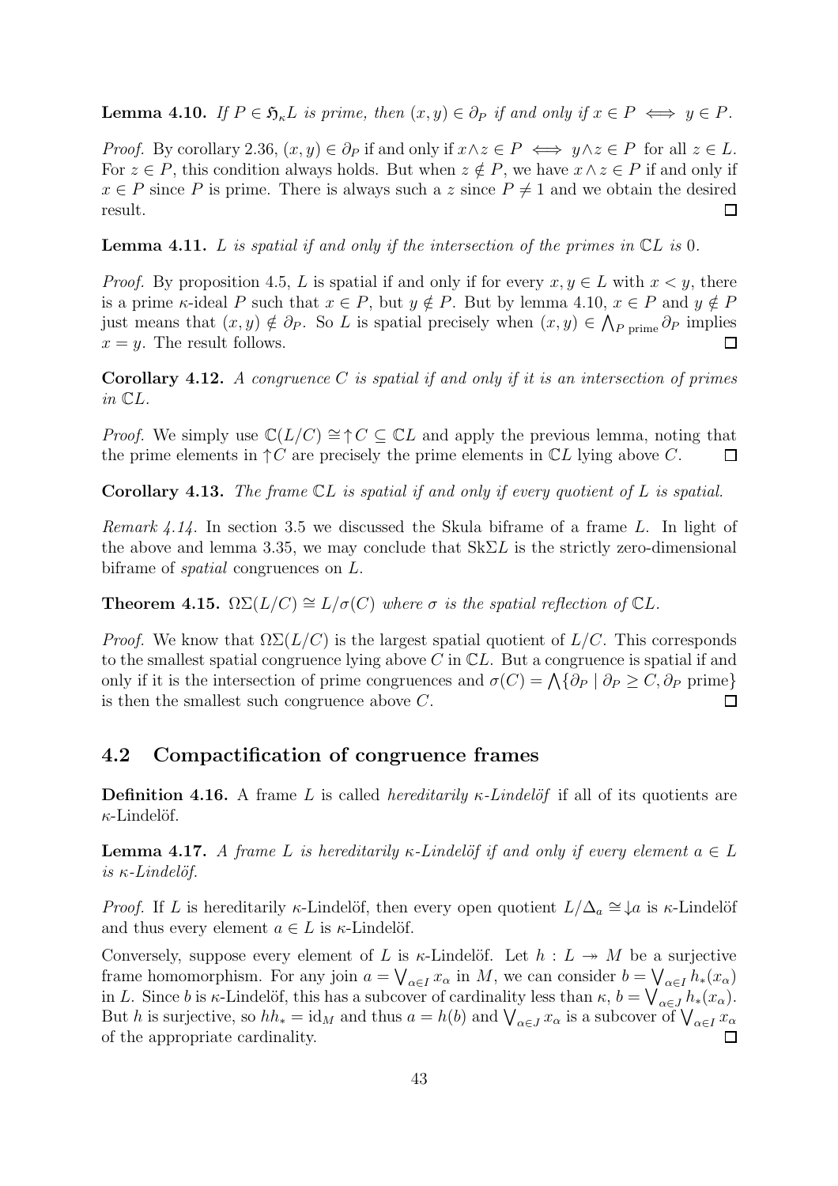**Lemma 4.10.** *If $P \in \mathfrak{H}_\kappa L$ is prime, then $(x, y) \in \partial_P$ if and only if $x \in P \iff y \in P$.*

*Proof.* By corollary 2.36, $(x, y) \in \partial_P$ if and only if $x \wedge z \in P \iff y \wedge z \in P$ for all $z \in L$. For $z \in P$, this condition always holds. But when $z \notin P$, we have $x \wedge z \in P$ if and only if $x \in P$ since $P$ is prime. There is always such a $z$ since $P \neq 1$ and we obtain the desired result. $\square$

**Lemma 4.11.** *$L$ is spatial if and only if the intersection of the primes in $\mathbb{C}L$ is $0$.*

*Proof.* By proposition 4.5, $L$ is spatial if and only if for every $x, y \in L$ with $x < y$, there is a prime $\kappa$-ideal $P$ such that $x \in P$, but $y \notin P$. But by lemma 4.10, $x \in P$ and $y \notin P$ just means that $(x, y) \notin \partial_P$. So $L$ is spatial precisely when $(x, y) \in \bigwedge_{P \text{ prime}} \partial_P$ implies $x = y$. The result follows. $\square$

**Corollary 4.12.** *A congruence $C$ is spatial if and only if it is an intersection of primes in $\mathbb{C}L$.*

*Proof.* We simply use $\mathbb{C}(L/C) \cong {\uparrow} C \subseteq \mathbb{C}L$ and apply the previous lemma, noting that the prime elements in ${\uparrow} C$ are precisely the prime elements in $\mathbb{C}L$ lying above $C$. $\square$

**Corollary 4.13.** *The frame $\mathbb{C}L$ is spatial if and only if every quotient of $L$ is spatial.*

*Remark 4.14.* In section 3.5 we discussed the Skula biframe of a frame $L$. In light of the above and lemma 3.35, we may conclude that $\mathrm{Sk}\Sigma L$ is the strictly zero-dimensional biframe of *spatial* congruences on $L$.

**Theorem 4.15.** *$\Omega\Sigma(L/C) \cong L/\sigma(C)$ where $\sigma$ is the spatial reflection of $\mathbb{C}L$.*

*Proof.* We know that $\Omega\Sigma(L/C)$ is the largest spatial quotient of $L/C$. This corresponds to the smallest spatial congruence lying above $C$ in $\mathbb{C}L$. But a congruence is spatial if and only if it is the intersection of prime congruences and $\sigma(C) = \bigwedge\{\partial_P \mid \partial_P \geq C, \partial_P \text{ prime}\}$ is then the smallest such congruence above $C$. $\square$

## 4.2 Compactification of congruence frames

**Definition 4.16.** A frame $L$ is called *hereditarily $\kappa$-Lindelöf* if all of its quotients are $\kappa$-Lindelöf.

**Lemma 4.17.** *A frame $L$ is hereditarily $\kappa$-Lindelöf if and only if every element $a \in L$ is $\kappa$-Lindelöf.*

*Proof.* If $L$ is hereditarily $\kappa$-Lindelöf, then every open quotient $L/\Delta_a \cong {\downarrow} a$ is $\kappa$-Lindelöf and thus every element $a \in L$ is $\kappa$-Lindelöf.

Conversely, suppose every element of $L$ is $\kappa$-Lindelöf. Let $h : L \twoheadrightarrow M$ be a surjective frame homomorphism. For any join $a = \bigvee_{\alpha \in I} x_\alpha$ in $M$, we can consider $b = \bigvee_{\alpha \in I} h_*(x_\alpha)$ in $L$. Since $b$ is $\kappa$-Lindelöf, this has a subcover of cardinality less than $\kappa$, $b = \bigvee_{\alpha \in J} h_*(x_\alpha)$. But $h$ is surjective, so $hh_* = \mathrm{id}_M$ and thus $a = h(b)$ and $\bigvee_{\alpha \in J} x_\alpha$ is a subcover of $\bigvee_{\alpha \in I} x_\alpha$ of the appropriate cardinality. $\square$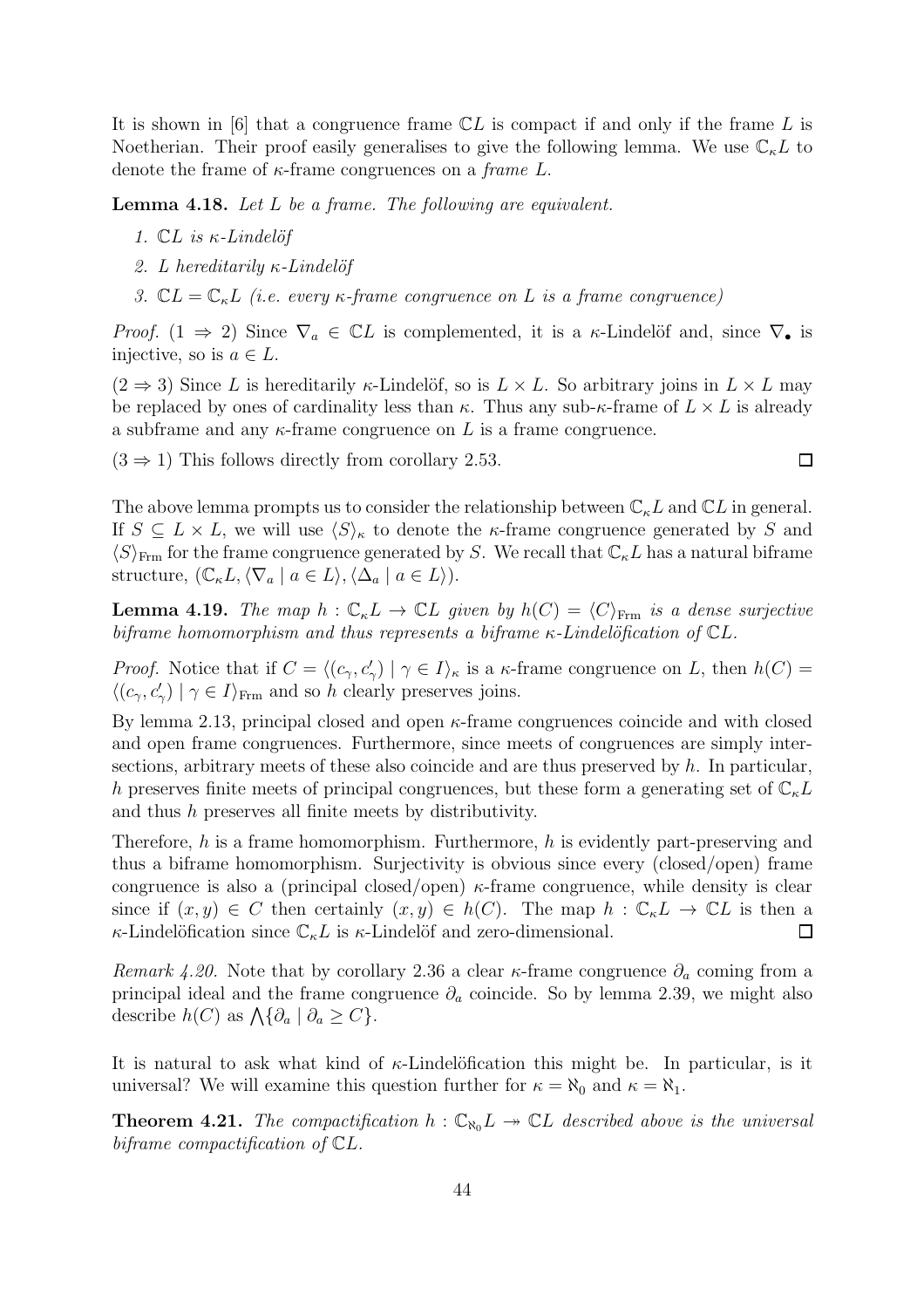It is shown in [6] that a congruence frame $\mathbb{C}L$ is compact if and only if the frame $L$ is Noetherian. Their proof easily generalises to give the following lemma. We use $\mathbb{C}_\kappa L$ to denote the frame of $\kappa$-frame congruences on a *frame* $L$.

**Lemma 4.18.** *Let $L$ be a frame. The following are equivalent.*

1. *$\mathbb{C}L$ is $\kappa$-Lindelöf*
2. *$L$ hereditarily $\kappa$-Lindelöf*
3. *$\mathbb{C}L = \mathbb{C}_\kappa L$ (i.e. every $\kappa$-frame congruence on $L$ is a frame congruence)*

*Proof.* ($1 \Rightarrow 2$) Since $\nabla_a \in \mathbb{C}L$ is complemented, it is a $\kappa$-Lindelöf and, since $\nabla_\bullet$ is injective, so is $a \in L$.

($2 \Rightarrow 3$) Since $L$ is hereditarily $\kappa$-Lindelöf, so is $L \times L$. So arbitrary joins in $L \times L$ may be replaced by ones of cardinality less than $\kappa$. Thus any sub-$\kappa$-frame of $L \times L$ is already a subframe and any $\kappa$-frame congruence on $L$ is a frame congruence.

($3 \Rightarrow 1$) This follows directly from corollary 2.53. $\square$

The above lemma prompts us to consider the relationship between $\mathbb{C}_\kappa L$ and $\mathbb{C}L$ in general. If $S \subseteq L \times L$, we will use $\langle S \rangle_\kappa$ to denote the $\kappa$-frame congruence generated by $S$ and $\langle S \rangle_{\mathrm{Frm}}$ for the frame congruence generated by $S$. We recall that $\mathbb{C}_\kappa L$ has a natural biframe structure, $(\mathbb{C}_\kappa L, \langle \nabla_a \mid a \in L \rangle, \langle \Delta_a \mid a \in L \rangle)$.

**Lemma 4.19.** *The map $h : \mathbb{C}_\kappa L \to \mathbb{C}L$ given by $h(C) = \langle C \rangle_{\mathrm{Frm}}$ is a dense surjective biframe homomorphism and thus represents a biframe $\kappa$-Lindelöfication of $\mathbb{C}L$.*

*Proof.* Notice that if $C = \langle (c_\gamma, c'_\gamma) \mid \gamma \in I \rangle_\kappa$ is a $\kappa$-frame congruence on $L$, then $h(C) = \langle (c_\gamma, c'_\gamma) \mid \gamma \in I \rangle_{\mathrm{Frm}}$ and so $h$ clearly preserves joins.

By lemma 2.13, principal closed and open $\kappa$-frame congruences coincide and with closed and open frame congruences. Furthermore, since meets of congruences are simply intersections, arbitrary meets of these also coincide and are thus preserved by $h$. In particular, $h$ preserves finite meets of principal congruences, but these form a generating set of $\mathbb{C}_\kappa L$ and thus $h$ preserves all finite meets by distributivity.

Therefore, $h$ is a frame homomorphism. Furthermore, $h$ is evidently part-preserving and thus a biframe homomorphism. Surjectivity is obvious since every (closed/open) frame congruence is also a (principal closed/open) $\kappa$-frame congruence, while density is clear since if $(x, y) \in C$ then certainly $(x, y) \in h(C)$. The map $h : \mathbb{C}_\kappa L \to \mathbb{C}L$ is then a $\kappa$-Lindelöfication since $\mathbb{C}_\kappa L$ is $\kappa$-Lindelöf and zero-dimensional. $\square$

*Remark 4.20.* Note that by corollary 2.36 a clear $\kappa$-frame congruence $\partial_a$ coming from a principal ideal and the frame congruence $\partial_a$ coincide. So by lemma 2.39, we might also describe $h(C)$ as $\bigwedge \{\partial_a \mid \partial_a \geq C\}$.

It is natural to ask what kind of $\kappa$-Lindelöfication this might be. In particular, is it universal? We will examine this question further for $\kappa = \aleph_0$ and $\kappa = \aleph_1$.

**Theorem 4.21.** *The compactification $h : \mathbb{C}_{\aleph_0} L \twoheadrightarrow \mathbb{C}L$ described above is the universal biframe compactification of $\mathbb{C}L$.*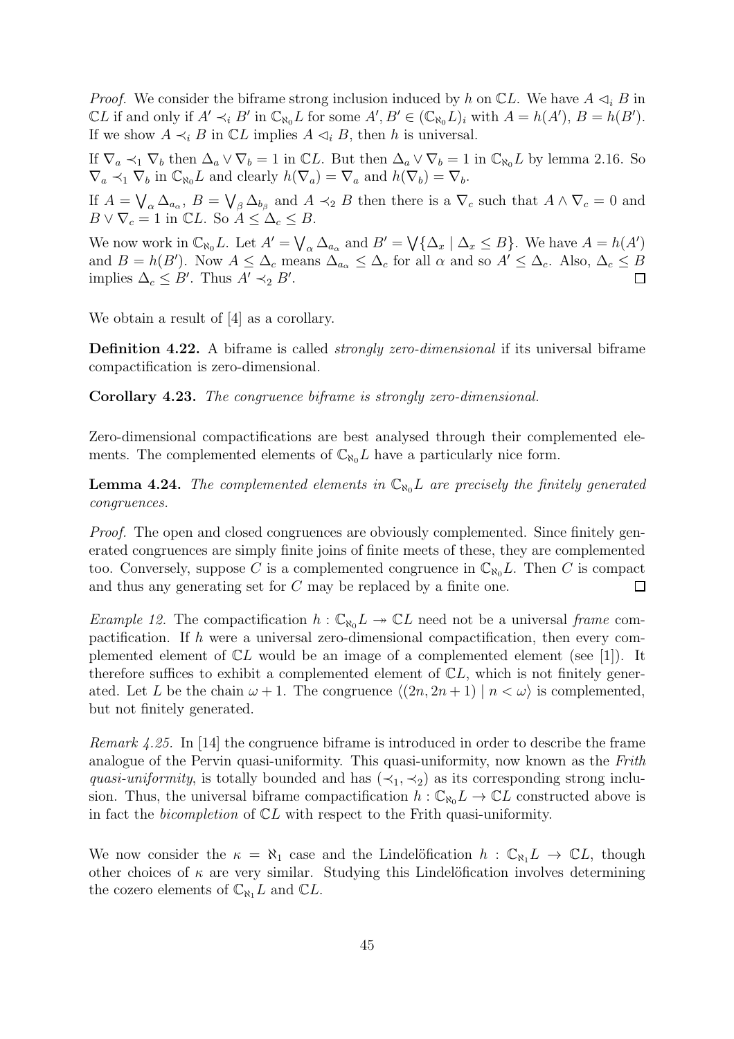*Proof.* We consider the biframe strong inclusion induced by $h$ on $\mathbb{C}L$. We have $A \lhd_i B$ in $\mathbb{C}L$ if and only if $A' \prec_i B'$ in $\mathbb{C}_{\aleph_0}L$ for some $A', B' \in (\mathbb{C}_{\aleph_0}L)_i$ with $A = h(A')$, $B = h(B')$. If we show $A \prec_i B$ in $\mathbb{C}L$ implies $A \lhd_i B$, then $h$ is universal.

If $\nabla_a \prec_1 \nabla_b$ then $\Delta_a \vee \nabla_b = 1$ in $\mathbb{C}L$. But then $\Delta_a \vee \nabla_b = 1$ in $\mathbb{C}_{\aleph_0}L$ by lemma 2.16. So $\nabla_a \prec_1 \nabla_b$ in $\mathbb{C}_{\aleph_0}L$ and clearly $h(\nabla_a) = \nabla_a$ and $h(\nabla_b) = \nabla_b$.

If $A = \bigvee_\alpha \Delta_{a_\alpha}$, $B = \bigvee_\beta \Delta_{b_\beta}$ and $A \prec_2 B$ then there is a $\nabla_c$ such that $A \wedge \nabla_c = 0$ and $B \vee \nabla_c = 1$ in $\mathbb{C}L$. So $A \leq \Delta_c \leq B$.

We now work in $\mathbb{C}_{\aleph_0}L$. Let $A' = \bigvee_\alpha \Delta_{a_\alpha}$ and $B' = \bigvee\{\Delta_x \mid \Delta_x \leq B\}$. We have $A = h(A')$ and $B = h(B')$. Now $A \leq \Delta_c$ means $\Delta_{a_\alpha} \leq \Delta_c$ for all $\alpha$ and so $A' \leq \Delta_c$. Also, $\Delta_c \leq B$ implies $\Delta_c \leq B'$. Thus $A' \prec_2 B'$. ◻

We obtain a result of [4] as a corollary.

**Definition 4.22.** A biframe is called *strongly zero-dimensional* if its universal biframe compactification is zero-dimensional.

**Corollary 4.23.** *The congruence biframe is strongly zero-dimensional.*

Zero-dimensional compactifications are best analysed through their complemented elements. The complemented elements of $\mathbb{C}_{\aleph_0}L$ have a particularly nice form.

**Lemma 4.24.** *The complemented elements in $\mathbb{C}_{\aleph_0}L$ are precisely the finitely generated congruences.*

*Proof.* The open and closed congruences are obviously complemented. Since finitely generated congruences are simply finite joins of finite meets of these, they are complemented too. Conversely, suppose $C$ is a complemented congruence in $\mathbb{C}_{\aleph_0}L$. Then $C$ is compact and thus any generating set for $C$ may be replaced by a finite one. ◻

*Example 12.* The compactification $h : \mathbb{C}_{\aleph_0}L \twoheadrightarrow \mathbb{C}L$ need not be a universal *frame* compactification. If $h$ were a universal zero-dimensional compactification, then every complemented element of $\mathbb{C}L$ would be an image of a complemented element (see [1]). It therefore suffices to exhibit a complemented element of $\mathbb{C}L$, which is not finitely generated. Let $L$ be the chain $\omega + 1$. The congruence $\langle (2n, 2n+1) \mid n < \omega \rangle$ is complemented, but not finitely generated.

*Remark 4.25.* In [14] the congruence biframe is introduced in order to describe the frame analogue of the Pervin quasi-uniformity. This quasi-uniformity, now known as the *Frith quasi-uniformity*, is totally bounded and has $(\prec_1, \prec_2)$ as its corresponding strong inclusion. Thus, the universal biframe compactification $h : \mathbb{C}_{\aleph_0}L \to \mathbb{C}L$ constructed above is in fact the *bicompletion* of $\mathbb{C}L$ with respect to the Frith quasi-uniformity.

We now consider the $\kappa = \aleph_1$ case and the Lindelöfication $h : \mathbb{C}_{\aleph_1}L \to \mathbb{C}L$, though other choices of $\kappa$ are very similar. Studying this Lindelöfication involves determining the cozero elements of $\mathbb{C}_{\aleph_1}L$ and $\mathbb{C}L$.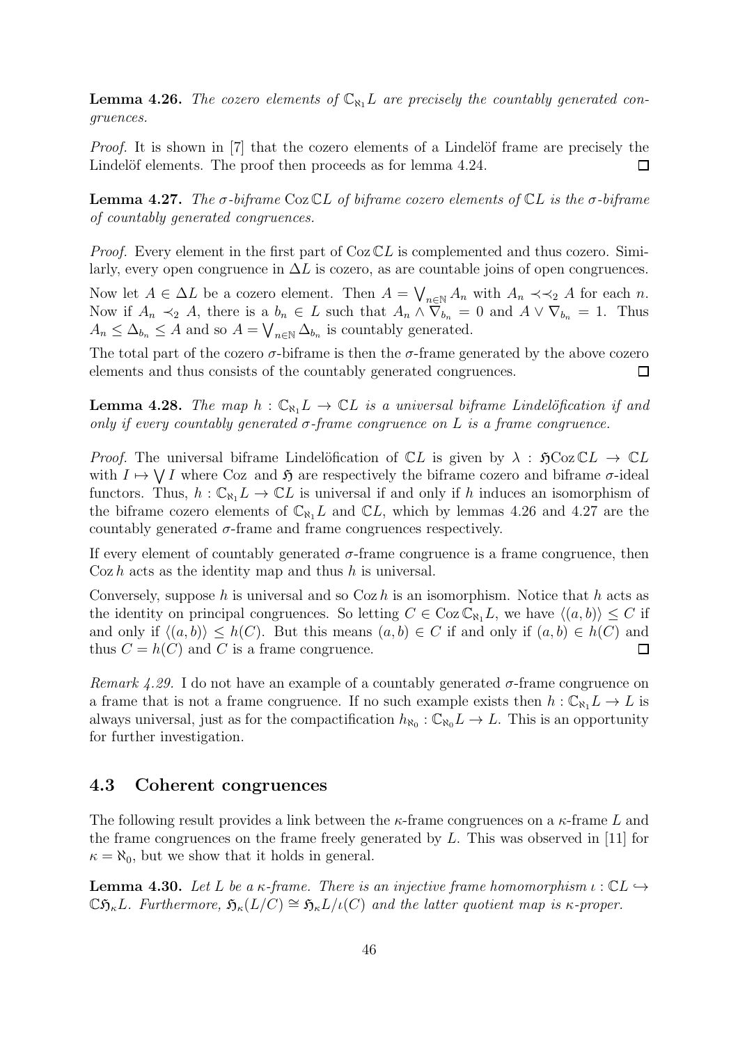**Lemma 4.26.** *The cozero elements of $\mathbb{C}_{\aleph_1} L$ are precisely the countably generated congruences.*

*Proof.* It is shown in [7] that the cozero elements of a Lindelöf frame are precisely the Lindelöf elements. The proof then proceeds as for lemma 4.24. $\square$

**Lemma 4.27.** *The $\sigma$-biframe $\operatorname{Coz} \mathbb{C}L$ of biframe cozero elements of $\mathbb{C}L$ is the $\sigma$-biframe of countably generated congruences.*

*Proof.* Every element in the first part of $\operatorname{Coz} \mathbb{C}L$ is complemented and thus cozero. Similarly, every open congruence in $\Delta L$ is cozero, as are countable joins of open congruences.

Now let $A \in \Delta L$ be a cozero element. Then $A = \bigvee_{n \in \mathbb{N}} A_n$ with $A_n \prec\!\prec_2 A$ for each $n$. Now if $A_n \prec_2 A$, there is a $b_n \in L$ such that $A_n \wedge \nabla_{b_n} = 0$ and $A \vee \nabla_{b_n} = 1$. Thus $A_n \leq \Delta_{b_n} \leq A$ and so $A = \bigvee_{n \in \mathbb{N}} \Delta_{b_n}$ is countably generated.

The total part of the cozero $\sigma$-biframe is then the $\sigma$-frame generated by the above cozero elements and thus consists of the countably generated congruences. $\square$

**Lemma 4.28.** *The map $h : \mathbb{C}_{\aleph_1} L \to \mathbb{C}L$ is a universal biframe Lindelöfication if and only if every countably generated $\sigma$-frame congruence on $L$ is a frame congruence.*

*Proof.* The universal biframe Lindelöfication of $\mathbb{C}L$ is given by $\lambda : \mathfrak{H}\operatorname{Coz} \mathbb{C}L \to \mathbb{C}L$ with $I \mapsto \bigvee I$ where $\operatorname{Coz}$ and $\mathfrak{H}$ are respectively the biframe cozero and biframe $\sigma$-ideal functors. Thus, $h : \mathbb{C}_{\aleph_1} L \to \mathbb{C}L$ is universal if and only if $h$ induces an isomorphism of the biframe cozero elements of $\mathbb{C}_{\aleph_1} L$ and $\mathbb{C}L$, which by lemmas 4.26 and 4.27 are the countably generated $\sigma$-frame and frame congruences respectively.

If every element of countably generated $\sigma$-frame congruence is a frame congruence, then $\operatorname{Coz} h$ acts as the identity map and thus $h$ is universal.

Conversely, suppose $h$ is universal and so $\operatorname{Coz} h$ is an isomorphism. Notice that $h$ acts as the identity on principal congruences. So letting $C \in \operatorname{Coz} \mathbb{C}_{\aleph_1} L$, we have $\langle (a, b) \rangle \leq C$ if and only if $\langle (a, b) \rangle \leq h(C)$. But this means $(a, b) \in C$ if and only if $(a, b) \in h(C)$ and thus $C = h(C)$ and $C$ is a frame congruence. $\square$

*Remark 4.29.* I do not have an example of a countably generated $\sigma$-frame congruence on a frame that is not a frame congruence. If no such example exists then $h : \mathbb{C}_{\aleph_1} L \to L$ is always universal, just as for the compactification $h_{\aleph_0} : \mathbb{C}_{\aleph_0} L \to L$. This is an opportunity for further investigation.

## 4.3 Coherent congruences

The following result provides a link between the $\kappa$-frame congruences on a $\kappa$-frame $L$ and the frame congruences on the frame freely generated by $L$. This was observed in [11] for $\kappa = \aleph_0$, but we show that it holds in general.

**Lemma 4.30.** *Let $L$ be a $\kappa$-frame. There is an injective frame homomorphism $\iota : \mathbb{C}L \hookrightarrow \mathbb{C}\mathfrak{H}_\kappa L$. Furthermore, $\mathfrak{H}_\kappa(L/C) \cong \mathfrak{H}_\kappa L/\iota(C)$ and the latter quotient map is $\kappa$-proper.*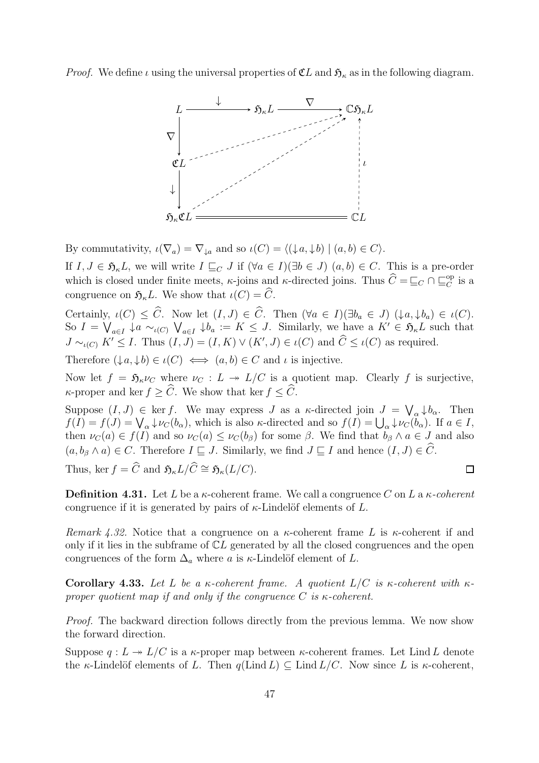*Proof.* We define $\iota$ using the universal properties of $\mathfrak{C}L$ and $\mathfrak{H}_\kappa$ as in the following diagram.

$$
\begin{array}{ccccc}
L & \xrightarrow{\ \downarrow\ } & \mathfrak{H}_\kappa L & \xrightarrow{\ \nabla\ } & \mathbb{C}\mathfrak{H}_\kappa L \\
\Big\downarrow{\scriptstyle \nabla} & & & & \Big\uparrow{\scriptstyle \iota} \\
\mathfrak{C}L & & & & \\
\Big\downarrow{\scriptstyle \downarrow} & & & & \\
\mathfrak{H}_\kappa \mathfrak{C}L & = & = & = & \mathbb{C}L
\end{array}
$$

By commutativity, $\iota(\nabla_a) = \nabla_{\downarrow a}$ and so $\iota(C) = \langle (\downarrow a, \downarrow b) \mid (a,b) \in C \rangle$.

If $I, J \in \mathfrak{H}_\kappa L$, we will write $I \sqsubseteq_C J$ if $(\forall a \in I)(\exists b \in J)\ (a,b) \in C$. This is a pre-order which is closed under finite meets, $\kappa$-joins and $\kappa$-directed joins. Thus $\widehat{C} = \sqsubseteq_C \cap \sqsubseteq_C^{\mathrm{op}}$ is a congruence on $\mathfrak{H}_\kappa L$. We show that $\iota(C) = \widehat{C}$.

Certainly, $\iota(C) \leq \widehat{C}$. Now let $(I,J) \in \widehat{C}$. Then $(\forall a \in I)(\exists b_a \in J)\ (\downarrow a, \downarrow b_a) \in \iota(C)$. So $I = \bigvee_{a \in I} \downarrow a \sim_{\iota(C)} \bigvee_{a \in I} \downarrow b_a := K \leq J$. Similarly, we have a $K' \in \mathfrak{H}_\kappa L$ such that $J \sim_{\iota(C)} K' \leq I$. Thus $(I,J) = (I,K) \vee (K',J) \in \iota(C)$ and $\widehat{C} \leq \iota(C)$ as required.

Therefore $(\downarrow a, \downarrow b) \in \iota(C) \iff (a,b) \in C$ and $\iota$ is injective.

Now let $f = \mathfrak{H}_\kappa \nu_C$ where $\nu_C : L \twoheadrightarrow L/C$ is a quotient map. Clearly $f$ is surjective, $\kappa$-proper and $\ker f \geq \widehat{C}$. We show that $\ker f \leq \widehat{C}$.

Suppose $(I,J) \in \ker f$. We may express $J$ as a $\kappa$-directed join $J = \bigvee_\alpha \downarrow b_\alpha$. Then $f(I) = f(J) = \bigvee_\alpha \downarrow \nu_C(b_\alpha)$, which is also $\kappa$-directed and so $f(I) = \bigcup_\alpha \downarrow \nu_C(b_\alpha)$. If $a \in I$, then $\nu_C(a) \in f(I)$ and so $\nu_C(a) \leq \nu_C(b_\beta)$ for some $\beta$. We find that $b_\beta \wedge a \in J$ and also $(a, b_\beta \wedge a) \in C$. Therefore $I \sqsubseteq J$. Similarly, we find $J \sqsubseteq I$ and hence $(I,J) \in \widehat{C}$.

Thus, $\ker f = \widehat{C}$ and $\mathfrak{H}_\kappa L / \widehat{C} \cong \mathfrak{H}_\kappa(L/C)$. $\square$

**Definition 4.31.** Let $L$ be a $\kappa$-coherent frame. We call a congruence $C$ on $L$ a *$\kappa$-coherent* congruence if it is generated by pairs of $\kappa$-Lindelöf elements of $L$.

*Remark 4.32.* Notice that a congruence on a $\kappa$-coherent frame $L$ is $\kappa$-coherent if and only if it lies in the subframe of $\mathbb{C}L$ generated by all the closed congruences and the open congruences of the form $\Delta_a$ where $a$ is $\kappa$-Lindelöf element of $L$.

**Corollary 4.33.** *Let $L$ be a $\kappa$-coherent frame. A quotient $L/C$ is $\kappa$-coherent with $\kappa$-proper quotient map if and only if the congruence $C$ is $\kappa$-coherent.*

*Proof.* The backward direction follows directly from the previous lemma. We now show the forward direction.

Suppose $q : L \twoheadrightarrow L/C$ is a $\kappa$-proper map between $\kappa$-coherent frames. Let $\operatorname{Lind} L$ denote the $\kappa$-Lindelöf elements of $L$. Then $q(\operatorname{Lind} L) \subseteq \operatorname{Lind} L/C$. Now since $L$ is $\kappa$-coherent,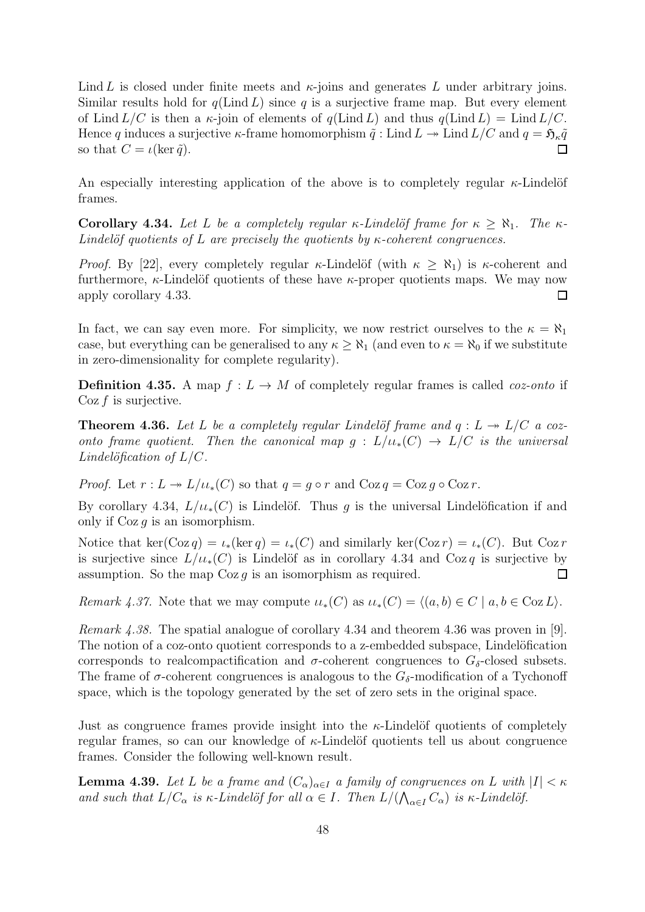$\operatorname{Lind} L$ is closed under finite meets and $\kappa$-joins and generates $L$ under arbitrary joins. Similar results hold for $q(\operatorname{Lind} L)$ since $q$ is a surjective frame map. But every element of $\operatorname{Lind} L/C$ is then a $\kappa$-join of elements of $q(\operatorname{Lind} L)$ and thus $q(\operatorname{Lind} L) = \operatorname{Lind} L/C$. Hence $q$ induces a surjective $\kappa$-frame homomorphism $\tilde{q} : \operatorname{Lind} L \twoheadrightarrow \operatorname{Lind} L/C$ and $q = \mathfrak{H}_\kappa \tilde{q}$ so that $C = \iota(\ker \tilde{q})$. □

An especially interesting application of the above is to completely regular $\kappa$-Lindelöf frames.

**Corollary 4.34.** *Let $L$ be a completely regular $\kappa$-Lindelöf frame for $\kappa \geq \aleph_1$. The $\kappa$-Lindelöf quotients of $L$ are precisely the quotients by $\kappa$-coherent congruences.*

*Proof.* By [22], every completely regular $\kappa$-Lindelöf (with $\kappa \geq \aleph_1$) is $\kappa$-coherent and furthermore, $\kappa$-Lindelöf quotients of these have $\kappa$-proper quotients maps. We may now apply corollary 4.33. □

In fact, we can say even more. For simplicity, we now restrict ourselves to the $\kappa = \aleph_1$ case, but everything can be generalised to any $\kappa \geq \aleph_1$ (and even to $\kappa = \aleph_0$ if we substitute in zero-dimensionality for complete regularity).

**Definition 4.35.** A map $f : L \to M$ of completely regular frames is called *coz-onto* if $\operatorname{Coz} f$ is surjective.

**Theorem 4.36.** *Let $L$ be a completely regular Lindelöf frame and $q : L \twoheadrightarrow L/C$ a coz-onto frame quotient. Then the canonical map $g : L/\iota\iota_*(C) \to L/C$ is the universal Lindelöfication of $L/C$.*

*Proof.* Let $r : L \twoheadrightarrow L/\iota\iota_*(C)$ so that $q = g \circ r$ and $\operatorname{Coz} q = \operatorname{Coz} g \circ \operatorname{Coz} r$.

By corollary 4.34, $L/\iota\iota_*(C)$ is Lindelöf. Thus $g$ is the universal Lindelöfication if and only if $\operatorname{Coz} g$ is an isomorphism.

Notice that $\ker(\operatorname{Coz} q) = \iota_*(\ker q) = \iota_*(C)$ and similarly $\ker(\operatorname{Coz} r) = \iota_*(C)$. But $\operatorname{Coz} r$ is surjective since $L/\iota\iota_*(C)$ is Lindelöf as in corollary 4.34 and $\operatorname{Coz} q$ is surjective by assumption. So the map $\operatorname{Coz} g$ is an isomorphism as required. □

*Remark 4.37.* Note that we may compute $\iota\iota_*(C)$ as $\iota\iota_*(C) = \langle (a,b) \in C \mid a, b \in \operatorname{Coz} L \rangle$.

*Remark 4.38.* The spatial analogue of corollary 4.34 and theorem 4.36 was proven in [9]. The notion of a coz-onto quotient corresponds to a z-embedded subspace, Lindelöfication corresponds to realcompactification and $\sigma$-coherent congruences to $G_\delta$-closed subsets. The frame of $\sigma$-coherent congruences is analogous to the $G_\delta$-modification of a Tychonoff space, which is the topology generated by the set of zero sets in the original space.

Just as congruence frames provide insight into the $\kappa$-Lindelöf quotients of completely regular frames, so can our knowledge of $\kappa$-Lindelöf quotients tell us about congruence frames. Consider the following well-known result.

**Lemma 4.39.** *Let $L$ be a frame and $(C_\alpha)_{\alpha \in I}$ a family of congruences on $L$ with $|I| < \kappa$ and such that $L/C_\alpha$ is $\kappa$-Lindelöf for all $\alpha \in I$. Then $L/(\bigwedge_{\alpha \in I} C_\alpha)$ is $\kappa$-Lindelöf.*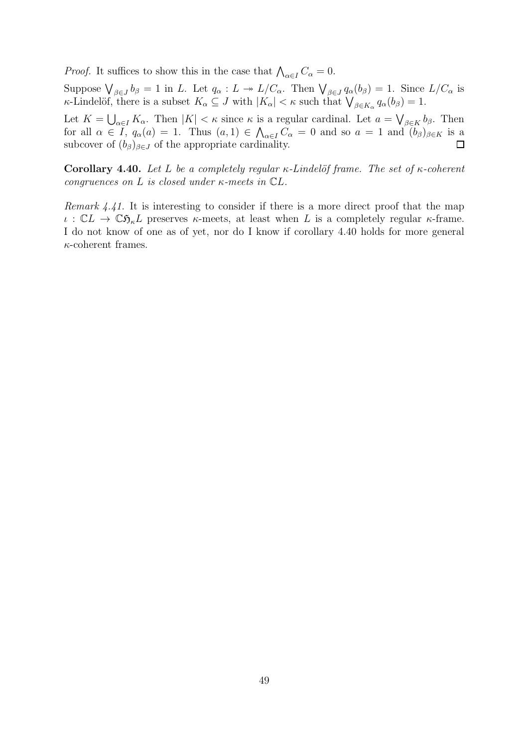*Proof.* It suffices to show this in the case that $\bigwedge_{\alpha \in I} C_\alpha = 0$.

Suppose $\bigvee_{\beta \in J} b_\beta = 1$ in $L$. Let $q_\alpha : L \twoheadrightarrow L/C_\alpha$. Then $\bigvee_{\beta \in J} q_\alpha(b_\beta) = 1$. Since $L/C_\alpha$ is $\kappa$-Lindelöf, there is a subset $K_\alpha \subseteq J$ with $|K_\alpha| < \kappa$ such that $\bigvee_{\beta \in K_\alpha} q_\alpha(b_\beta) = 1$.

Let $K = \bigcup_{\alpha \in I} K_\alpha$. Then $|K| < \kappa$ since $\kappa$ is a regular cardinal. Let $a = \bigvee_{\beta \in K} b_\beta$. Then for all $\alpha \in I$, $q_\alpha(a) = 1$. Thus $(a, 1) \in \bigwedge_{\alpha \in I} C_\alpha = 0$ and so $a = 1$ and $(b_\beta)_{\beta \in K}$ is a subcover of $(b_\beta)_{\beta \in J}$ of the appropriate cardinality. ◻

**Corollary 4.40.** *Let $L$ be a completely regular $\kappa$-Lindelöf frame. The set of $\kappa$-coherent congruences on $L$ is closed under $\kappa$-meets in $\mathbb{C}L$.*

*Remark 4.41.* It is interesting to consider if there is a more direct proof that the map $\iota : \mathbb{C}L \to \mathbb{C}\mathfrak{H}_\kappa L$ preserves $\kappa$-meets, at least when $L$ is a completely regular $\kappa$-frame. I do not know of one as of yet, nor do I know if corollary 4.40 holds for more general $\kappa$-coherent frames.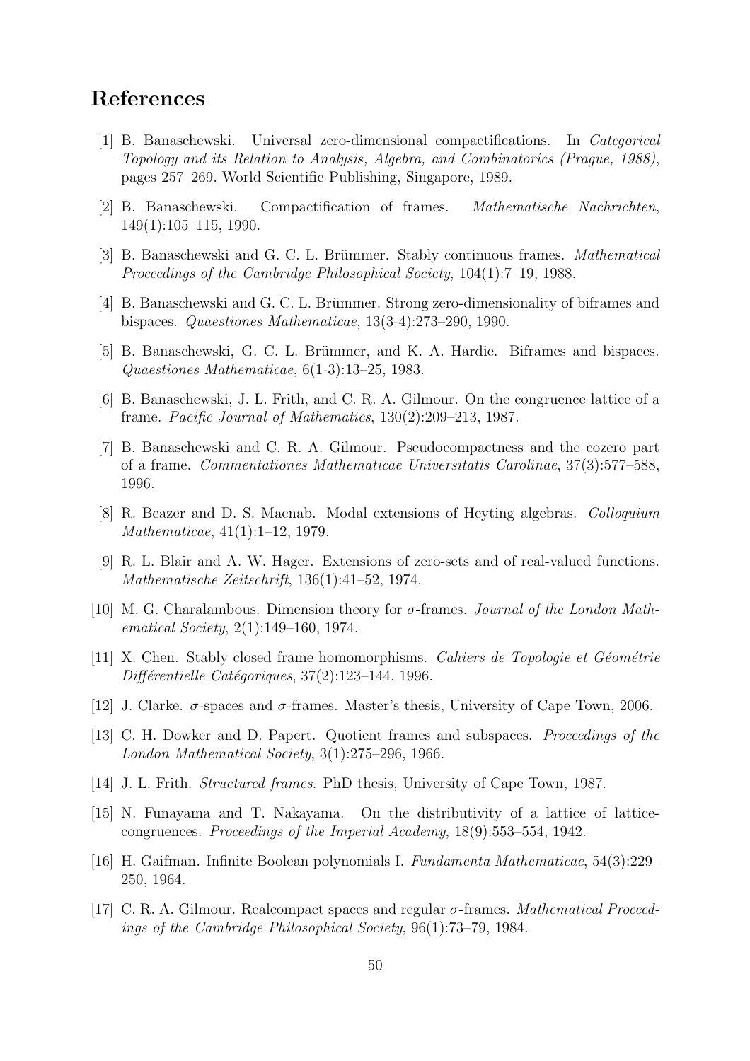# References

[1] B. Banaschewski. Universal zero-dimensional compactifications. In *Categorical Topology and its Relation to Analysis, Algebra, and Combinatorics (Prague, 1988)*, pages 257–269. World Scientific Publishing, Singapore, 1989.

[2] B. Banaschewski. Compactification of frames. *Mathematische Nachrichten*, 149(1):105–115, 1990.

[3] B. Banaschewski and G. C. L. Brümmer. Stably continuous frames. *Mathematical Proceedings of the Cambridge Philosophical Society*, 104(1):7–19, 1988.

[4] B. Banaschewski and G. C. L. Brümmer. Strong zero-dimensionality of biframes and bispaces. *Quaestiones Mathematicae*, 13(3-4):273–290, 1990.

[5] B. Banaschewski, G. C. L. Brümmer, and K. A. Hardie. Biframes and bispaces. *Quaestiones Mathematicae*, 6(1-3):13–25, 1983.

[6] B. Banaschewski, J. L. Frith, and C. R. A. Gilmour. On the congruence lattice of a frame. *Pacific Journal of Mathematics*, 130(2):209–213, 1987.

[7] B. Banaschewski and C. R. A. Gilmour. Pseudocompactness and the cozero part of a frame. *Commentationes Mathematicae Universitatis Carolinae*, 37(3):577–588, 1996.

[8] R. Beazer and D. S. Macnab. Modal extensions of Heyting algebras. *Colloquium Mathematicae*, 41(1):1–12, 1979.

[9] R. L. Blair and A. W. Hager. Extensions of zero-sets and of real-valued functions. *Mathematische Zeitschrift*, 136(1):41–52, 1974.

[10] M. G. Charalambous. Dimension theory for $\sigma$-frames. *Journal of the London Mathematical Society*, 2(1):149–160, 1974.

[11] X. Chen. Stably closed frame homomorphisms. *Cahiers de Topologie et Géométrie Différentielle Catégoriques*, 37(2):123–144, 1996.

[12] J. Clarke. $\sigma$-spaces and $\sigma$-frames. Master's thesis, University of Cape Town, 2006.

[13] C. H. Dowker and D. Papert. Quotient frames and subspaces. *Proceedings of the London Mathematical Society*, 3(1):275–296, 1966.

[14] J. L. Frith. *Structured frames*. PhD thesis, University of Cape Town, 1987.

[15] N. Funayama and T. Nakayama. On the distributivity of a lattice of lattice-congruences. *Proceedings of the Imperial Academy*, 18(9):553–554, 1942.

[16] H. Gaifman. Infinite Boolean polynomials I. *Fundamenta Mathematicae*, 54(3):229–250, 1964.

[17] C. R. A. Gilmour. Realcompact spaces and regular $\sigma$-frames. *Mathematical Proceedings of the Cambridge Philosophical Society*, 96(1):73–79, 1984.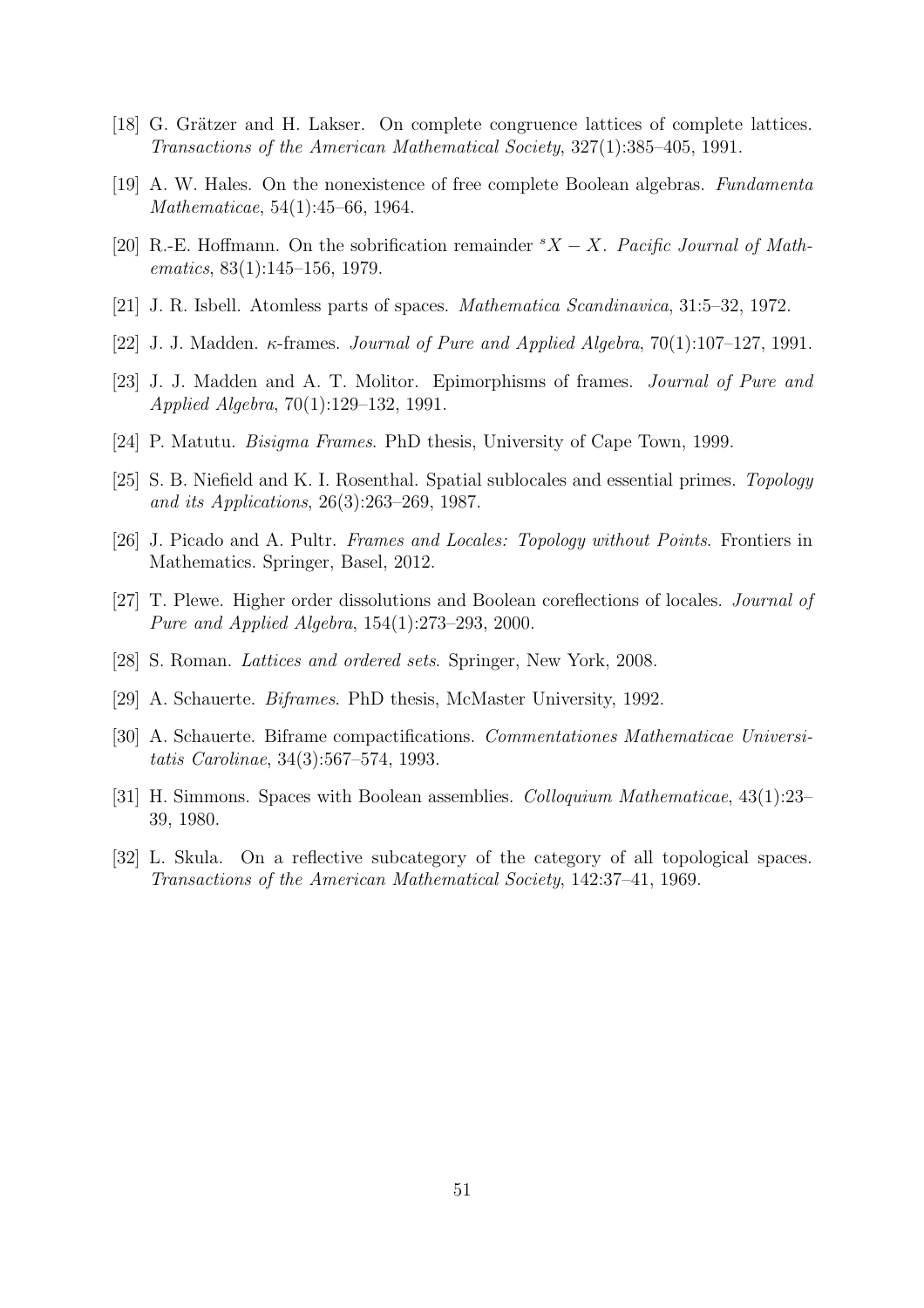[18] G. Grätzer and H. Lakser. On complete congruence lattices of complete lattices. *Transactions of the American Mathematical Society*, 327(1):385–405, 1991.

[19] A. W. Hales. On the nonexistence of free complete Boolean algebras. *Fundamenta Mathematicae*, 54(1):45–66, 1964.

[20] R.-E. Hoffmann. On the sobrification remainder ${}^{s}X - X$. *Pacific Journal of Mathematics*, 83(1):145–156, 1979.

[21] J. R. Isbell. Atomless parts of spaces. *Mathematica Scandinavica*, 31:5–32, 1972.

[22] J. J. Madden. $\kappa$-frames. *Journal of Pure and Applied Algebra*, 70(1):107–127, 1991.

[23] J. J. Madden and A. T. Molitor. Epimorphisms of frames. *Journal of Pure and Applied Algebra*, 70(1):129–132, 1991.

[24] P. Matutu. *Bisigma Frames*. PhD thesis, University of Cape Town, 1999.

[25] S. B. Niefield and K. I. Rosenthal. Spatial sublocales and essential primes. *Topology and its Applications*, 26(3):263–269, 1987.

[26] J. Picado and A. Pultr. *Frames and Locales: Topology without Points*. Frontiers in Mathematics. Springer, Basel, 2012.

[27] T. Plewe. Higher order dissolutions and Boolean coreflections of locales. *Journal of Pure and Applied Algebra*, 154(1):273–293, 2000.

[28] S. Roman. *Lattices and ordered sets*. Springer, New York, 2008.

[29] A. Schauerte. *Biframes*. PhD thesis, McMaster University, 1992.

[30] A. Schauerte. Biframe compactifications. *Commentationes Mathematicae Universitatis Carolinae*, 34(3):567–574, 1993.

[31] H. Simmons. Spaces with Boolean assemblies. *Colloquium Mathematicae*, 43(1):23–39, 1980.

[32] L. Skula. On a reflective subcategory of the category of all topological spaces. *Transactions of the American Mathematical Society*, 142:37–41, 1969.